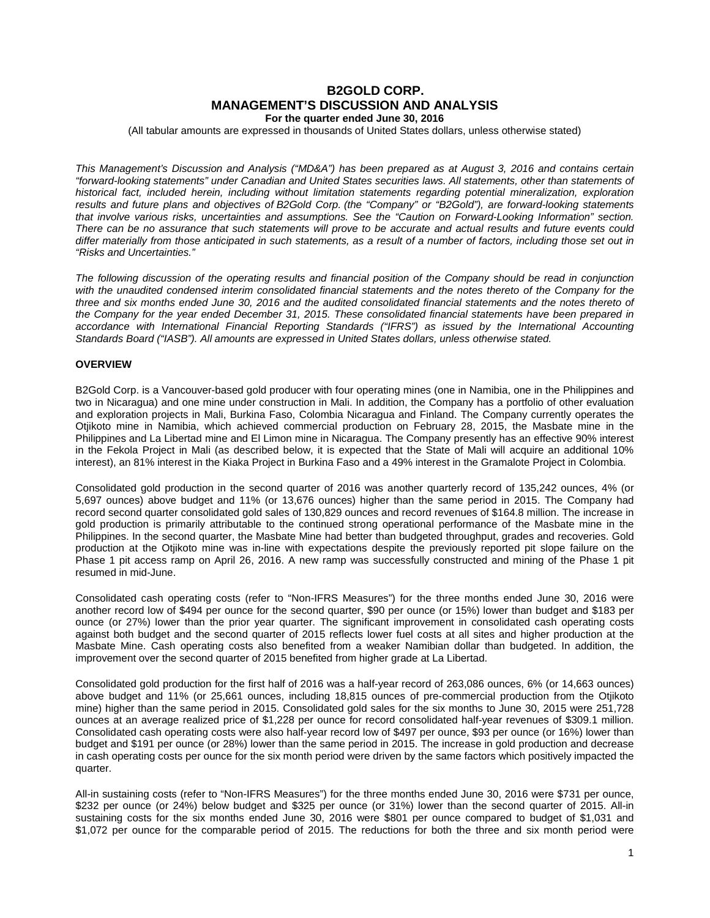# B2GOLD CORP.
# MANAGEMENT'S DISCUSSION AND ANALYSIS
### For the quarter ended June 30, 2016

(All tabular amounts are expressed in thousands of United States dollars, unless otherwise stated)

*This Management's Discussion and Analysis ("MD&A") has been prepared as at August 3, 2016 and contains certain "forward-looking statements" under Canadian and United States securities laws. All statements, other than statements of historical fact, included herein, including without limitation statements regarding potential mineralization, exploration results and future plans and objectives of B2Gold Corp. (the "Company" or "B2Gold"), are forward-looking statements that involve various risks, uncertainties and assumptions. See the "Caution on Forward-Looking Information" section. There can be no assurance that such statements will prove to be accurate and actual results and future events could differ materially from those anticipated in such statements, as a result of a number of factors, including those set out in "Risks and Uncertainties."*

*The following discussion of the operating results and financial position of the Company should be read in conjunction with the unaudited condensed interim consolidated financial statements and the notes thereto of the Company for the three and six months ended June 30, 2016 and the audited consolidated financial statements and the notes thereto of the Company for the year ended December 31, 2015. These consolidated financial statements have been prepared in accordance with International Financial Reporting Standards ("IFRS") as issued by the International Accounting Standards Board ("IASB"). All amounts are expressed in United States dollars, unless otherwise stated.*

## OVERVIEW

B2Gold Corp. is a Vancouver-based gold producer with four operating mines (one in Namibia, one in the Philippines and two in Nicaragua) and one mine under construction in Mali. In addition, the Company has a portfolio of other evaluation and exploration projects in Mali, Burkina Faso, Colombia Nicaragua and Finland. The Company currently operates the Otjikoto mine in Namibia, which achieved commercial production on February 28, 2015, the Masbate mine in the Philippines and La Libertad mine and El Limon mine in Nicaragua. The Company presently has an effective 90% interest in the Fekola Project in Mali (as described below, it is expected that the State of Mali will acquire an additional 10% interest), an 81% interest in the Kiaka Project in Burkina Faso and a 49% interest in the Gramalote Project in Colombia.

Consolidated gold production in the second quarter of 2016 was another quarterly record of 135,242 ounces, 4% (or 5,697 ounces) above budget and 11% (or 13,676 ounces) higher than the same period in 2015. The Company had record second quarter consolidated gold sales of 130,829 ounces and record revenues of $164.8 million. The increase in gold production is primarily attributable to the continued strong operational performance of the Masbate mine in the Philippines. In the second quarter, the Masbate Mine had better than budgeted throughput, grades and recoveries. Gold production at the Otjikoto mine was in-line with expectations despite the previously reported pit slope failure on the Phase 1 pit access ramp on April 26, 2016. A new ramp was successfully constructed and mining of the Phase 1 pit resumed in mid-June.

Consolidated cash operating costs (refer to "Non-IFRS Measures") for the three months ended June 30, 2016 were another record low of $494 per ounce for the second quarter, $90 per ounce (or 15%) lower than budget and $183 per ounce (or 27%) lower than the prior year quarter. The significant improvement in consolidated cash operating costs against both budget and the second quarter of 2015 reflects lower fuel costs at all sites and higher production at the Masbate Mine. Cash operating costs also benefited from a weaker Namibian dollar than budgeted. In addition, the improvement over the second quarter of 2015 benefited from higher grade at La Libertad.

Consolidated gold production for the first half of 2016 was a half-year record of 263,086 ounces, 6% (or 14,663 ounces) above budget and 11% (or 25,661 ounces, including 18,815 ounces of pre-commercial production from the Otjikoto mine) higher than the same period in 2015. Consolidated gold sales for the six months to June 30, 2015 were 251,728 ounces at an average realized price of $1,228 per ounce for record consolidated half-year revenues of $309.1 million. Consolidated cash operating costs were also half-year record low of $497 per ounce, $93 per ounce (or 16%) lower than budget and $191 per ounce (or 28%) lower than the same period in 2015. The increase in gold production and decrease in cash operating costs per ounce for the six month period were driven by the same factors which positively impacted the quarter.

All-in sustaining costs (refer to "Non-IFRS Measures") for the three months ended June 30, 2016 were $731 per ounce, $232 per ounce (or 24%) below budget and $325 per ounce (or 31%) lower than the second quarter of 2015. All-in sustaining costs for the six months ended June 30, 2016 were $801 per ounce compared to budget of $1,031 and $1,072 per ounce for the comparable period of 2015. The reductions for both the three and six month period were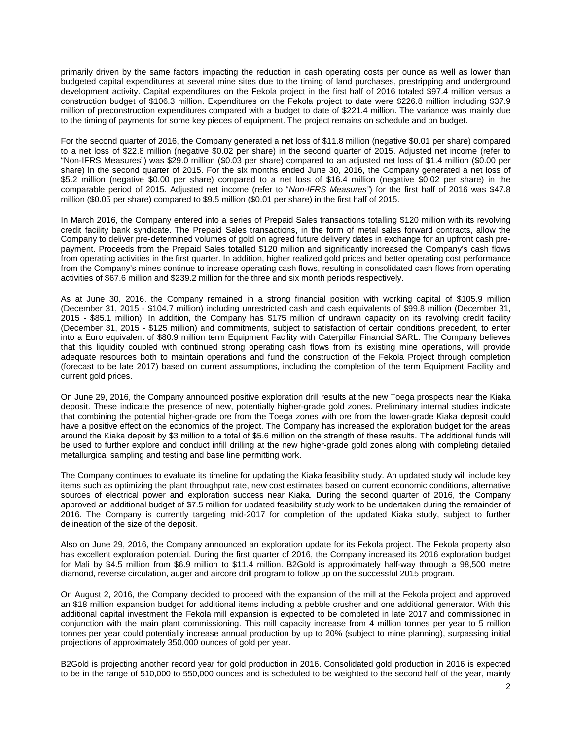primarily driven by the same factors impacting the reduction in cash operating costs per ounce as well as lower than budgeted capital expenditures at several mine sites due to the timing of land purchases, prestripping and underground development activity. Capital expenditures on the Fekola project in the first half of 2016 totaled $97.4 million versus a construction budget of $106.3 million. Expenditures on the Fekola project to date were $226.8 million including $37.9 million of preconstruction expenditures compared with a budget to date of $221.4 million. The variance was mainly due to the timing of payments for some key pieces of equipment. The project remains on schedule and on budget.

For the second quarter of 2016, the Company generated a net loss of $11.8 million (negative $0.01 per share) compared to a net loss of $22.8 million (negative $0.02 per share) in the second quarter of 2015. Adjusted net income (refer to "Non-IFRS Measures") was $29.0 million ($0.03 per share) compared to an adjusted net loss of $1.4 million ($0.00 per share) in the second quarter of 2015. For the six months ended June 30, 2016, the Company generated a net loss of $5.2 million (negative $0.00 per share) compared to a net loss of $16.4 million (negative $0.02 per share) in the comparable period of 2015. Adjusted net income (refer to "*Non-IFRS Measures"*) for the first half of 2016 was $47.8 million ($0.05 per share) compared to $9.5 million ($0.01 per share) in the first half of 2015.

In March 2016, the Company entered into a series of Prepaid Sales transactions totalling $120 million with its revolving credit facility bank syndicate. The Prepaid Sales transactions, in the form of metal sales forward contracts, allow the Company to deliver pre-determined volumes of gold on agreed future delivery dates in exchange for an upfront cash pre-payment. Proceeds from the Prepaid Sales totalled $120 million and significantly increased the Company's cash flows from operating activities in the first quarter. In addition, higher realized gold prices and better operating cost performance from the Company's mines continue to increase operating cash flows, resulting in consolidated cash flows from operating activities of $67.6 million and $239.2 million for the three and six month periods respectively.

As at June 30, 2016, the Company remained in a strong financial position with working capital of $105.9 million (December 31, 2015 - $104.7 million) including unrestricted cash and cash equivalents of $99.8 million (December 31, 2015 - $85.1 million). In addition, the Company has $175 million of undrawn capacity on its revolving credit facility (December 31, 2015 - $125 million) and commitments, subject to satisfaction of certain conditions precedent, to enter into a Euro equivalent of $80.9 million term Equipment Facility with Caterpillar Financial SARL. The Company believes that this liquidity coupled with continued strong operating cash flows from its existing mine operations, will provide adequate resources both to maintain operations and fund the construction of the Fekola Project through completion (forecast to be late 2017) based on current assumptions, including the completion of the term Equipment Facility and current gold prices.

On June 29, 2016, the Company announced positive exploration drill results at the new Toega prospects near the Kiaka deposit. These indicate the presence of new, potentially higher-grade gold zones. Preliminary internal studies indicate that combining the potential higher-grade ore from the Toega zones with ore from the lower-grade Kiaka deposit could have a positive effect on the economics of the project. The Company has increased the exploration budget for the areas around the Kiaka deposit by $3 million to a total of $5.6 million on the strength of these results. The additional funds will be used to further explore and conduct infill drilling at the new higher-grade gold zones along with completing detailed metallurgical sampling and testing and base line permitting work.

The Company continues to evaluate its timeline for updating the Kiaka feasibility study. An updated study will include key items such as optimizing the plant throughput rate, new cost estimates based on current economic conditions, alternative sources of electrical power and exploration success near Kiaka. During the second quarter of 2016, the Company approved an additional budget of $7.5 million for updated feasibility study work to be undertaken during the remainder of 2016. The Company is currently targeting mid-2017 for completion of the updated Kiaka study, subject to further delineation of the size of the deposit.

Also on June 29, 2016, the Company announced an exploration update for its Fekola project. The Fekola property also has excellent exploration potential. During the first quarter of 2016, the Company increased its 2016 exploration budget for Mali by $4.5 million from $6.9 million to $11.4 million. B2Gold is approximately half-way through a 98,500 metre diamond, reverse circulation, auger and aircore drill program to follow up on the successful 2015 program.

On August 2, 2016, the Company decided to proceed with the expansion of the mill at the Fekola project and approved an $18 million expansion budget for additional items including a pebble crusher and one additional generator. With this additional capital investment the Fekola mill expansion is expected to be completed in late 2017 and commissioned in conjunction with the main plant commissioning. This mill capacity increase from 4 million tonnes per year to 5 million tonnes per year could potentially increase annual production by up to 20% (subject to mine planning), surpassing initial projections of approximately 350,000 ounces of gold per year.

B2Gold is projecting another record year for gold production in 2016. Consolidated gold production in 2016 is expected to be in the range of 510,000 to 550,000 ounces and is scheduled to be weighted to the second half of the year, mainly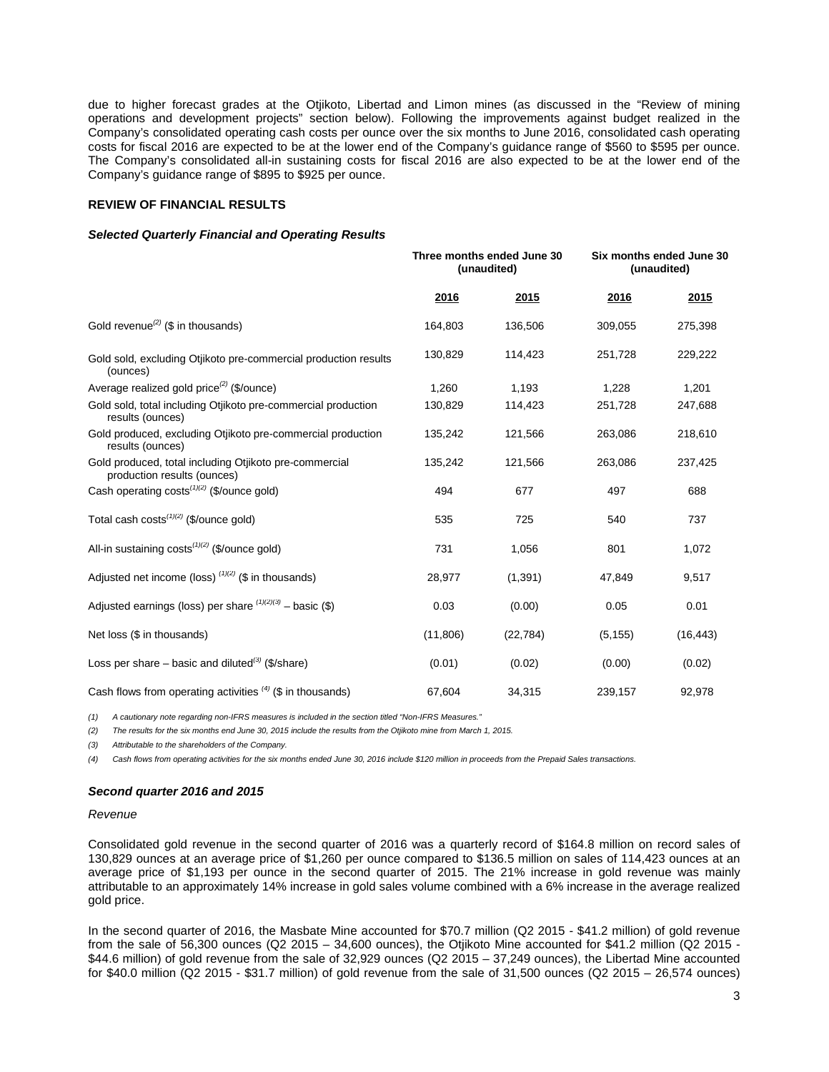due to higher forecast grades at the Otjikoto, Libertad and Limon mines (as discussed in the "Review of mining operations and development projects" section below). Following the improvements against budget realized in the Company's consolidated operating cash costs per ounce over the six months to June 2016, consolidated cash operating costs for fiscal 2016 are expected to be at the lower end of the Company's guidance range of \$560 to \$595 per ounce. The Company's consolidated all-in sustaining costs for fiscal 2016 are also expected to be at the lower end of the Company's guidance range of \$895 to \$925 per ounce.

**REVIEW OF FINANCIAL RESULTS**

***Selected Quarterly Financial and Operating Results***

| | Three months ended June 30 (unaudited) | | Six months ended June 30 (unaudited) | |
|---|---|---|---|---|
| | **2016** | **2015** | **2016** | **2015** |
| Gold revenue[(2)] (\$ in thousands) | 164,803 | 136,506 | 309,055 | 275,398 |
| Gold sold, excluding Otjikoto pre-commercial production results (ounces) | 130,829 | 114,423 | 251,728 | 229,222 |
| Average realized gold price[(2)] (\$/ounce) | 1,260 | 1,193 | 1,228 | 1,201 |
| Gold sold, total including Otjikoto pre-commercial production results (ounces) | 130,829 | 114,423 | 251,728 | 247,688 |
| Gold produced, excluding Otjikoto pre-commercial production results (ounces) | 135,242 | 121,566 | 263,086 | 218,610 |
| Gold produced, total including Otjikoto pre-commercial production results (ounces) | 135,242 | 121,566 | 263,086 | 237,425 |
| Cash operating costs[(1)(2)] (\$/ounce gold) | 494 | 677 | 497 | 688 |
| Total cash costs[(1)(2)] (\$/ounce gold) | 535 | 725 | 540 | 737 |
| All-in sustaining costs[(1)(2)] (\$/ounce gold) | 731 | 1,056 | 801 | 1,072 |
| Adjusted net income (loss) [(1)(2)] (\$ in thousands) | 28,977 | (1,391) | 47,849 | 9,517 |
| Adjusted earnings (loss) per share [(1)(2)(3)] – basic (\$) | 0.03 | (0.00) | 0.05 | 0.01 |
| Net loss (\$ in thousands) | (11,806) | (22,784) | (5,155) | (16,443) |
| Loss per share – basic and diluted[(3)] (\$/share) | (0.01) | (0.02) | (0.00) | (0.02) |
| Cash flows from operating activities [(4)] (\$ in thousands) | 67,604 | 34,315 | 239,157 | 92,978 |

*(1) A cautionary note regarding non-IFRS measures is included in the section titled "Non-IFRS Measures."*

*(2) The results for the six months end June 30, 2015 include the results from the Otjikoto mine from March 1, 2015.*

*(3) Attributable to the shareholders of the Company.*

*(4) Cash flows from operating activities for the six months ended June 30, 2016 include \$120 million in proceeds from the Prepaid Sales transactions.*

***Second quarter 2016 and 2015***

*Revenue*

Consolidated gold revenue in the second quarter of 2016 was a quarterly record of \$164.8 million on record sales of 130,829 ounces at an average price of \$1,260 per ounce compared to \$136.5 million on sales of 114,423 ounces at an average price of \$1,193 per ounce in the second quarter of 2015. The 21% increase in gold revenue was mainly attributable to an approximately 14% increase in gold sales volume combined with a 6% increase in the average realized gold price.

In the second quarter of 2016, the Masbate Mine accounted for \$70.7 million (Q2 2015 - \$41.2 million) of gold revenue from the sale of 56,300 ounces (Q2 2015 – 34,600 ounces), the Otjikoto Mine accounted for \$41.2 million (Q2 2015 - \$44.6 million) of gold revenue from the sale of 32,929 ounces (Q2 2015 – 37,249 ounces), the Libertad Mine accounted for \$40.0 million (Q2 2015 - \$31.7 million) of gold revenue from the sale of 31,500 ounces (Q2 2015 – 26,574 ounces)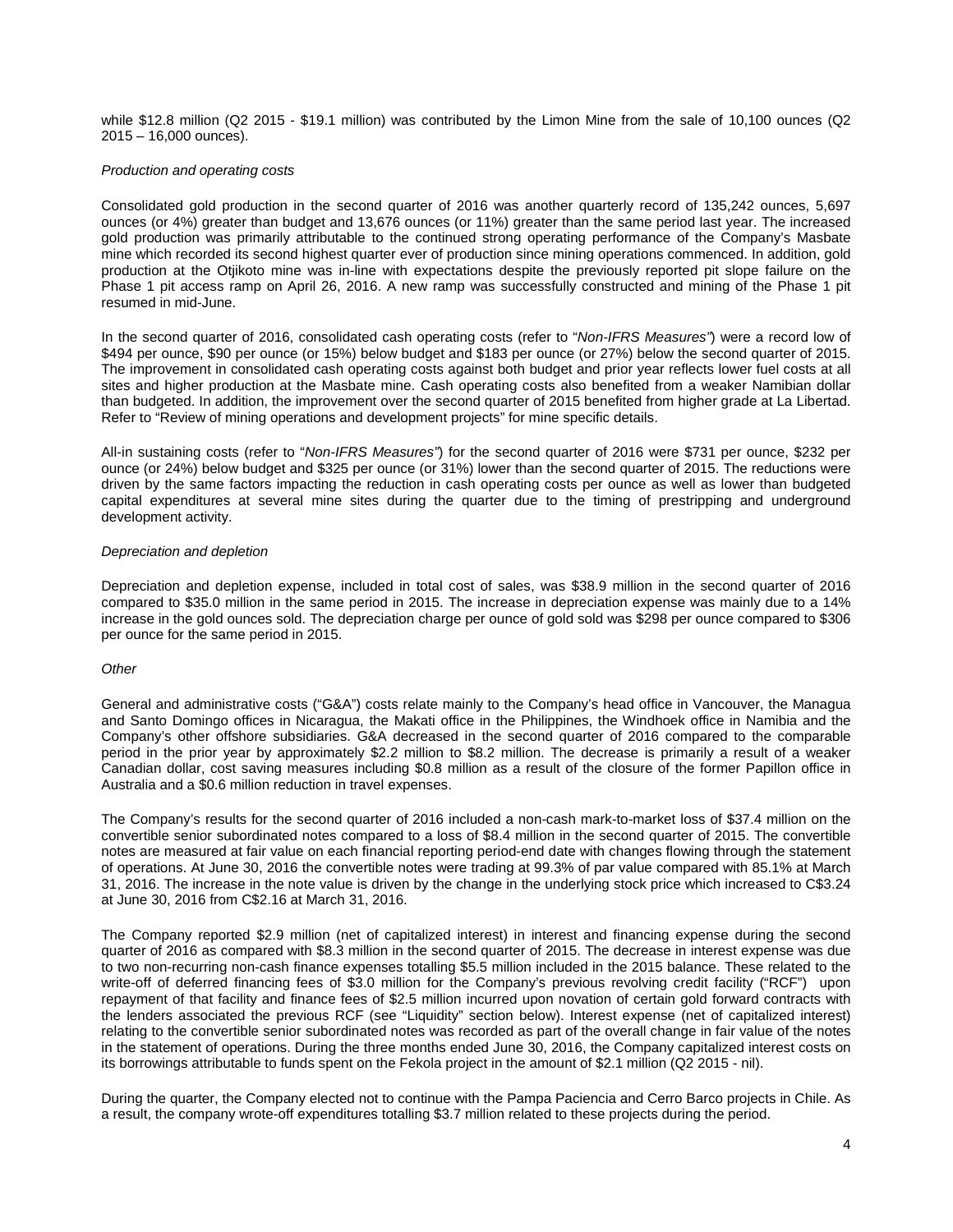while \$12.8 million (Q2 2015 - \$19.1 million) was contributed by the Limon Mine from the sale of 10,100 ounces (Q2 2015 – 16,000 ounces).

*Production and operating costs*

Consolidated gold production in the second quarter of 2016 was another quarterly record of 135,242 ounces, 5,697 ounces (or 4%) greater than budget and 13,676 ounces (or 11%) greater than the same period last year. The increased gold production was primarily attributable to the continued strong operating performance of the Company's Masbate mine which recorded its second highest quarter ever of production since mining operations commenced. In addition, gold production at the Otjikoto mine was in-line with expectations despite the previously reported pit slope failure on the Phase 1 pit access ramp on April 26, 2016. A new ramp was successfully constructed and mining of the Phase 1 pit resumed in mid-June.

In the second quarter of 2016, consolidated cash operating costs (refer to "*Non-IFRS Measures"*) were a record low of \$494 per ounce, \$90 per ounce (or 15%) below budget and \$183 per ounce (or 27%) below the second quarter of 2015. The improvement in consolidated cash operating costs against both budget and prior year reflects lower fuel costs at all sites and higher production at the Masbate mine. Cash operating costs also benefited from a weaker Namibian dollar than budgeted. In addition, the improvement over the second quarter of 2015 benefited from higher grade at La Libertad. Refer to "Review of mining operations and development projects" for mine specific details.

All-in sustaining costs (refer to "*Non-IFRS Measures"*) for the second quarter of 2016 were \$731 per ounce, \$232 per ounce (or 24%) below budget and \$325 per ounce (or 31%) lower than the second quarter of 2015. The reductions were driven by the same factors impacting the reduction in cash operating costs per ounce as well as lower than budgeted capital expenditures at several mine sites during the quarter due to the timing of prestripping and underground development activity.

*Depreciation and depletion*

Depreciation and depletion expense, included in total cost of sales, was \$38.9 million in the second quarter of 2016 compared to \$35.0 million in the same period in 2015. The increase in depreciation expense was mainly due to a 14% increase in the gold ounces sold. The depreciation charge per ounce of gold sold was \$298 per ounce compared to \$306 per ounce for the same period in 2015.

*Other*

General and administrative costs ("G&A") costs relate mainly to the Company's head office in Vancouver, the Managua and Santo Domingo offices in Nicaragua, the Makati office in the Philippines, the Windhoek office in Namibia and the Company's other offshore subsidiaries. G&A decreased in the second quarter of 2016 compared to the comparable period in the prior year by approximately \$2.2 million to \$8.2 million. The decrease is primarily a result of a weaker Canadian dollar, cost saving measures including \$0.8 million as a result of the closure of the former Papillon office in Australia and a \$0.6 million reduction in travel expenses.

The Company's results for the second quarter of 2016 included a non-cash mark-to-market loss of \$37.4 million on the convertible senior subordinated notes compared to a loss of \$8.4 million in the second quarter of 2015. The convertible notes are measured at fair value on each financial reporting period-end date with changes flowing through the statement of operations. At June 30, 2016 the convertible notes were trading at 99.3% of par value compared with 85.1% at March 31, 2016. The increase in the note value is driven by the change in the underlying stock price which increased to C\$3.24 at June 30, 2016 from C\$2.16 at March 31, 2016.

The Company reported \$2.9 million (net of capitalized interest) in interest and financing expense during the second quarter of 2016 as compared with \$8.3 million in the second quarter of 2015. The decrease in interest expense was due to two non-recurring non-cash finance expenses totalling \$5.5 million included in the 2015 balance. These related to the write-off of deferred financing fees of \$3.0 million for the Company's previous revolving credit facility ("RCF") upon repayment of that facility and finance fees of \$2.5 million incurred upon novation of certain gold forward contracts with the lenders associated the previous RCF (see "Liquidity" section below). Interest expense (net of capitalized interest) relating to the convertible senior subordinated notes was recorded as part of the overall change in fair value of the notes in the statement of operations. During the three months ended June 30, 2016, the Company capitalized interest costs on its borrowings attributable to funds spent on the Fekola project in the amount of \$2.1 million (Q2 2015 - nil).

During the quarter, the Company elected not to continue with the Pampa Paciencia and Cerro Barco projects in Chile. As a result, the company wrote-off expenditures totalling \$3.7 million related to these projects during the period.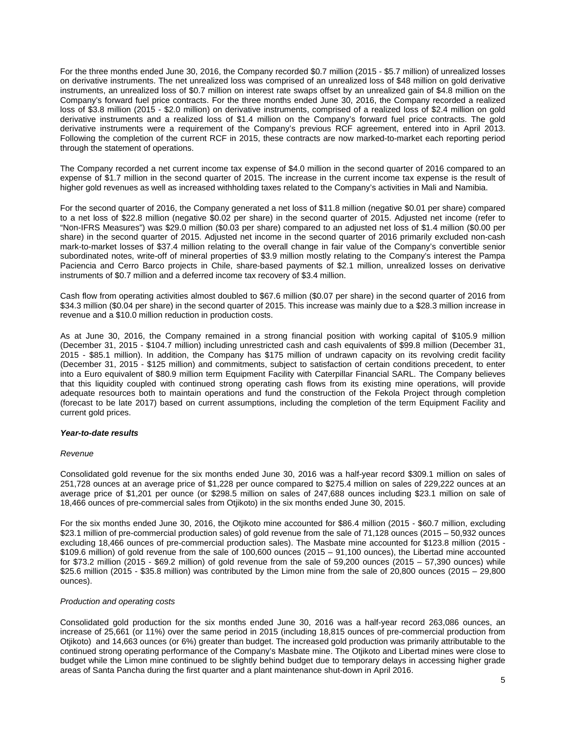For the three months ended June 30, 2016, the Company recorded $0.7 million (2015 - $5.7 million) of unrealized losses on derivative instruments. The net unrealized loss was comprised of an unrealized loss of $48 million on gold derivative instruments, an unrealized loss of $0.7 million on interest rate swaps offset by an unrealized gain of $4.8 million on the Company's forward fuel price contracts. For the three months ended June 30, 2016, the Company recorded a realized loss of $3.8 million (2015 - $2.0 million) on derivative instruments, comprised of a realized loss of $2.4 million on gold derivative instruments and a realized loss of $1.4 million on the Company's forward fuel price contracts. The gold derivative instruments were a requirement of the Company's previous RCF agreement, entered into in April 2013. Following the completion of the current RCF in 2015, these contracts are now marked-to-market each reporting period through the statement of operations.

The Company recorded a net current income tax expense of $4.0 million in the second quarter of 2016 compared to an expense of $1.7 million in the second quarter of 2015. The increase in the current income tax expense is the result of higher gold revenues as well as increased withholding taxes related to the Company's activities in Mali and Namibia.

For the second quarter of 2016, the Company generated a net loss of $11.8 million (negative $0.01 per share) compared to a net loss of $22.8 million (negative $0.02 per share) in the second quarter of 2015. Adjusted net income (refer to "Non-IFRS Measures") was $29.0 million ($0.03 per share) compared to an adjusted net loss of $1.4 million ($0.00 per share) in the second quarter of 2015. Adjusted net income in the second quarter of 2016 primarily excluded non-cash mark-to-market losses of $37.4 million relating to the overall change in fair value of the Company's convertible senior subordinated notes, write-off of mineral properties of $3.9 million mostly relating to the Company's interest the Pampa Paciencia and Cerro Barco projects in Chile, share-based payments of $2.1 million, unrealized losses on derivative instruments of $0.7 million and a deferred income tax recovery of $3.4 million.

Cash flow from operating activities almost doubled to $67.6 million ($0.07 per share) in the second quarter of 2016 from $34.3 million ($0.04 per share) in the second quarter of 2015. This increase was mainly due to a $28.3 million increase in revenue and a $10.0 million reduction in production costs.

As at June 30, 2016, the Company remained in a strong financial position with working capital of $105.9 million (December 31, 2015 - $104.7 million) including unrestricted cash and cash equivalents of $99.8 million (December 31, 2015 - $85.1 million). In addition, the Company has $175 million of undrawn capacity on its revolving credit facility (December 31, 2015 - $125 million) and commitments, subject to satisfaction of certain conditions precedent, to enter into a Euro equivalent of $80.9 million term Equipment Facility with Caterpillar Financial SARL. The Company believes that this liquidity coupled with continued strong operating cash flows from its existing mine operations, will provide adequate resources both to maintain operations and fund the construction of the Fekola Project through completion (forecast to be late 2017) based on current assumptions, including the completion of the term Equipment Facility and current gold prices.

***Year-to-date results***

*Revenue*

Consolidated gold revenue for the six months ended June 30, 2016 was a half-year record $309.1 million on sales of 251,728 ounces at an average price of $1,228 per ounce compared to $275.4 million on sales of 229,222 ounces at an average price of $1,201 per ounce (or $298.5 million on sales of 247,688 ounces including $23.1 million on sale of 18,466 ounces of pre-commercial sales from Otjikoto) in the six months ended June 30, 2015.

For the six months ended June 30, 2016, the Otjikoto mine accounted for $86.4 million (2015 - $60.7 million, excluding $23.1 million of pre-commercial production sales) of gold revenue from the sale of 71,128 ounces (2015 – 50,932 ounces excluding 18,466 ounces of pre-commercial production sales). The Masbate mine accounted for $123.8 million (2015 - $109.6 million) of gold revenue from the sale of 100,600 ounces (2015 – 91,100 ounces), the Libertad mine accounted for $73.2 million (2015 - $69.2 million) of gold revenue from the sale of 59,200 ounces (2015 – 57,390 ounces) while $25.6 million (2015 - $35.8 million) was contributed by the Limon mine from the sale of 20,800 ounces (2015 – 29,800 ounces).

*Production and operating costs*

Consolidated gold production for the six months ended June 30, 2016 was a half-year record 263,086 ounces, an increase of 25,661 (or 11%) over the same period in 2015 (including 18,815 ounces of pre-commercial production from Otjikoto) and 14,663 ounces (or 6%) greater than budget. The increased gold production was primarily attributable to the continued strong operating performance of the Company's Masbate mine. The Otjikoto and Libertad mines were close to budget while the Limon mine continued to be slightly behind budget due to temporary delays in accessing higher grade areas of Santa Pancha during the first quarter and a plant maintenance shut-down in April 2016.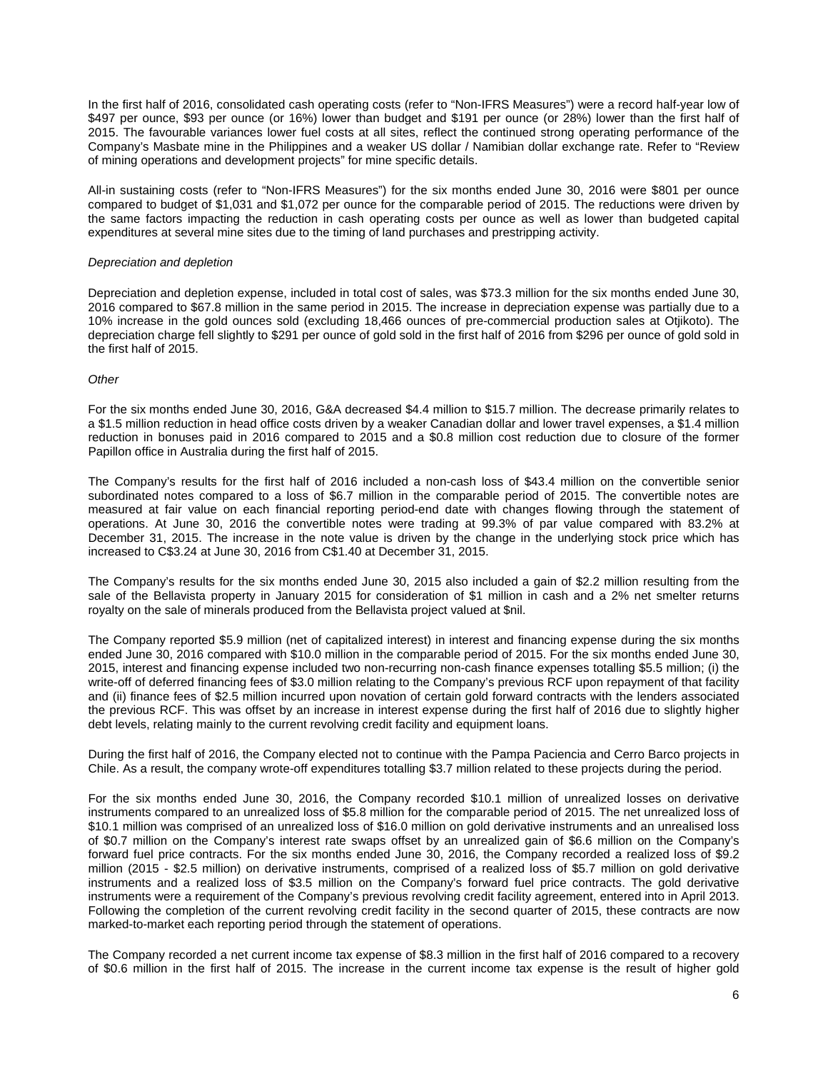In the first half of 2016, consolidated cash operating costs (refer to "Non-IFRS Measures") were a record half-year low of $497 per ounce, $93 per ounce (or 16%) lower than budget and $191 per ounce (or 28%) lower than the first half of 2015. The favourable variances lower fuel costs at all sites, reflect the continued strong operating performance of the Company's Masbate mine in the Philippines and a weaker US dollar / Namibian dollar exchange rate. Refer to "Review of mining operations and development projects" for mine specific details.

All-in sustaining costs (refer to "Non-IFRS Measures") for the six months ended June 30, 2016 were $801 per ounce compared to budget of $1,031 and $1,072 per ounce for the comparable period of 2015. The reductions were driven by the same factors impacting the reduction in cash operating costs per ounce as well as lower than budgeted capital expenditures at several mine sites due to the timing of land purchases and prestripping activity.

*Depreciation and depletion*

Depreciation and depletion expense, included in total cost of sales, was $73.3 million for the six months ended June 30, 2016 compared to $67.8 million in the same period in 2015. The increase in depreciation expense was partially due to a 10% increase in the gold ounces sold (excluding 18,466 ounces of pre-commercial production sales at Otjikoto). The depreciation charge fell slightly to $291 per ounce of gold sold in the first half of 2016 from $296 per ounce of gold sold in the first half of 2015.

*Other*

For the six months ended June 30, 2016, G&A decreased $4.4 million to $15.7 million. The decrease primarily relates to a $1.5 million reduction in head office costs driven by a weaker Canadian dollar and lower travel expenses, a $1.4 million reduction in bonuses paid in 2016 compared to 2015 and a $0.8 million cost reduction due to closure of the former Papillon office in Australia during the first half of 2015.

The Company's results for the first half of 2016 included a non-cash loss of $43.4 million on the convertible senior subordinated notes compared to a loss of $6.7 million in the comparable period of 2015. The convertible notes are measured at fair value on each financial reporting period-end date with changes flowing through the statement of operations. At June 30, 2016 the convertible notes were trading at 99.3% of par value compared with 83.2% at December 31, 2015. The increase in the note value is driven by the change in the underlying stock price which has increased to C$3.24 at June 30, 2016 from C$1.40 at December 31, 2015.

The Company's results for the six months ended June 30, 2015 also included a gain of $2.2 million resulting from the sale of the Bellavista property in January 2015 for consideration of $1 million in cash and a 2% net smelter returns royalty on the sale of minerals produced from the Bellavista project valued at $nil.

The Company reported $5.9 million (net of capitalized interest) in interest and financing expense during the six months ended June 30, 2016 compared with $10.0 million in the comparable period of 2015. For the six months ended June 30, 2015, interest and financing expense included two non-recurring non-cash finance expenses totalling $5.5 million; (i) the write-off of deferred financing fees of $3.0 million relating to the Company's previous RCF upon repayment of that facility and (ii) finance fees of $2.5 million incurred upon novation of certain gold forward contracts with the lenders associated the previous RCF. This was offset by an increase in interest expense during the first half of 2016 due to slightly higher debt levels, relating mainly to the current revolving credit facility and equipment loans.

During the first half of 2016, the Company elected not to continue with the Pampa Paciencia and Cerro Barco projects in Chile. As a result, the company wrote-off expenditures totalling $3.7 million related to these projects during the period.

For the six months ended June 30, 2016, the Company recorded $10.1 million of unrealized losses on derivative instruments compared to an unrealized loss of $5.8 million for the comparable period of 2015. The net unrealized loss of $10.1 million was comprised of an unrealized loss of $16.0 million on gold derivative instruments and an unrealized loss of $0.7 million on the Company's interest rate swaps offset by an unrealized gain of $6.6 million on the Company's forward fuel price contracts. For the six months ended June 30, 2016, the Company recorded a realized loss of $9.2 million (2015 - $2.5 million) on derivative instruments, comprised of a realized loss of $5.7 million on gold derivative instruments and a realized loss of $3.5 million on the Company's forward fuel price contracts. The gold derivative instruments were a requirement of the Company's previous revolving credit facility agreement, entered into in April 2013. Following the completion of the current revolving credit facility in the second quarter of 2015, these contracts are now marked-to-market each reporting period through the statement of operations.

The Company recorded a net current income tax expense of $8.3 million in the first half of 2016 compared to a recovery of $0.6 million in the first half of 2015. The increase in the current income tax expense is the result of higher gold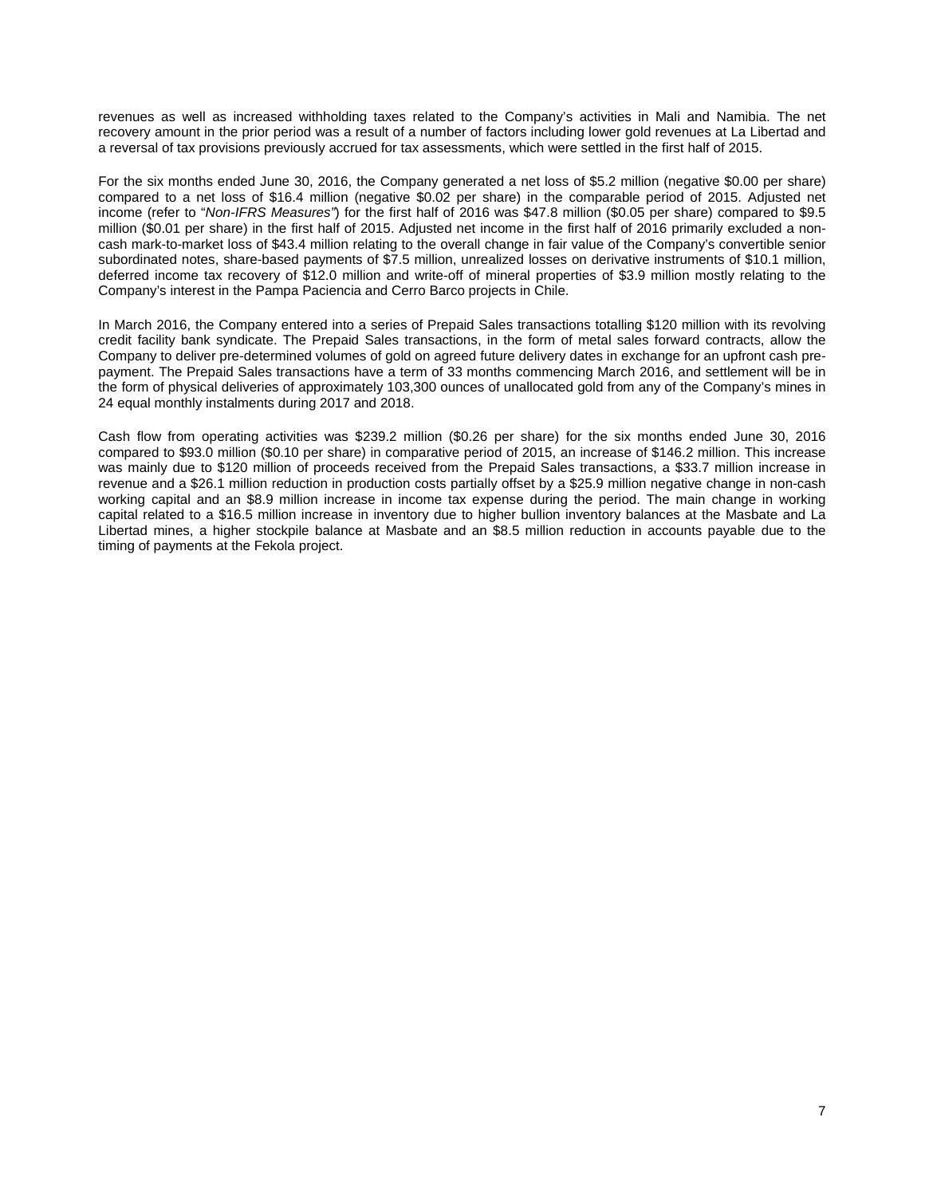revenues as well as increased withholding taxes related to the Company's activities in Mali and Namibia. The net recovery amount in the prior period was a result of a number of factors including lower gold revenues at La Libertad and a reversal of tax provisions previously accrued for tax assessments, which were settled in the first half of 2015.

For the six months ended June 30, 2016, the Company generated a net loss of $5.2 million (negative $0.00 per share) compared to a net loss of $16.4 million (negative $0.02 per share) in the comparable period of 2015. Adjusted net income (refer to "*Non-IFRS Measures"*) for the first half of 2016 was $47.8 million ($0.05 per share) compared to $9.5 million ($0.01 per share) in the first half of 2015. Adjusted net income in the first half of 2016 primarily excluded a non-cash mark-to-market loss of $43.4 million relating to the overall change in fair value of the Company's convertible senior subordinated notes, share-based payments of $7.5 million, unrealized losses on derivative instruments of $10.1 million, deferred income tax recovery of $12.0 million and write-off of mineral properties of $3.9 million mostly relating to the Company's interest in the Pampa Paciencia and Cerro Barco projects in Chile.

In March 2016, the Company entered into a series of Prepaid Sales transactions totalling $120 million with its revolving credit facility bank syndicate. The Prepaid Sales transactions, in the form of metal sales forward contracts, allow the Company to deliver pre-determined volumes of gold on agreed future delivery dates in exchange for an upfront cash pre-payment. The Prepaid Sales transactions have a term of 33 months commencing March 2016, and settlement will be in the form of physical deliveries of approximately 103,300 ounces of unallocated gold from any of the Company's mines in 24 equal monthly instalments during 2017 and 2018.

Cash flow from operating activities was $239.2 million ($0.26 per share) for the six months ended June 30, 2016 compared to $93.0 million ($0.10 per share) in comparative period of 2015, an increase of $146.2 million. This increase was mainly due to $120 million of proceeds received from the Prepaid Sales transactions, a $33.7 million increase in revenue and a $26.1 million reduction in production costs partially offset by a $25.9 million negative change in non-cash working capital and an $8.9 million increase in income tax expense during the period. The main change in working capital related to a $16.5 million increase in inventory due to higher bullion inventory balances at the Masbate and La Libertad mines, a higher stockpile balance at Masbate and an $8.5 million reduction in accounts payable due to the timing of payments at the Fekola project.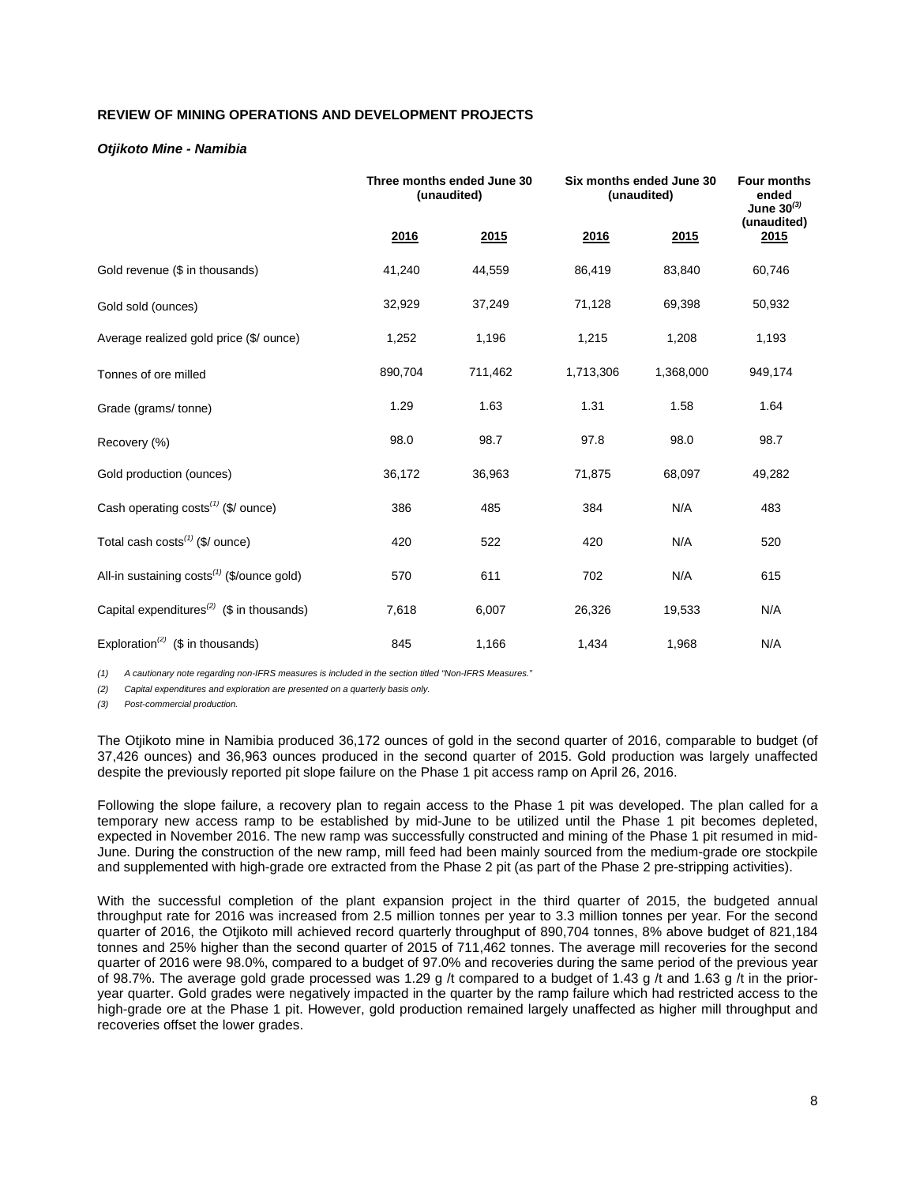**REVIEW OF MINING OPERATIONS AND DEVELOPMENT PROJECTS**

***Otjikoto Mine - Namibia***

| | Three months ended June 30 (unaudited) | | Six months ended June 30 (unaudited) | | Four months ended June 30[(3)] (unaudited) |
|---|---|---|---|---|---|
| | 2016 | 2015 | 2016 | 2015 | 2015 |
| Gold revenue ($ in thousands) | 41,240 | 44,559 | 86,419 | 83,840 | 60,746 |
| Gold sold (ounces) | 32,929 | 37,249 | 71,128 | 69,398 | 50,932 |
| Average realized gold price ($/ ounce) | 1,252 | 1,196 | 1,215 | 1,208 | 1,193 |
| Tonnes of ore milled | 890,704 | 711,462 | 1,713,306 | 1,368,000 | 949,174 |
| Grade (grams/ tonne) | 1.29 | 1.63 | 1.31 | 1.58 | 1.64 |
| Recovery (%) | 98.0 | 98.7 | 97.8 | 98.0 | 98.7 |
| Gold production (ounces) | 36,172 | 36,963 | 71,875 | 68,097 | 49,282 |
| Cash operating costs[(1)] ($/ ounce) | 386 | 485 | 384 | N/A | 483 |
| Total cash costs[(1)] ($/ ounce) | 420 | 522 | 420 | N/A | 520 |
| All-in sustaining costs[(1)] ($/ounce gold) | 570 | 611 | 702 | N/A | 615 |
| Capital expenditures[(2)] ($ in thousands) | 7,618 | 6,007 | 26,326 | 19,533 | N/A |
| Exploration[(2)] ($ in thousands) | 845 | 1,166 | 1,434 | 1,968 | N/A |

*(1) A cautionary note regarding non-IFRS measures is included in the section titled "Non-IFRS Measures."*

*(2) Capital expenditures and exploration are presented on a quarterly basis only.*

*(3) Post-commercial production.*

The Otjikoto mine in Namibia produced 36,172 ounces of gold in the second quarter of 2016, comparable to budget (of 37,426 ounces) and 36,963 ounces produced in the second quarter of 2015. Gold production was largely unaffected despite the previously reported pit slope failure on the Phase 1 pit access ramp on April 26, 2016.

Following the slope failure, a recovery plan to regain access to the Phase 1 pit was developed. The plan called for a temporary new access ramp to be established by mid-June to be utilized until the Phase 1 pit becomes depleted, expected in November 2016. The new ramp was successfully constructed and mining of the Phase 1 pit resumed in mid-June. During the construction of the new ramp, mill feed had been mainly sourced from the medium-grade ore stockpile and supplemented with high-grade ore extracted from the Phase 2 pit (as part of the Phase 2 pre-stripping activities).

With the successful completion of the plant expansion project in the third quarter of 2015, the budgeted annual throughput rate for 2016 was increased from 2.5 million tonnes per year to 3.3 million tonnes per year. For the second quarter of 2016, the Otjikoto mill achieved record quarterly throughput of 890,704 tonnes, 8% above budget of 821,184 tonnes and 25% higher than the second quarter of 2015 of 711,462 tonnes. The average mill recoveries for the second quarter of 2016 were 98.0%, compared to a budget of 97.0% and recoveries during the same period of the previous year of 98.7%. The average gold grade processed was 1.29 g /t compared to a budget of 1.43 g /t and 1.63 g /t in the prior-year quarter. Gold grades were negatively impacted in the quarter by the ramp failure which had restricted access to the high-grade ore at the Phase 1 pit. However, gold production remained largely unaffected as higher mill throughput and recoveries offset the lower grades.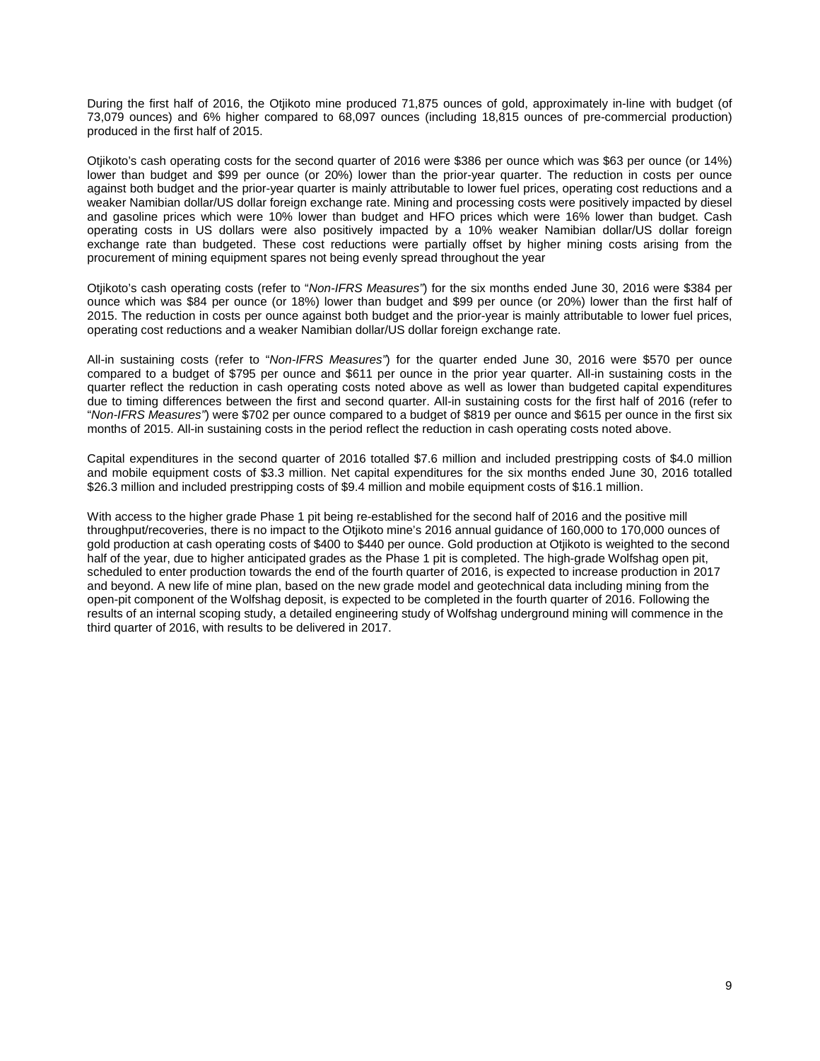During the first half of 2016, the Otjikoto mine produced 71,875 ounces of gold, approximately in-line with budget (of 73,079 ounces) and 6% higher compared to 68,097 ounces (including 18,815 ounces of pre-commercial production) produced in the first half of 2015.

Otjikoto's cash operating costs for the second quarter of 2016 were $386 per ounce which was $63 per ounce (or 14%) lower than budget and $99 per ounce (or 20%) lower than the prior-year quarter. The reduction in costs per ounce against both budget and the prior-year quarter is mainly attributable to lower fuel prices, operating cost reductions and a weaker Namibian dollar/US dollar foreign exchange rate. Mining and processing costs were positively impacted by diesel and gasoline prices which were 10% lower than budget and HFO prices which were 16% lower than budget. Cash operating costs in US dollars were also positively impacted by a 10% weaker Namibian dollar/US dollar foreign exchange rate than budgeted. These cost reductions were partially offset by higher mining costs arising from the procurement of mining equipment spares not being evenly spread throughout the year

Otjikoto's cash operating costs (refer to "*Non-IFRS Measures"*) for the six months ended June 30, 2016 were $384 per ounce which was $84 per ounce (or 18%) lower than budget and $99 per ounce (or 20%) lower than the first half of 2015. The reduction in costs per ounce against both budget and the prior-year is mainly attributable to lower fuel prices, operating cost reductions and a weaker Namibian dollar/US dollar foreign exchange rate.

All-in sustaining costs (refer to "*Non-IFRS Measures"*) for the quarter ended June 30, 2016 were $570 per ounce compared to a budget of $795 per ounce and $611 per ounce in the prior year quarter. All-in sustaining costs in the quarter reflect the reduction in cash operating costs noted above as well as lower than budgeted capital expenditures due to timing differences between the first and second quarter. All-in sustaining costs for the first half of 2016 (refer to "*Non-IFRS Measures"*) were $702 per ounce compared to a budget of $819 per ounce and $615 per ounce in the first six months of 2015. All-in sustaining costs in the period reflect the reduction in cash operating costs noted above.

Capital expenditures in the second quarter of 2016 totalled $7.6 million and included prestripping costs of $4.0 million and mobile equipment costs of $3.3 million. Net capital expenditures for the six months ended June 30, 2016 totalled $26.3 million and included prestripping costs of $9.4 million and mobile equipment costs of $16.1 million.

With access to the higher grade Phase 1 pit being re-established for the second half of 2016 and the positive mill throughput/recoveries, there is no impact to the Otjikoto mine's 2016 annual guidance of 160,000 to 170,000 ounces of gold production at cash operating costs of $400 to $440 per ounce. Gold production at Otjikoto is weighted to the second half of the year, due to higher anticipated grades as the Phase 1 pit is completed. The high-grade Wolfshag open pit, scheduled to enter production towards the end of the fourth quarter of 2016, is expected to increase production in 2017 and beyond. A new life of mine plan, based on the new grade model and geotechnical data including mining from the open-pit component of the Wolfshag deposit, is expected to be completed in the fourth quarter of 2016. Following the results of an internal scoping study, a detailed engineering study of Wolfshag underground mining will commence in the third quarter of 2016, with results to be delivered in 2017.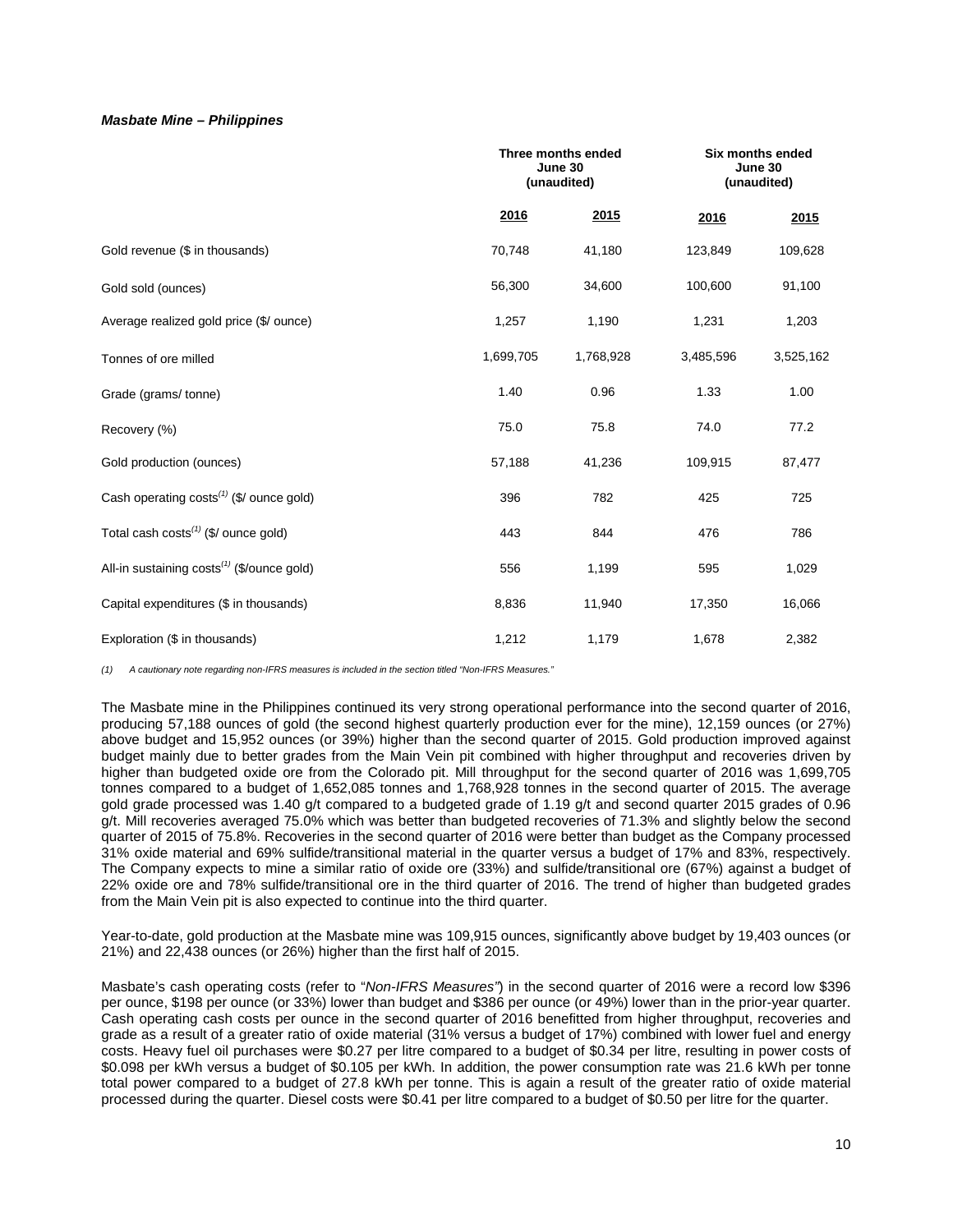***Masbate Mine – Philippines***

| | Three months ended June 30 (unaudited) | | Six months ended June 30 (unaudited) | |
|---|---|---|---|---|
| | 2016 | 2015 | 2016 | 2015 |
| Gold revenue ($ in thousands) | 70,748 | 41,180 | 123,849 | 109,628 |
| Gold sold (ounces) | 56,300 | 34,600 | 100,600 | 91,100 |
| Average realized gold price ($/ ounce) | 1,257 | 1,190 | 1,231 | 1,203 |
| Tonnes of ore milled | 1,699,705 | 1,768,928 | 3,485,596 | 3,525,162 |
| Grade (grams/ tonne) | 1.40 | 0.96 | 1.33 | 1.00 |
| Recovery (%) | 75.0 | 75.8 | 74.0 | 77.2 |
| Gold production (ounces) | 57,188 | 41,236 | 109,915 | 87,477 |
| Cash operating costs[(1)] ($/ ounce gold) | 396 | 782 | 425 | 725 |
| Total cash costs[(1)] ($/ ounce gold) | 443 | 844 | 476 | 786 |
| All-in sustaining costs[(1)] ($/ounce gold) | 556 | 1,199 | 595 | 1,029 |
| Capital expenditures ($ in thousands) | 8,836 | 11,940 | 17,350 | 16,066 |
| Exploration ($ in thousands) | 1,212 | 1,179 | 1,678 | 2,382 |

*(1) A cautionary note regarding non-IFRS measures is included in the section titled "Non-IFRS Measures."*

The Masbate mine in the Philippines continued its very strong operational performance into the second quarter of 2016, producing 57,188 ounces of gold (the second highest quarterly production ever for the mine), 12,159 ounces (or 27%) above budget and 15,952 ounces (or 39%) higher than the second quarter of 2015. Gold production improved against budget mainly due to better grades from the Main Vein pit combined with higher throughput and recoveries driven by higher than budgeted oxide ore from the Colorado pit. Mill throughput for the second quarter of 2016 was 1,699,705 tonnes compared to a budget of 1,652,085 tonnes and 1,768,928 tonnes in the second quarter of 2015. The average gold grade processed was 1.40 g/t compared to a budgeted grade of 1.19 g/t and second quarter 2015 grades of 0.96 g/t. Mill recoveries averaged 75.0% which was better than budgeted recoveries of 71.3% and slightly below the second quarter of 2015 of 75.8%. Recoveries in the second quarter of 2016 were better than budget as the Company processed 31% oxide material and 69% sulfide/transitional material in the quarter versus a budget of 17% and 83%, respectively. The Company expects to mine a similar ratio of oxide ore (33%) and sulfide/transitional ore (67%) against a budget of 22% oxide ore and 78% sulfide/transitional ore in the third quarter of 2016. The trend of higher than budgeted grades from the Main Vein pit is also expected to continue into the third quarter.

Year-to-date, gold production at the Masbate mine was 109,915 ounces, significantly above budget by 19,403 ounces (or 21%) and 22,438 ounces (or 26%) higher than the first half of 2015.

Masbate's cash operating costs (refer to "*Non-IFRS Measures"*) in the second quarter of 2016 were a record low $396 per ounce, $198 per ounce (or 33%) lower than budget and $386 per ounce (or 49%) lower than in the prior-year quarter. Cash operating cash costs per ounce in the second quarter of 2016 benefitted from higher throughput, recoveries and grade as a result of a greater ratio of oxide material (31% versus a budget of 17%) combined with lower fuel and energy costs. Heavy fuel oil purchases were $0.27 per litre compared to a budget of $0.34 per litre, resulting in power costs of $0.098 per kWh versus a budget of $0.105 per kWh. In addition, the power consumption rate was 21.6 kWh per tonne total power compared to a budget of 27.8 kWh per tonne. This is again a result of the greater ratio of oxide material processed during the quarter. Diesel costs were $0.41 per litre compared to a budget of $0.50 per litre for the quarter.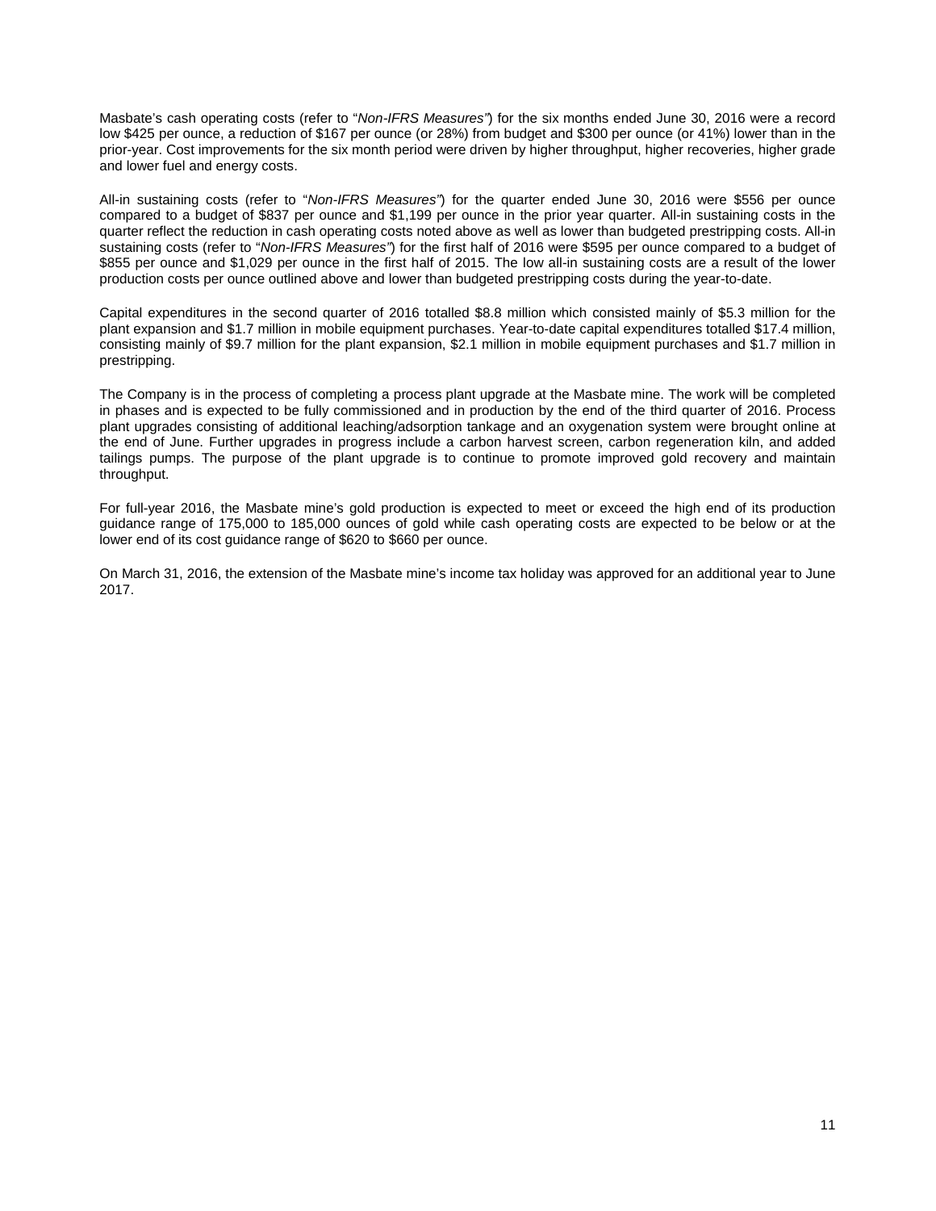Masbate's cash operating costs (refer to "*Non-IFRS Measures"*) for the six months ended June 30, 2016 were a record low $425 per ounce, a reduction of $167 per ounce (or 28%) from budget and $300 per ounce (or 41%) lower than in the prior-year. Cost improvements for the six month period were driven by higher throughput, higher recoveries, higher grade and lower fuel and energy costs.

All-in sustaining costs (refer to "*Non-IFRS Measures"*) for the quarter ended June 30, 2016 were $556 per ounce compared to a budget of $837 per ounce and $1,199 per ounce in the prior year quarter. All-in sustaining costs in the quarter reflect the reduction in cash operating costs noted above as well as lower than budgeted prestripping costs. All-in sustaining costs (refer to "*Non-IFRS Measures"*) for the first half of 2016 were $595 per ounce compared to a budget of $855 per ounce and $1,029 per ounce in the first half of 2015. The low all-in sustaining costs are a result of the lower production costs per ounce outlined above and lower than budgeted prestripping costs during the year-to-date.

Capital expenditures in the second quarter of 2016 totalled $8.8 million which consisted mainly of $5.3 million for the plant expansion and $1.7 million in mobile equipment purchases. Year-to-date capital expenditures totalled $17.4 million, consisting mainly of $9.7 million for the plant expansion, $2.1 million in mobile equipment purchases and $1.7 million in prestripping.

The Company is in the process of completing a process plant upgrade at the Masbate mine. The work will be completed in phases and is expected to be fully commissioned and in production by the end of the third quarter of 2016. Process plant upgrades consisting of additional leaching/adsorption tankage and an oxygenation system were brought online at the end of June. Further upgrades in progress include a carbon harvest screen, carbon regeneration kiln, and added tailings pumps. The purpose of the plant upgrade is to continue to promote improved gold recovery and maintain throughput.

For full-year 2016, the Masbate mine's gold production is expected to meet or exceed the high end of its production guidance range of 175,000 to 185,000 ounces of gold while cash operating costs are expected to be below or at the lower end of its cost guidance range of $620 to $660 per ounce.

On March 31, 2016, the extension of the Masbate mine's income tax holiday was approved for an additional year to June 2017.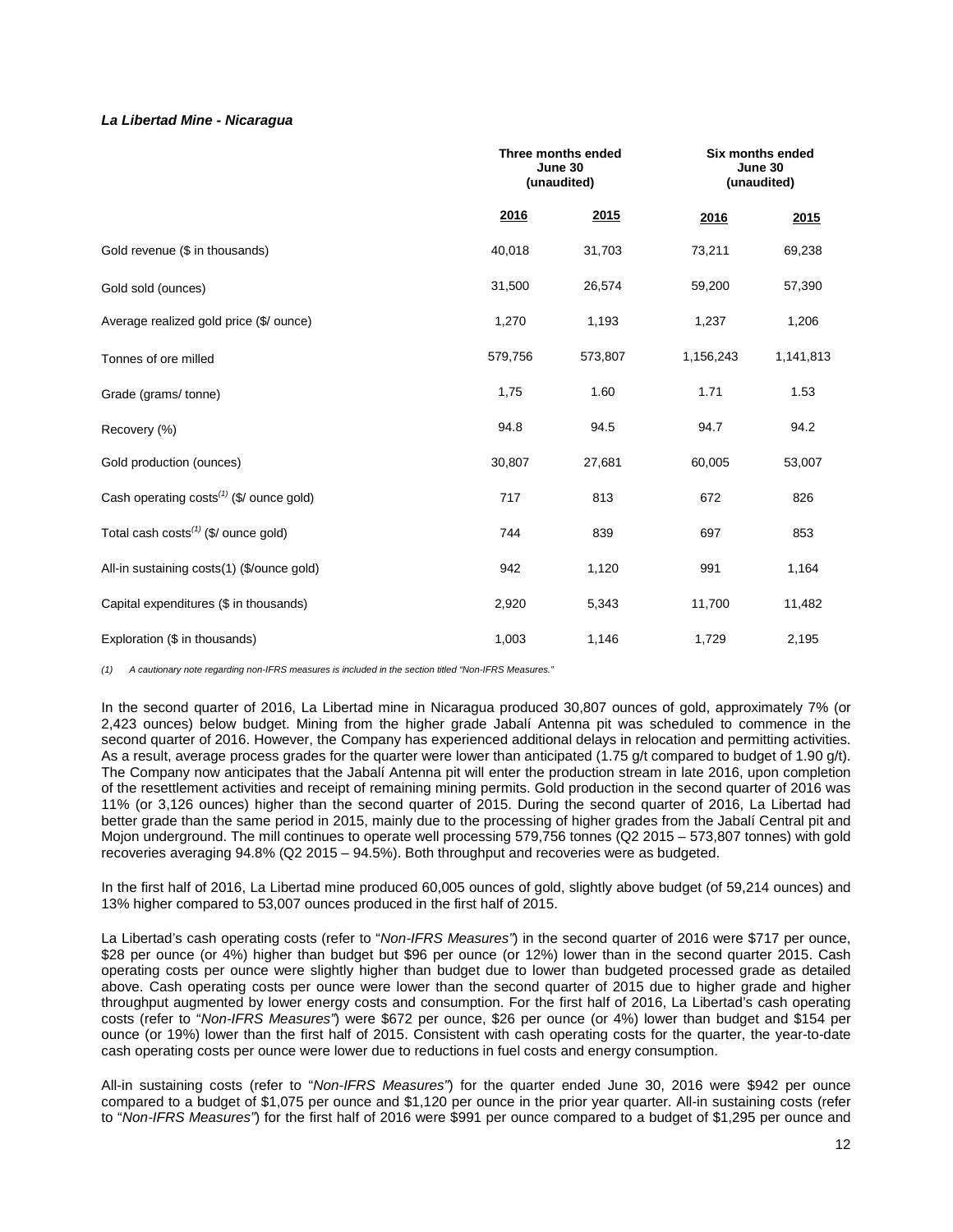***La Libertad Mine - Nicaragua***

| | Three months ended June 30 (unaudited) | | Six months ended June 30 (unaudited) | |
|---|---|---|---|---|
| | 2016 | 2015 | 2016 | 2015 |
| Gold revenue ($ in thousands) | 40,018 | 31,703 | 73,211 | 69,238 |
| Gold sold (ounces) | 31,500 | 26,574 | 59,200 | 57,390 |
| Average realized gold price ($/ ounce) | 1,270 | 1,193 | 1,237 | 1,206 |
| Tonnes of ore milled | 579,756 | 573,807 | 1,156,243 | 1,141,813 |
| Grade (grams/ tonne) | 1,75 | 1.60 | 1.71 | 1.53 |
| Recovery (%) | 94.8 | 94.5 | 94.7 | 94.2 |
| Gold production (ounces) | 30,807 | 27,681 | 60,005 | 53,007 |
| Cash operating costs(1) ($/ ounce gold) | 717 | 813 | 672 | 826 |
| Total cash costs(1) ($/ ounce gold) | 744 | 839 | 697 | 853 |
| All-in sustaining costs(1) ($/ounce gold) | 942 | 1,120 | 991 | 1,164 |
| Capital expenditures ($ in thousands) | 2,920 | 5,343 | 11,700 | 11,482 |
| Exploration ($ in thousands) | 1,003 | 1,146 | 1,729 | 2,195 |

*(1) A cautionary note regarding non-IFRS measures is included in the section titled "Non-IFRS Measures."*

In the second quarter of 2016, La Libertad mine in Nicaragua produced 30,807 ounces of gold, approximately 7% (or 2,423 ounces) below budget. Mining from the higher grade Jabalí Antenna pit was scheduled to commence in the second quarter of 2016. However, the Company has experienced additional delays in relocation and permitting activities. As a result, average process grades for the quarter were lower than anticipated (1.75 g/t compared to budget of 1.90 g/t). The Company now anticipates that the Jabalí Antenna pit will enter the production stream in late 2016, upon completion of the resettlement activities and receipt of remaining mining permits. Gold production in the second quarter of 2016 was 11% (or 3,126 ounces) higher than the second quarter of 2015. During the second quarter of 2016, La Libertad had better grade than the same period in 2015, mainly due to the processing of higher grades from the Jabalí Central pit and Mojon underground. The mill continues to operate well processing 579,756 tonnes (Q2 2015 – 573,807 tonnes) with gold recoveries averaging 94.8% (Q2 2015 – 94.5%). Both throughput and recoveries were as budgeted.

In the first half of 2016, La Libertad mine produced 60,005 ounces of gold, slightly above budget (of 59,214 ounces) and 13% higher compared to 53,007 ounces produced in the first half of 2015.

La Libertad's cash operating costs (refer to "*Non-IFRS Measures"*) in the second quarter of 2016 were $717 per ounce, $28 per ounce (or 4%) higher than budget but $96 per ounce (or 12%) lower than in the second quarter 2015. Cash operating costs per ounce were slightly higher than budget due to lower than budgeted processed grade as detailed above. Cash operating costs per ounce were lower than the second quarter of 2015 due to higher grade and higher throughput augmented by lower energy costs and consumption. For the first half of 2016, La Libertad's cash operating costs (refer to "*Non-IFRS Measures"*) were $672 per ounce, $26 per ounce (or 4%) lower than budget and $154 per ounce (or 19%) lower than the first half of 2015. Consistent with cash operating costs for the quarter, the year-to-date cash operating costs per ounce were lower due to reductions in fuel costs and energy consumption.

All-in sustaining costs (refer to "*Non-IFRS Measures"*) for the quarter ended June 30, 2016 were $942 per ounce compared to a budget of $1,075 per ounce and $1,120 per ounce in the prior year quarter. All-in sustaining costs (refer to "*Non-IFRS Measures"*) for the first half of 2016 were $991 per ounce compared to a budget of $1,295 per ounce and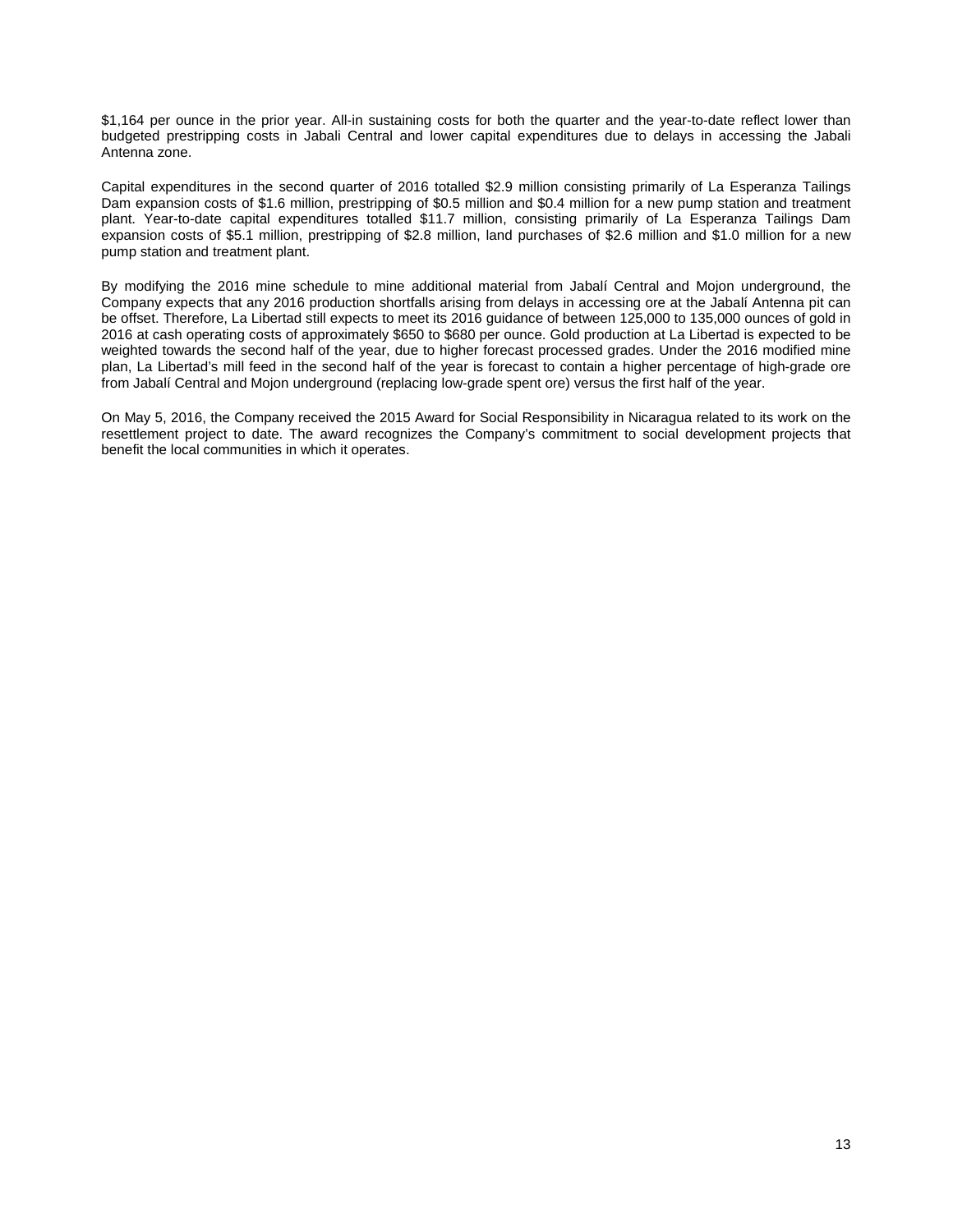$1,164 per ounce in the prior year. All-in sustaining costs for both the quarter and the year-to-date reflect lower than budgeted prestripping costs in Jabali Central and lower capital expenditures due to delays in accessing the Jabali Antenna zone.

Capital expenditures in the second quarter of 2016 totalled $2.9 million consisting primarily of La Esperanza Tailings Dam expansion costs of $1.6 million, prestripping of $0.5 million and $0.4 million for a new pump station and treatment plant. Year-to-date capital expenditures totalled $11.7 million, consisting primarily of La Esperanza Tailings Dam expansion costs of $5.1 million, prestripping of $2.8 million, land purchases of $2.6 million and $1.0 million for a new pump station and treatment plant.

By modifying the 2016 mine schedule to mine additional material from Jabalí Central and Mojon underground, the Company expects that any 2016 production shortfalls arising from delays in accessing ore at the Jabalí Antenna pit can be offset. Therefore, La Libertad still expects to meet its 2016 guidance of between 125,000 to 135,000 ounces of gold in 2016 at cash operating costs of approximately $650 to $680 per ounce. Gold production at La Libertad is expected to be weighted towards the second half of the year, due to higher forecast processed grades. Under the 2016 modified mine plan, La Libertad's mill feed in the second half of the year is forecast to contain a higher percentage of high-grade ore from Jabalí Central and Mojon underground (replacing low-grade spent ore) versus the first half of the year.

On May 5, 2016, the Company received the 2015 Award for Social Responsibility in Nicaragua related to its work on the resettlement project to date. The award recognizes the Company's commitment to social development projects that benefit the local communities in which it operates.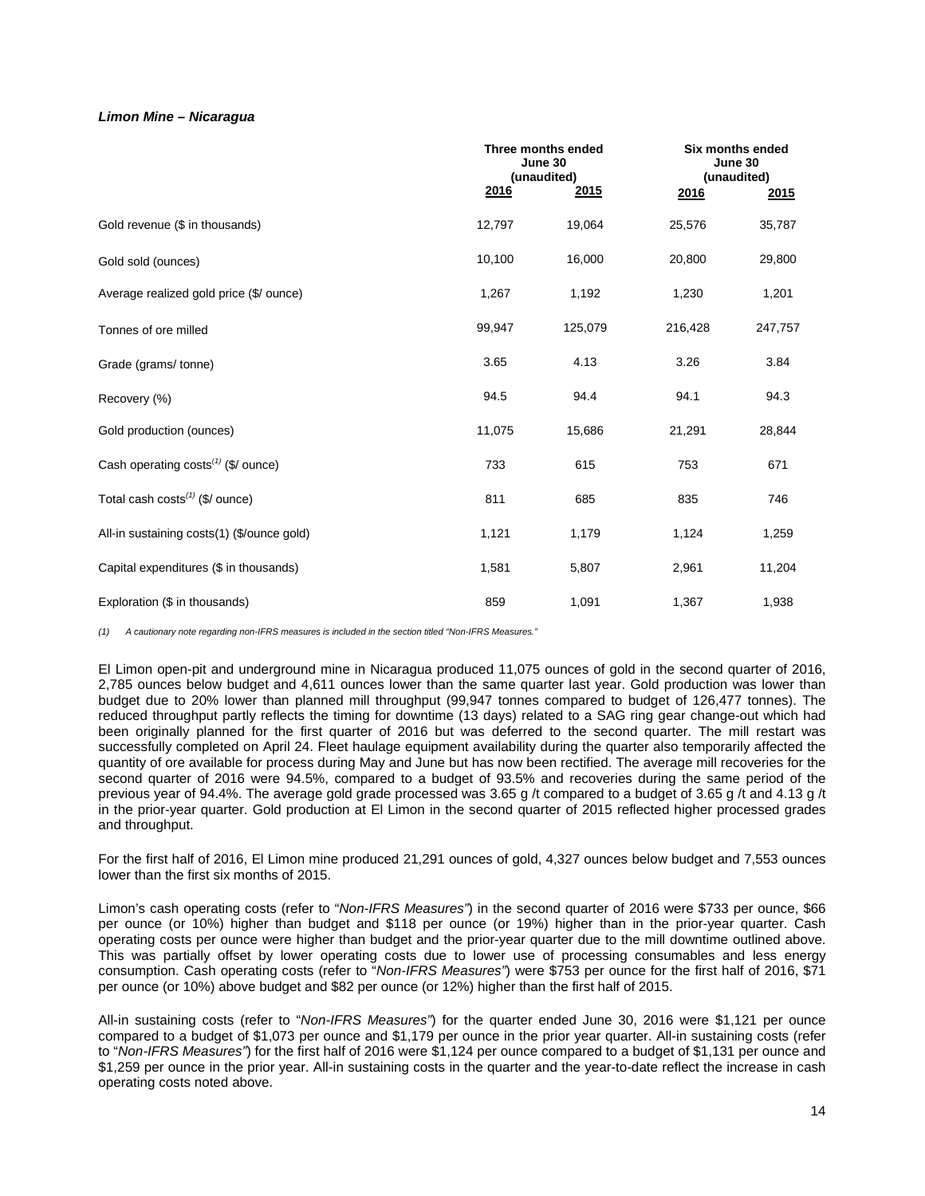***Limon Mine – Nicaragua***

| | Three months ended June 30 (unaudited) | | Six months ended June 30 (unaudited) | |
|---|---|---|---|---|
| | **2016** | **2015** | **2016** | **2015** |
| Gold revenue ($ in thousands) | 12,797 | 19,064 | 25,576 | 35,787 |
| Gold sold (ounces) | 10,100 | 16,000 | 20,800 | 29,800 |
| Average realized gold price ($/ ounce) | 1,267 | 1,192 | 1,230 | 1,201 |
| Tonnes of ore milled | 99,947 | 125,079 | 216,428 | 247,757 |
| Grade (grams/ tonne) | 3.65 | 4.13 | 3.26 | 3.84 |
| Recovery (%) | 94.5 | 94.4 | 94.1 | 94.3 |
| Gold production (ounces) | 11,075 | 15,686 | 21,291 | 28,844 |
| Cash operating costs(1) ($/ ounce) | 733 | 615 | 753 | 671 |
| Total cash costs(1) ($/ ounce) | 811 | 685 | 835 | 746 |
| All-in sustaining costs(1) ($/ounce gold) | 1,121 | 1,179 | 1,124 | 1,259 |
| Capital expenditures ($ in thousands) | 1,581 | 5,807 | 2,961 | 11,204 |
| Exploration ($ in thousands) | 859 | 1,091 | 1,367 | 1,938 |

*(1) A cautionary note regarding non-IFRS measures is included in the section titled "Non-IFRS Measures."*

El Limon open-pit and underground mine in Nicaragua produced 11,075 ounces of gold in the second quarter of 2016, 2,785 ounces below budget and 4,611 ounces lower than the same quarter last year. Gold production was lower than budget due to 20% lower than planned mill throughput (99,947 tonnes compared to budget of 126,477 tonnes). The reduced throughput partly reflects the timing for downtime (13 days) related to a SAG ring gear change-out which had been originally planned for the first quarter of 2016 but was deferred to the second quarter. The mill restart was successfully completed on April 24. Fleet haulage equipment availability during the quarter also temporarily affected the quantity of ore available for process during May and June but has now been rectified. The average mill recoveries for the second quarter of 2016 were 94.5%, compared to a budget of 93.5% and recoveries during the same period of the previous year of 94.4%. The average gold grade processed was 3.65 g /t compared to a budget of 3.65 g /t and 4.13 g /t in the prior-year quarter. Gold production at El Limon in the second quarter of 2015 reflected higher processed grades and throughput.

For the first half of 2016, El Limon mine produced 21,291 ounces of gold, 4,327 ounces below budget and 7,553 ounces lower than the first six months of 2015.

Limon's cash operating costs (refer to "*Non-IFRS Measures"*) in the second quarter of 2016 were $733 per ounce, $66 per ounce (or 10%) higher than budget and $118 per ounce (or 19%) higher than in the prior-year quarter. Cash operating costs per ounce were higher than budget and the prior-year quarter due to the mill downtime outlined above. This was partially offset by lower operating costs due to lower use of processing consumables and less energy consumption. Cash operating costs (refer to "*Non-IFRS Measures"*) were $753 per ounce for the first half of 2016, $71 per ounce (or 10%) above budget and $82 per ounce (or 12%) higher than the first half of 2015.

All-in sustaining costs (refer to "*Non-IFRS Measures"*) for the quarter ended June 30, 2016 were $1,121 per ounce compared to a budget of $1,073 per ounce and $1,179 per ounce in the prior year quarter. All-in sustaining costs (refer to "*Non-IFRS Measures"*) for the first half of 2016 were $1,124 per ounce compared to a budget of $1,131 per ounce and $1,259 per ounce in the prior year. All-in sustaining costs in the quarter and the year-to-date reflect the increase in cash operating costs noted above.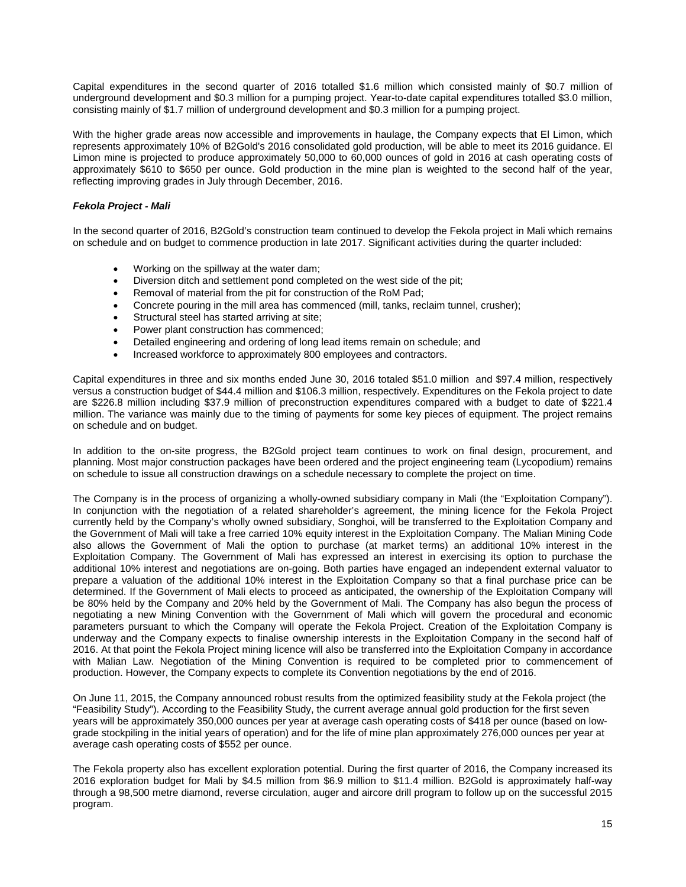Capital expenditures in the second quarter of 2016 totalled $1.6 million which consisted mainly of $0.7 million of underground development and $0.3 million for a pumping project. Year-to-date capital expenditures totalled $3.0 million, consisting mainly of $1.7 million of underground development and $0.3 million for a pumping project.

With the higher grade areas now accessible and improvements in haulage, the Company expects that El Limon, which represents approximately 10% of B2Gold's 2016 consolidated gold production, will be able to meet its 2016 guidance. El Limon mine is projected to produce approximately 50,000 to 60,000 ounces of gold in 2016 at cash operating costs of approximately $610 to $650 per ounce. Gold production in the mine plan is weighted to the second half of the year, reflecting improving grades in July through December, 2016.

***Fekola Project - Mali***

In the second quarter of 2016, B2Gold's construction team continued to develop the Fekola project in Mali which remains on schedule and on budget to commence production in late 2017. Significant activities during the quarter included:

- Working on the spillway at the water dam;
- Diversion ditch and settlement pond completed on the west side of the pit;
- Removal of material from the pit for construction of the RoM Pad;
- Concrete pouring in the mill area has commenced (mill, tanks, reclaim tunnel, crusher);
- Structural steel has started arriving at site;
- Power plant construction has commenced;
- Detailed engineering and ordering of long lead items remain on schedule; and
- Increased workforce to approximately 800 employees and contractors.

Capital expenditures in three and six months ended June 30, 2016 totaled $51.0 million and $97.4 million, respectively versus a construction budget of $44.4 million and $106.3 million, respectively. Expenditures on the Fekola project to date are $226.8 million including $37.9 million of preconstruction expenditures compared with a budget to date of $221.4 million. The variance was mainly due to the timing of payments for some key pieces of equipment. The project remains on schedule and on budget.

In addition to the on-site progress, the B2Gold project team continues to work on final design, procurement, and planning. Most major construction packages have been ordered and the project engineering team (Lycopodium) remains on schedule to issue all construction drawings on a schedule necessary to complete the project on time.

The Company is in the process of organizing a wholly-owned subsidiary company in Mali (the "Exploitation Company"). In conjunction with the negotiation of a related shareholder's agreement, the mining licence for the Fekola Project currently held by the Company's wholly owned subsidiary, Songhoi, will be transferred to the Exploitation Company and the Government of Mali will take a free carried 10% equity interest in the Exploitation Company. The Malian Mining Code also allows the Government of Mali the option to purchase (at market terms) an additional 10% interest in the Exploitation Company. The Government of Mali has expressed an interest in exercising its option to purchase the additional 10% interest and negotiations are on-going. Both parties have engaged an independent external valuator to prepare a valuation of the additional 10% interest in the Exploitation Company so that a final purchase price can be determined. If the Government of Mali elects to proceed as anticipated, the ownership of the Exploitation Company will be 80% held by the Company and 20% held by the Government of Mali. The Company has also begun the process of negotiating a new Mining Convention with the Government of Mali which will govern the procedural and economic parameters pursuant to which the Company will operate the Fekola Project. Creation of the Exploitation Company is underway and the Company expects to finalise ownership interests in the Exploitation Company in the second half of 2016. At that point the Fekola Project mining licence will also be transferred into the Exploitation Company in accordance with Malian Law. Negotiation of the Mining Convention is required to be completed prior to commencement of production. However, the Company expects to complete its Convention negotiations by the end of 2016.

On June 11, 2015, the Company announced robust results from the optimized feasibility study at the Fekola project (the "Feasibility Study"). According to the Feasibility Study, the current average annual gold production for the first seven years will be approximately 350,000 ounces per year at average cash operating costs of $418 per ounce (based on low-grade stockpiling in the initial years of operation) and for the life of mine plan approximately 276,000 ounces per year at average cash operating costs of $552 per ounce.

The Fekola property also has excellent exploration potential. During the first quarter of 2016, the Company increased its 2016 exploration budget for Mali by $4.5 million from $6.9 million to $11.4 million. B2Gold is approximately half-way through a 98,500 metre diamond, reverse circulation, auger and aircore drill program to follow up on the successful 2015 program.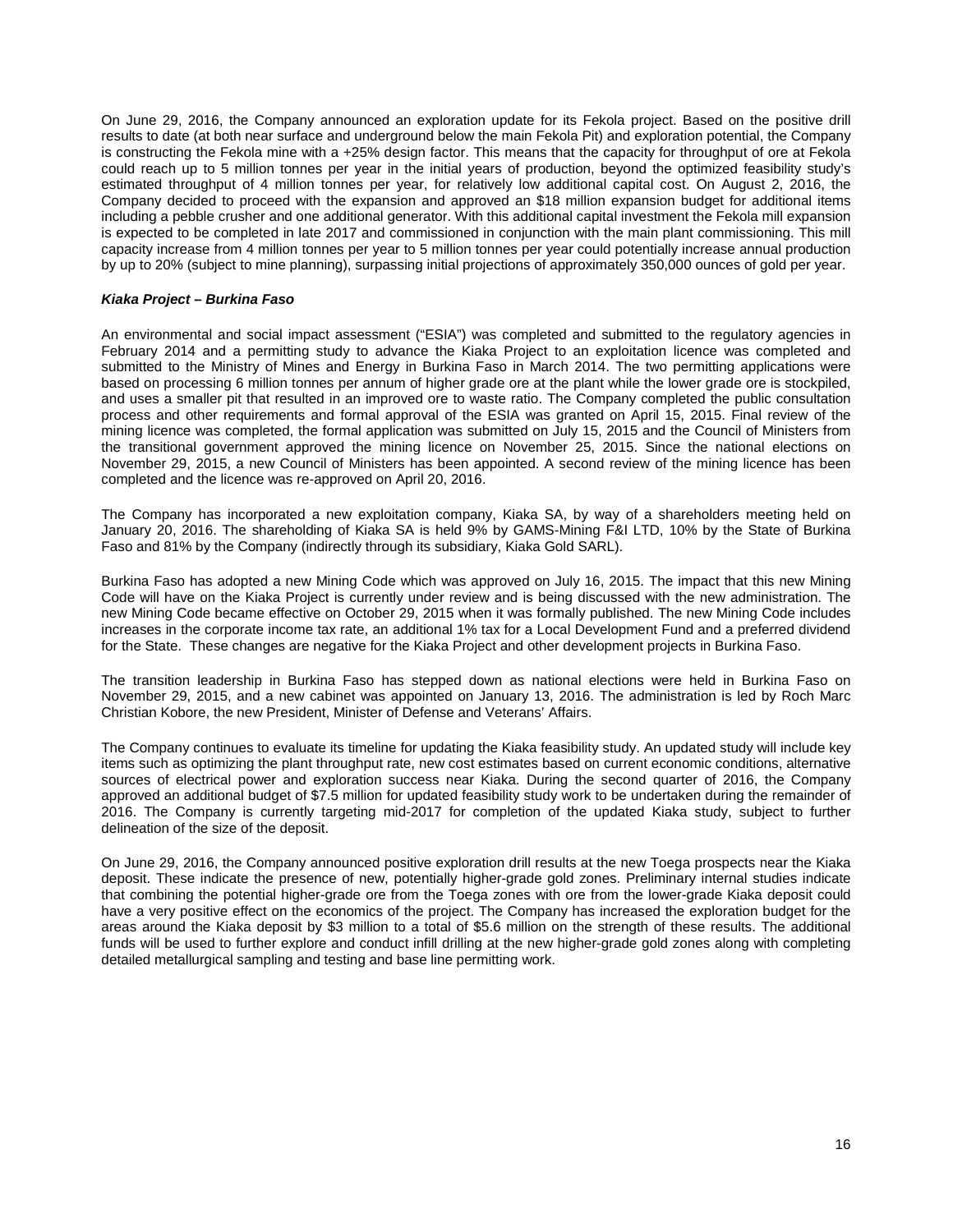On June 29, 2016, the Company announced an exploration update for its Fekola project. Based on the positive drill results to date (at both near surface and underground below the main Fekola Pit) and exploration potential, the Company is constructing the Fekola mine with a +25% design factor. This means that the capacity for throughput of ore at Fekola could reach up to 5 million tonnes per year in the initial years of production, beyond the optimized feasibility study's estimated throughput of 4 million tonnes per year, for relatively low additional capital cost. On August 2, 2016, the Company decided to proceed with the expansion and approved an $18 million expansion budget for additional items including a pebble crusher and one additional generator. With this additional capital investment the Fekola mill expansion is expected to be completed in late 2017 and commissioned in conjunction with the main plant commissioning. This mill capacity increase from 4 million tonnes per year to 5 million tonnes per year could potentially increase annual production by up to 20% (subject to mine planning), surpassing initial projections of approximately 350,000 ounces of gold per year.

***Kiaka Project – Burkina Faso***

An environmental and social impact assessment ("ESIA") was completed and submitted to the regulatory agencies in February 2014 and a permitting study to advance the Kiaka Project to an exploitation licence was completed and submitted to the Ministry of Mines and Energy in Burkina Faso in March 2014. The two permitting applications were based on processing 6 million tonnes per annum of higher grade ore at the plant while the lower grade ore is stockpiled, and uses a smaller pit that resulted in an improved ore to waste ratio. The Company completed the public consultation process and other requirements and formal approval of the ESIA was granted on April 15, 2015. Final review of the mining licence was completed, the formal application was submitted on July 15, 2015 and the Council of Ministers from the transitional government approved the mining licence on November 25, 2015. Since the national elections on November 29, 2015, a new Council of Ministers has been appointed. A second review of the mining licence has been completed and the licence was re-approved on April 20, 2016.

The Company has incorporated a new exploitation company, Kiaka SA, by way of a shareholders meeting held on January 20, 2016. The shareholding of Kiaka SA is held 9% by GAMS-Mining F&I LTD, 10% by the State of Burkina Faso and 81% by the Company (indirectly through its subsidiary, Kiaka Gold SARL).

Burkina Faso has adopted a new Mining Code which was approved on July 16, 2015. The impact that this new Mining Code will have on the Kiaka Project is currently under review and is being discussed with the new administration. The new Mining Code became effective on October 29, 2015 when it was formally published. The new Mining Code includes increases in the corporate income tax rate, an additional 1% tax for a Local Development Fund and a preferred dividend for the State. These changes are negative for the Kiaka Project and other development projects in Burkina Faso.

The transition leadership in Burkina Faso has stepped down as national elections were held in Burkina Faso on November 29, 2015, and a new cabinet was appointed on January 13, 2016. The administration is led by Roch Marc Christian Kobore, the new President, Minister of Defense and Veterans' Affairs.

The Company continues to evaluate its timeline for updating the Kiaka feasibility study. An updated study will include key items such as optimizing the plant throughput rate, new cost estimates based on current economic conditions, alternative sources of electrical power and exploration success near Kiaka. During the second quarter of 2016, the Company approved an additional budget of $7.5 million for updated feasibility study work to be undertaken during the remainder of 2016. The Company is currently targeting mid-2017 for completion of the updated Kiaka study, subject to further delineation of the size of the deposit.

On June 29, 2016, the Company announced positive exploration drill results at the new Toega prospects near the Kiaka deposit. These indicate the presence of new, potentially higher-grade gold zones. Preliminary internal studies indicate that combining the potential higher-grade ore from the Toega zones with ore from the lower-grade Kiaka deposit could have a very positive effect on the economics of the project. The Company has increased the exploration budget for the areas around the Kiaka deposit by $3 million to a total of $5.6 million on the strength of these results. The additional funds will be used to further explore and conduct infill drilling at the new higher-grade gold zones along with completing detailed metallurgical sampling and testing and base line permitting work.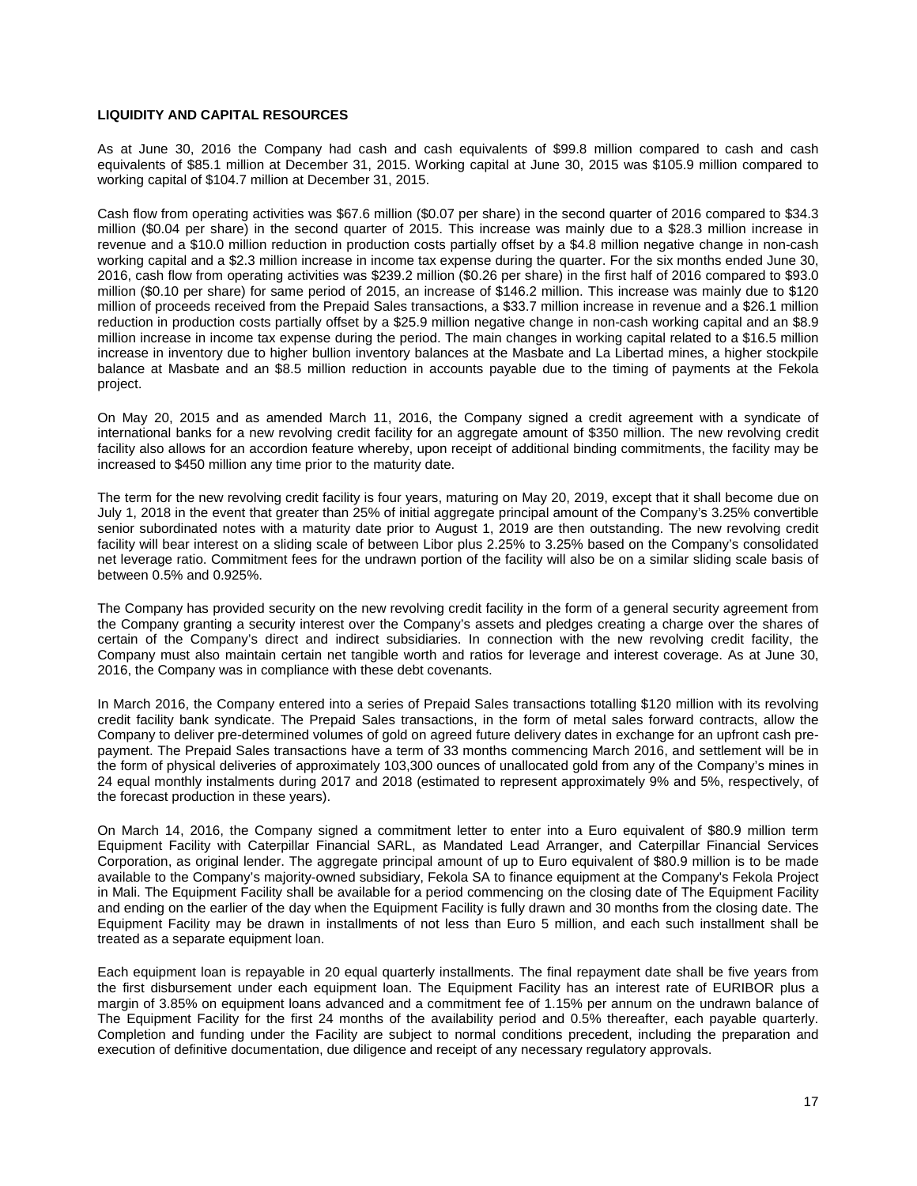**LIQUIDITY AND CAPITAL RESOURCES**

As at June 30, 2016 the Company had cash and cash equivalents of $99.8 million compared to cash and cash equivalents of $85.1 million at December 31, 2015. Working capital at June 30, 2015 was $105.9 million compared to working capital of $104.7 million at December 31, 2015.

Cash flow from operating activities was $67.6 million ($0.07 per share) in the second quarter of 2016 compared to $34.3 million ($0.04 per share) in the second quarter of 2015. This increase was mainly due to a $28.3 million increase in revenue and a $10.0 million reduction in production costs partially offset by a $4.8 million negative change in non-cash working capital and a $2.3 million increase in income tax expense during the quarter. For the six months ended June 30, 2016, cash flow from operating activities was $239.2 million ($0.26 per share) in the first half of 2016 compared to $93.0 million ($0.10 per share) for same period of 2015, an increase of $146.2 million. This increase was mainly due to $120 million of proceeds received from the Prepaid Sales transactions, a $33.7 million increase in revenue and a $26.1 million reduction in production costs partially offset by a $25.9 million negative change in non-cash working capital and an $8.9 million increase in income tax expense during the period. The main changes in working capital related to a $16.5 million increase in inventory due to higher bullion inventory balances at the Masbate and La Libertad mines, a higher stockpile balance at Masbate and an $8.5 million reduction in accounts payable due to the timing of payments at the Fekola project.

On May 20, 2015 and as amended March 11, 2016, the Company signed a credit agreement with a syndicate of international banks for a new revolving credit facility for an aggregate amount of $350 million. The new revolving credit facility also allows for an accordion feature whereby, upon receipt of additional binding commitments, the facility may be increased to $450 million any time prior to the maturity date.

The term for the new revolving credit facility is four years, maturing on May 20, 2019, except that it shall become due on July 1, 2018 in the event that greater than 25% of initial aggregate principal amount of the Company's 3.25% convertible senior subordinated notes with a maturity date prior to August 1, 2019 are then outstanding. The new revolving credit facility will bear interest on a sliding scale of between Libor plus 2.25% to 3.25% based on the Company's consolidated net leverage ratio. Commitment fees for the undrawn portion of the facility will also be on a similar sliding scale basis of between 0.5% and 0.925%.

The Company has provided security on the new revolving credit facility in the form of a general security agreement from the Company granting a security interest over the Company's assets and pledges creating a charge over the shares of certain of the Company's direct and indirect subsidiaries. In connection with the new revolving credit facility, the Company must also maintain certain net tangible worth and ratios for leverage and interest coverage. As at June 30, 2016, the Company was in compliance with these debt covenants.

In March 2016, the Company entered into a series of Prepaid Sales transactions totalling $120 million with its revolving credit facility bank syndicate. The Prepaid Sales transactions, in the form of metal sales forward contracts, allow the Company to deliver pre-determined volumes of gold on agreed future delivery dates in exchange for an upfront cash pre-payment. The Prepaid Sales transactions have a term of 33 months commencing March 2016, and settlement will be in the form of physical deliveries of approximately 103,300 ounces of unallocated gold from any of the Company's mines in 24 equal monthly instalments during 2017 and 2018 (estimated to represent approximately 9% and 5%, respectively, of the forecast production in these years).

On March 14, 2016, the Company signed a commitment letter to enter into a Euro equivalent of $80.9 million term Equipment Facility with Caterpillar Financial SARL, as Mandated Lead Arranger, and Caterpillar Financial Services Corporation, as original lender. The aggregate principal amount of up to Euro equivalent of $80.9 million is to be made available to the Company's majority-owned subsidiary, Fekola SA to finance equipment at the Company's Fekola Project in Mali. The Equipment Facility shall be available for a period commencing on the closing date of The Equipment Facility and ending on the earlier of the day when the Equipment Facility is fully drawn and 30 months from the closing date. The Equipment Facility may be drawn in installments of not less than Euro 5 million, and each such installment shall be treated as a separate equipment loan.

Each equipment loan is repayable in 20 equal quarterly installments. The final repayment date shall be five years from the first disbursement under each equipment loan. The Equipment Facility has an interest rate of EURIBOR plus a margin of 3.85% on equipment loans advanced and a commitment fee of 1.15% per annum on the undrawn balance of The Equipment Facility for the first 24 months of the availability period and 0.5% thereafter, each payable quarterly. Completion and funding under the Facility are subject to normal conditions precedent, including the preparation and execution of definitive documentation, due diligence and receipt of any necessary regulatory approvals.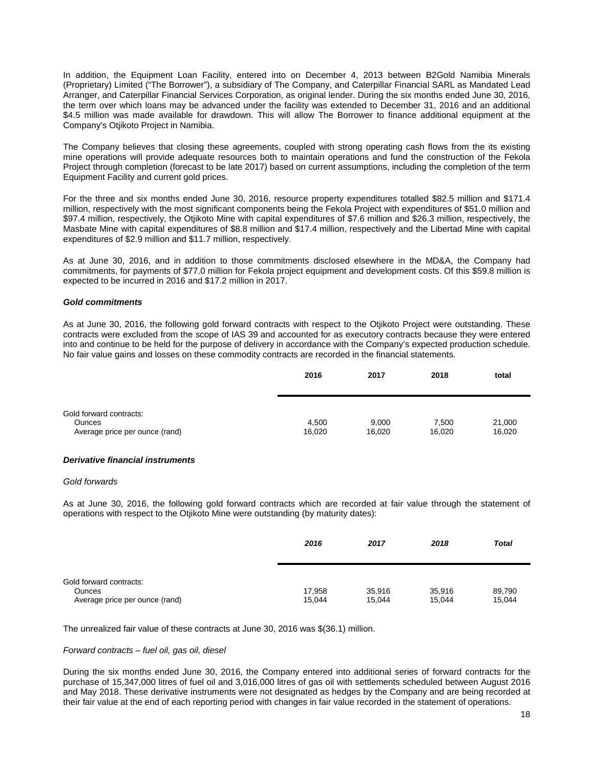In addition, the Equipment Loan Facility, entered into on December 4, 2013 between B2Gold Namibia Minerals (Proprietary) Limited ("The Borrower"), a subsidiary of The Company, and Caterpillar Financial SARL as Mandated Lead Arranger, and Caterpillar Financial Services Corporation, as original lender. During the six months ended June 30, 2016, the term over which loans may be advanced under the facility was extended to December 31, 2016 and an additional $4.5 million was made available for drawdown. This will allow The Borrower to finance additional equipment at the Company's Otjikoto Project in Namibia.

The Company believes that closing these agreements, coupled with strong operating cash flows from the its existing mine operations will provide adequate resources both to maintain operations and fund the construction of the Fekola Project through completion (forecast to be late 2017) based on current assumptions, including the completion of the term Equipment Facility and current gold prices.

For the three and six months ended June 30, 2016, resource property expenditures totalled $82.5 million and $171.4 million, respectively with the most significant components being the Fekola Project with expenditures of $51.0 million and $97.4 million, respectively, the Otjikoto Mine with capital expenditures of $7.6 million and $26.3 million, respectively, the Masbate Mine with capital expenditures of $8.8 million and $17.4 million, respectively and the Libertad Mine with capital expenditures of $2.9 million and $11.7 million, respectively.

As at June 30, 2016, and in addition to those commitments disclosed elsewhere in the MD&A, the Company had commitments, for payments of $77.0 million for Fekola project equipment and development costs. Of this $59.8 million is expected to be incurred in 2016 and $17.2 million in 2017.

***Gold commitments***

As at June 30, 2016, the following gold forward contracts with respect to the Otjikoto Project were outstanding. These contracts were excluded from the scope of IAS 39 and accounted for as executory contracts because they were entered into and continue to be held for the purpose of delivery in accordance with the Company's expected production schedule. No fair value gains and losses on these commodity contracts are recorded in the financial statements.

| | 2016 | 2017 | 2018 | total |
|---|---|---|---|---|
| Gold forward contracts: | | | | |
| Ounces | 4,500 | 9,000 | 7,500 | 21,000 |
| Average price per ounce (rand) | 16,020 | 16,020 | 16,020 | 16,020 |

***Derivative financial instruments***

*Gold forwards*

As at June 30, 2016, the following gold forward contracts which are recorded at fair value through the statement of operations with respect to the Otjikoto Mine were outstanding (by maturity dates):

| | *2016* | *2017* | *2018* | *Total* |
|---|---|---|---|---|
| Gold forward contracts: | | | | |
| Ounces | 17,958 | 35,916 | 35,916 | 89,790 |
| Average price per ounce (rand) | 15,044 | 15,044 | 15,044 | 15,044 |

The unrealized fair value of these contracts at June 30, 2016 was $(36.1) million.

*Forward contracts – fuel oil, gas oil, diesel*

During the six months ended June 30, 2016, the Company entered into additional series of forward contracts for the purchase of 15,347,000 litres of fuel oil and 3,016,000 litres of gas oil with settlements scheduled between August 2016 and May 2018. These derivative instruments were not designated as hedges by the Company and are being recorded at their fair value at the end of each reporting period with changes in fair value recorded in the statement of operations.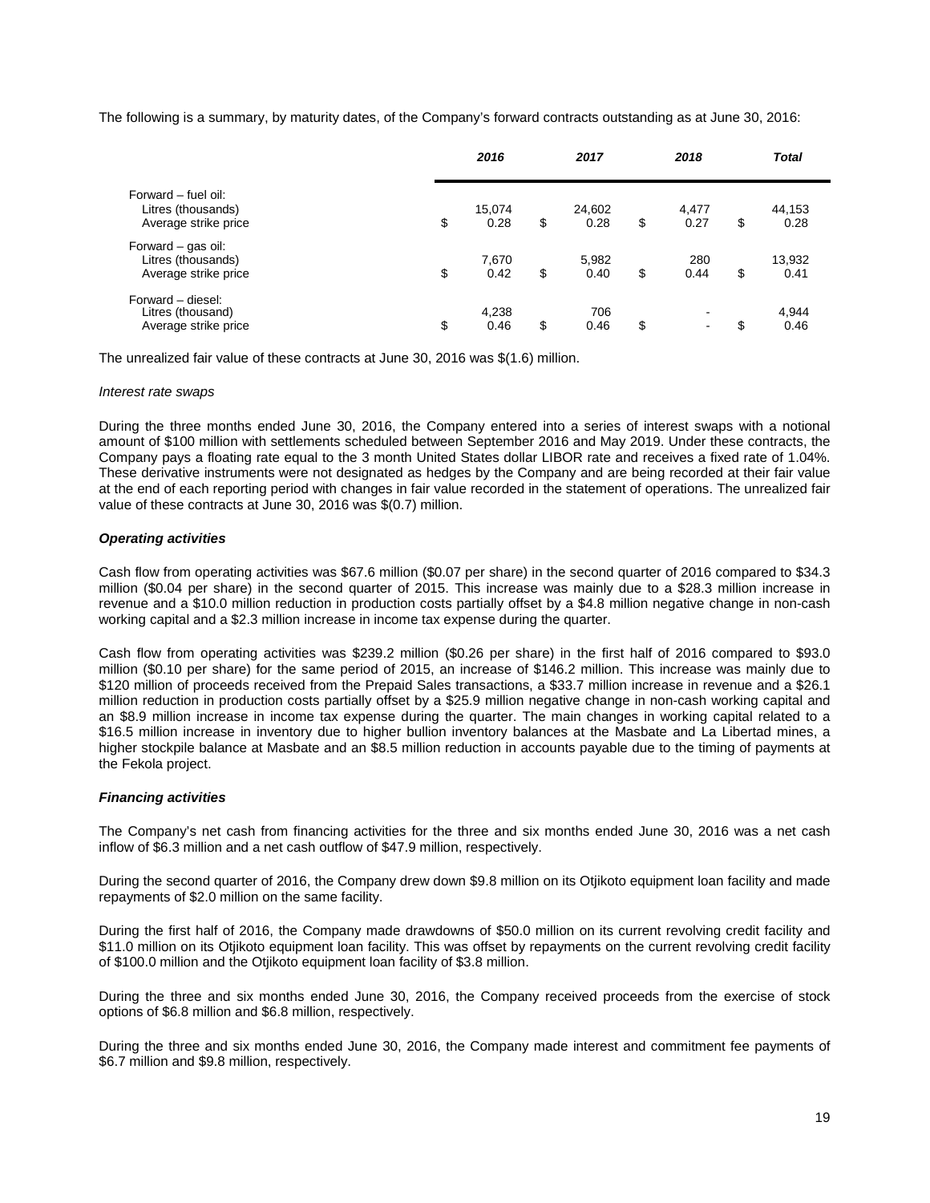The following is a summary, by maturity dates, of the Company's forward contracts outstanding as at June 30, 2016:

| | ***2016*** | ***2017*** | ***2018*** | ***Total*** |
|---|---|---|---|---|
| Forward – fuel oil: | | | | |
| Litres (thousands) | 15,074 | 24,602 | 4,477 | 44,153 |
| Average strike price | $ 0.28 | $ 0.28 | $ 0.27 | $ 0.28 |
| Forward – gas oil: | | | | |
| Litres (thousands) | 7,670 | 5,982 | 280 | 13,932 |
| Average strike price | $ 0.42 | $ 0.40 | $ 0.44 | $ 0.41 |
| Forward – diesel: | | | | |
| Litres (thousand) | 4,238 | 706 | - | 4,944 |
| Average strike price | $ 0.46 | $ 0.46 | $ - | $ 0.46 |

The unrealized fair value of these contracts at June 30, 2016 was $(1.6) million.

*Interest rate swaps*

During the three months ended June 30, 2016, the Company entered into a series of interest swaps with a notional amount of $100 million with settlements scheduled between September 2016 and May 2019. Under these contracts, the Company pays a floating rate equal to the 3 month United States dollar LIBOR rate and receives a fixed rate of 1.04%. These derivative instruments were not designated as hedges by the Company and are being recorded at their fair value at the end of each reporting period with changes in fair value recorded in the statement of operations. The unrealized fair value of these contracts at June 30, 2016 was $(0.7) million.

***Operating activities***

Cash flow from operating activities was $67.6 million ($0.07 per share) in the second quarter of 2016 compared to $34.3 million ($0.04 per share) in the second quarter of 2015. This increase was mainly due to a $28.3 million increase in revenue and a $10.0 million reduction in production costs partially offset by a $4.8 million negative change in non-cash working capital and a $2.3 million increase in income tax expense during the quarter.

Cash flow from operating activities was $239.2 million ($0.26 per share) in the first half of 2016 compared to $93.0 million ($0.10 per share) for the same period of 2015, an increase of $146.2 million. This increase was mainly due to $120 million of proceeds received from the Prepaid Sales transactions, a $33.7 million increase in revenue and a $26.1 million reduction in production costs partially offset by a $25.9 million negative change in non-cash working capital and an $8.9 million increase in income tax expense during the quarter. The main changes in working capital related to a $16.5 million increase in inventory due to higher bullion inventory balances at the Masbate and La Libertad mines, a higher stockpile balance at Masbate and an $8.5 million reduction in accounts payable due to the timing of payments at the Fekola project.

***Financing activities***

The Company's net cash from financing activities for the three and six months ended June 30, 2016 was a net cash inflow of $6.3 million and a net cash outflow of $47.9 million, respectively.

During the second quarter of 2016, the Company drew down $9.8 million on its Otjikoto equipment loan facility and made repayments of $2.0 million on the same facility.

During the first half of 2016, the Company made drawdowns of $50.0 million on its current revolving credit facility and $11.0 million on its Otjikoto equipment loan facility. This was offset by repayments on the current revolving credit facility of $100.0 million and the Otjikoto equipment loan facility of $3.8 million.

During the three and six months ended June 30, 2016, the Company received proceeds from the exercise of stock options of $6.8 million and $6.8 million, respectively.

During the three and six months ended June 30, 2016, the Company made interest and commitment fee payments of $6.7 million and $9.8 million, respectively.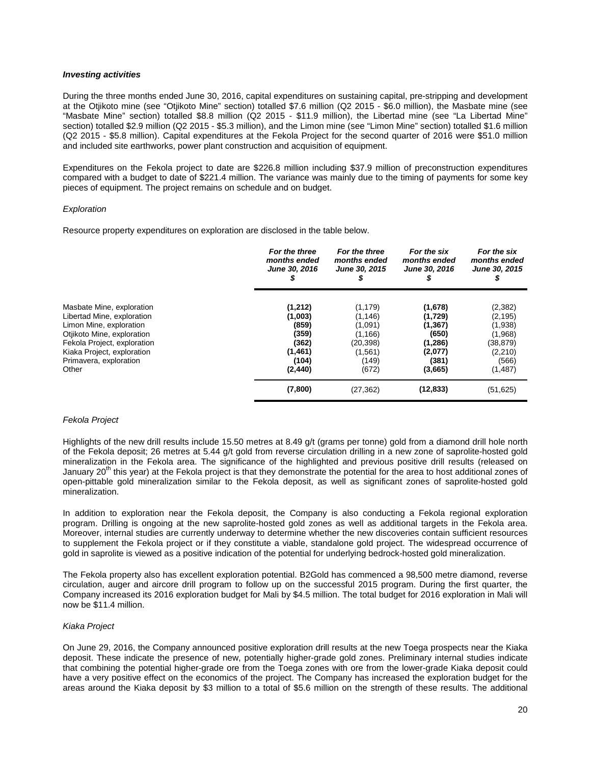***Investing activities***

During the three months ended June 30, 2016, capital expenditures on sustaining capital, pre-stripping and development at the Otjikoto mine (see "Otjikoto Mine" section) totalled $7.6 million (Q2 2015 - $6.0 million), the Masbate mine (see "Masbate Mine" section) totalled $8.8 million (Q2 2015 - $11.9 million), the Libertad mine (see "La Libertad Mine" section) totalled $2.9 million (Q2 2015 - $5.3 million), and the Limon mine (see "Limon Mine" section) totalled $1.6 million (Q2 2015 - $5.8 million). Capital expenditures at the Fekola Project for the second quarter of 2016 were $51.0 million and included site earthworks, power plant construction and acquisition of equipment.

Expenditures on the Fekola project to date are $226.8 million including $37.9 million of preconstruction expenditures compared with a budget to date of $221.4 million. The variance was mainly due to the timing of payments for some key pieces of equipment. The project remains on schedule and on budget.

*Exploration*

Resource property expenditures on exploration are disclosed in the table below.

| | *For the three months ended June 30, 2016* $ | *For the three months ended June 30, 2015* $ | *For the six months ended June 30, 2016* $ | *For the six months ended June 30, 2015* $ |
|---|---|---|---|---|
| Masbate Mine, exploration | **(1,212)** | (1,179) | **(1,678)** | (2,382) |
| Libertad Mine, exploration | **(1,003)** | (1,146) | **(1,729)** | (2,195) |
| Limon Mine, exploration | **(859)** | (1,091) | **(1,367)** | (1,938) |
| Otjikoto Mine, exploration | **(359)** | (1,166) | **(650)** | (1,968) |
| Fekola Project, exploration | **(362)** | (20,398) | **(1,286)** | (38,879) |
| Kiaka Project, exploration | **(1,461)** | (1,561) | **(2,077)** | (2,210) |
| Primavera, exploration | **(104)** | (149) | **(381)** | (566) |
| Other | **(2,440)** | (672) | **(3,665)** | (1,487) |
| | **(7,800)** | (27,362) | **(12,833)** | (51,625) |

*Fekola Project*

Highlights of the new drill results include 15.50 metres at 8.49 g/t (grams per tonne) gold from a diamond drill hole north of the Fekola deposit; 26 metres at 5.44 g/t gold from reverse circulation drilling in a new zone of saprolite-hosted gold mineralization in the Fekola area. The significance of the highlighted and previous positive drill results (released on January 20th this year) at the Fekola project is that they demonstrate the potential for the area to host additional zones of open-pittable gold mineralization similar to the Fekola deposit, as well as significant zones of saprolite-hosted gold mineralization.

In addition to exploration near the Fekola deposit, the Company is also conducting a Fekola regional exploration program. Drilling is ongoing at the new saprolite-hosted gold zones as well as additional targets in the Fekola area. Moreover, internal studies are currently underway to determine whether the new discoveries contain sufficient resources to supplement the Fekola project or if they constitute a viable, standalone gold project. The widespread occurrence of gold in saprolite is viewed as a positive indication of the potential for underlying bedrock-hosted gold mineralization.

The Fekola property also has excellent exploration potential. B2Gold has commenced a 98,500 metre diamond, reverse circulation, auger and aircore drill program to follow up on the successful 2015 program. During the first quarter, the Company increased its 2016 exploration budget for Mali by $4.5 million. The total budget for 2016 exploration in Mali will now be $11.4 million.

*Kiaka Project*

On June 29, 2016, the Company announced positive exploration drill results at the new Toega prospects near the Kiaka deposit. These indicate the presence of new, potentially higher-grade gold zones. Preliminary internal studies indicate that combining the potential higher-grade ore from the Toega zones with ore from the lower-grade Kiaka deposit could have a very positive effect on the economics of the project. The Company has increased the exploration budget for the areas around the Kiaka deposit by $3 million to a total of $5.6 million on the strength of these results. The additional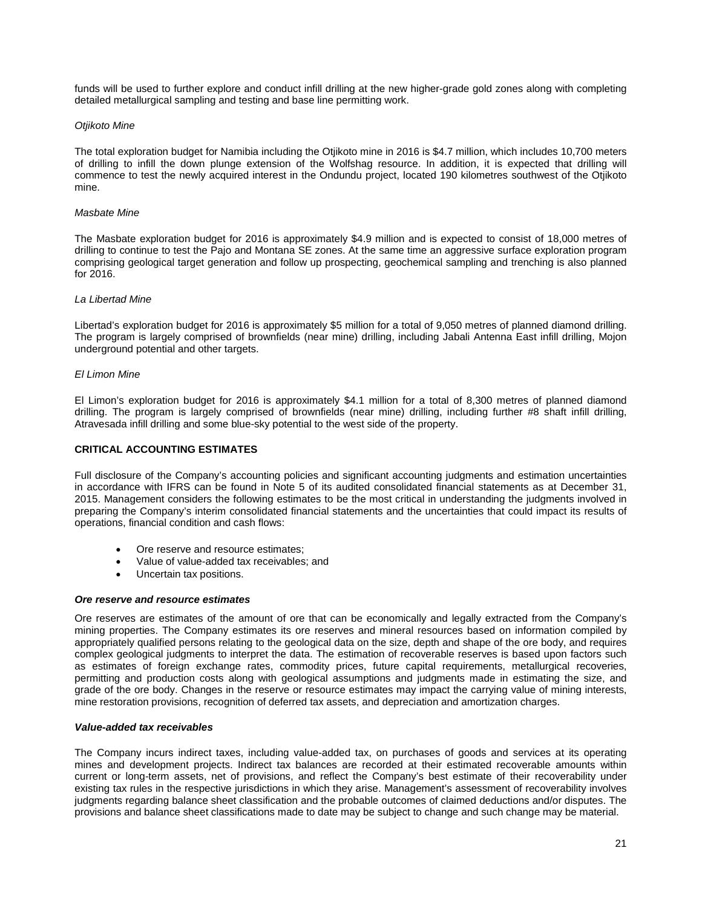funds will be used to further explore and conduct infill drilling at the new higher-grade gold zones along with completing detailed metallurgical sampling and testing and base line permitting work.

*Otjikoto Mine*

The total exploration budget for Namibia including the Otjikoto mine in 2016 is $4.7 million, which includes 10,700 meters of drilling to infill the down plunge extension of the Wolfshag resource. In addition, it is expected that drilling will commence to test the newly acquired interest in the Ondundu project, located 190 kilometres southwest of the Otjikoto mine.

*Masbate Mine*

The Masbate exploration budget for 2016 is approximately $4.9 million and is expected to consist of 18,000 metres of drilling to continue to test the Pajo and Montana SE zones. At the same time an aggressive surface exploration program comprising geological target generation and follow up prospecting, geochemical sampling and trenching is also planned for 2016.

*La Libertad Mine*

Libertad's exploration budget for 2016 is approximately $5 million for a total of 9,050 metres of planned diamond drilling. The program is largely comprised of brownfields (near mine) drilling, including Jabali Antenna East infill drilling, Mojon underground potential and other targets.

*El Limon Mine*

El Limon's exploration budget for 2016 is approximately $4.1 million for a total of 8,300 metres of planned diamond drilling. The program is largely comprised of brownfields (near mine) drilling, including further #8 shaft infill drilling, Atravesada infill drilling and some blue-sky potential to the west side of the property.

## CRITICAL ACCOUNTING ESTIMATES

Full disclosure of the Company's accounting policies and significant accounting judgments and estimation uncertainties in accordance with IFRS can be found in Note 5 of its audited consolidated financial statements as at December 31, 2015. Management considers the following estimates to be the most critical in understanding the judgments involved in preparing the Company's interim consolidated financial statements and the uncertainties that could impact its results of operations, financial condition and cash flows:

- Ore reserve and resource estimates;
- Value of value-added tax receivables; and
- Uncertain tax positions.

***Ore reserve and resource estimates***

Ore reserves are estimates of the amount of ore that can be economically and legally extracted from the Company's mining properties. The Company estimates its ore reserves and mineral resources based on information compiled by appropriately qualified persons relating to the geological data on the size, depth and shape of the ore body, and requires complex geological judgments to interpret the data. The estimation of recoverable reserves is based upon factors such as estimates of foreign exchange rates, commodity prices, future capital requirements, metallurgical recoveries, permitting and production costs along with geological assumptions and judgments made in estimating the size, and grade of the ore body. Changes in the reserve or resource estimates may impact the carrying value of mining interests, mine restoration provisions, recognition of deferred tax assets, and depreciation and amortization charges.

***Value-added tax receivables***

The Company incurs indirect taxes, including value-added tax, on purchases of goods and services at its operating mines and development projects. Indirect tax balances are recorded at their estimated recoverable amounts within current or long-term assets, net of provisions, and reflect the Company's best estimate of their recoverability under existing tax rules in the respective jurisdictions in which they arise. Management's assessment of recoverability involves judgments regarding balance sheet classification and the probable outcomes of claimed deductions and/or disputes. The provisions and balance sheet classifications made to date may be subject to change and such change may be material.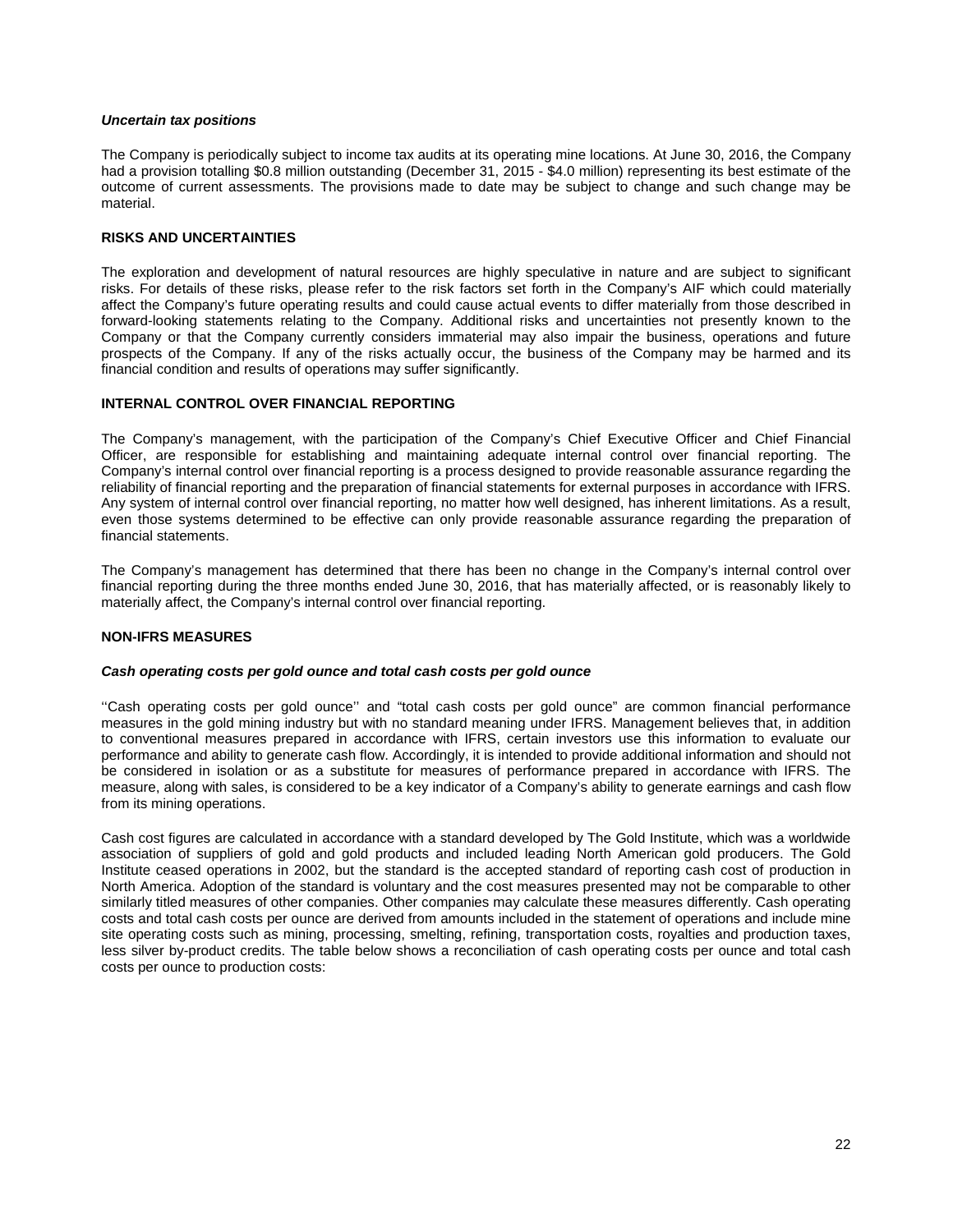***Uncertain tax positions***

The Company is periodically subject to income tax audits at its operating mine locations. At June 30, 2016, the Company had a provision totalling $0.8 million outstanding (December 31, 2015 - $4.0 million) representing its best estimate of the outcome of current assessments. The provisions made to date may be subject to change and such change may be material.

**RISKS AND UNCERTAINTIES**

The exploration and development of natural resources are highly speculative in nature and are subject to significant risks. For details of these risks, please refer to the risk factors set forth in the Company's AIF which could materially affect the Company's future operating results and could cause actual events to differ materially from those described in forward-looking statements relating to the Company. Additional risks and uncertainties not presently known to the Company or that the Company currently considers immaterial may also impair the business, operations and future prospects of the Company. If any of the risks actually occur, the business of the Company may be harmed and its financial condition and results of operations may suffer significantly.

**INTERNAL CONTROL OVER FINANCIAL REPORTING**

The Company's management, with the participation of the Company's Chief Executive Officer and Chief Financial Officer, are responsible for establishing and maintaining adequate internal control over financial reporting. The Company's internal control over financial reporting is a process designed to provide reasonable assurance regarding the reliability of financial reporting and the preparation of financial statements for external purposes in accordance with IFRS. Any system of internal control over financial reporting, no matter how well designed, has inherent limitations. As a result, even those systems determined to be effective can only provide reasonable assurance regarding the preparation of financial statements.

The Company's management has determined that there has been no change in the Company's internal control over financial reporting during the three months ended June 30, 2016, that has materially affected, or is reasonably likely to materially affect, the Company's internal control over financial reporting.

**NON-IFRS MEASURES**

***Cash operating costs per gold ounce and total cash costs per gold ounce***

''Cash operating costs per gold ounce'' and "total cash costs per gold ounce" are common financial performance measures in the gold mining industry but with no standard meaning under IFRS. Management believes that, in addition to conventional measures prepared in accordance with IFRS, certain investors use this information to evaluate our performance and ability to generate cash flow. Accordingly, it is intended to provide additional information and should not be considered in isolation or as a substitute for measures of performance prepared in accordance with IFRS. The measure, along with sales, is considered to be a key indicator of a Company's ability to generate earnings and cash flow from its mining operations.

Cash cost figures are calculated in accordance with a standard developed by The Gold Institute, which was a worldwide association of suppliers of gold and gold products and included leading North American gold producers. The Gold Institute ceased operations in 2002, but the standard is the accepted standard of reporting cash cost of production in North America. Adoption of the standard is voluntary and the cost measures presented may not be comparable to other similarly titled measures of other companies. Other companies may calculate these measures differently. Cash operating costs and total cash costs per ounce are derived from amounts included in the statement of operations and include mine site operating costs such as mining, processing, smelting, refining, transportation costs, royalties and production taxes, less silver by-product credits. The table below shows a reconciliation of cash operating costs per ounce and total cash costs per ounce to production costs: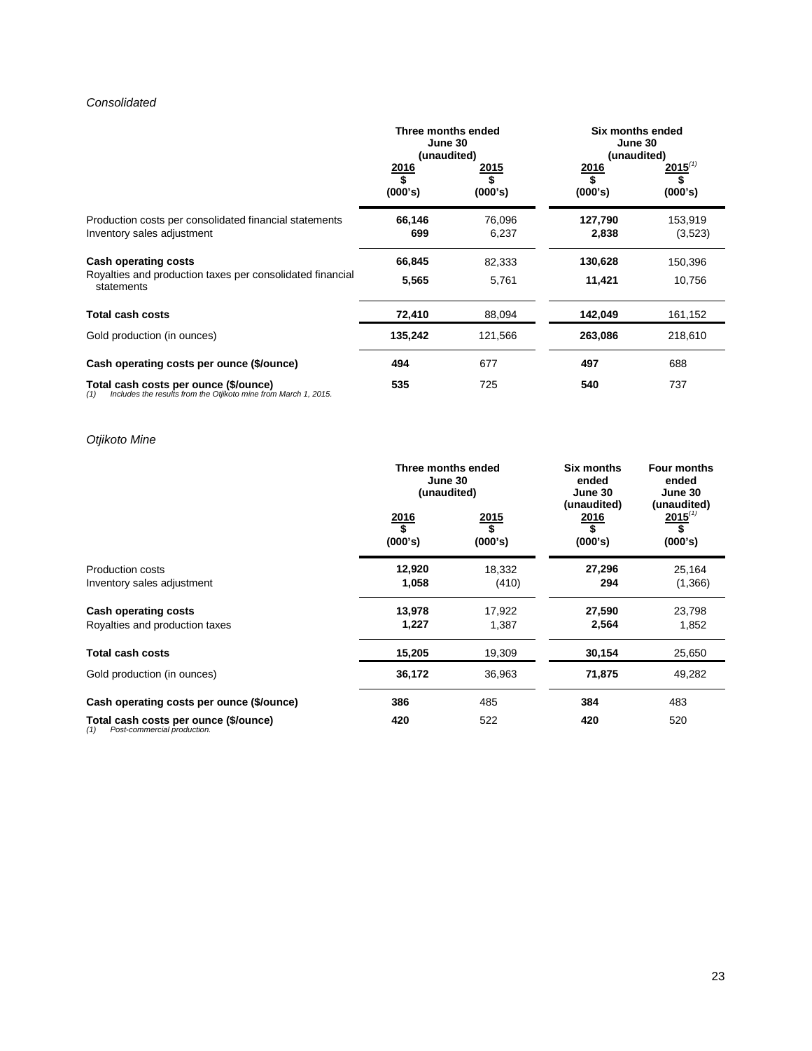*Consolidated*

| | Three months ended June 30 (unaudited) | | Six months ended June 30 (unaudited) | |
|---|---|---|---|---|
| | 2016 $ (000's) | 2015 $ (000's) | 2016 $ (000's) | 2015[(1)] $ (000's) |
| Production costs per consolidated financial statements | **66,146** | 76,096 | **127,790** | 153,919 |
| Inventory sales adjustment | **699** | 6,237 | **2,838** | (3,523) |
| **Cash operating costs** | **66,845** | 82,333 | **130,628** | 150,396 |
| Royalties and production taxes per consolidated financial statements | **5,565** | 5,761 | **11,421** | 10,756 |
| **Total cash costs** | **72,410** | 88,094 | **142,049** | 161,152 |
| Gold production (in ounces) | **135,242** | 121,566 | **263,086** | 218,610 |
| **Cash operating costs per ounce ($/ounce)** | **494** | 677 | **497** | 688 |
| **Total cash costs per ounce ($/ounce)** | **535** | 725 | **540** | 737 |

*(1) Includes the results from the Otjikoto mine from March 1, 2015.*

*Otjikoto Mine*

| | Three months ended June 30 (unaudited) | | Six months ended June 30 (unaudited) | Four months ended June 30 (unaudited) |
|---|---|---|---|---|
| | 2016 $ (000's) | 2015 $ (000's) | 2016 $ (000's) | 2015[(1)] $ (000's) |
| Production costs | **12,920** | 18,332 | **27,296** | 25,164 |
| Inventory sales adjustment | **1,058** | (410) | **294** | (1,366) |
| **Cash operating costs** | **13,978** | 17,922 | **27,590** | 23,798 |
| Royalties and production taxes | **1,227** | 1,387 | **2,564** | 1,852 |
| **Total cash costs** | **15,205** | 19,309 | **30,154** | 25,650 |
| Gold production (in ounces) | **36,172** | 36,963 | **71,875** | 49,282 |
| **Cash operating costs per ounce ($/ounce)** | **386** | 485 | **384** | 483 |
| **Total cash costs per ounce ($/ounce)** | **420** | 522 | **420** | 520 |

*(1) Post-commercial production.*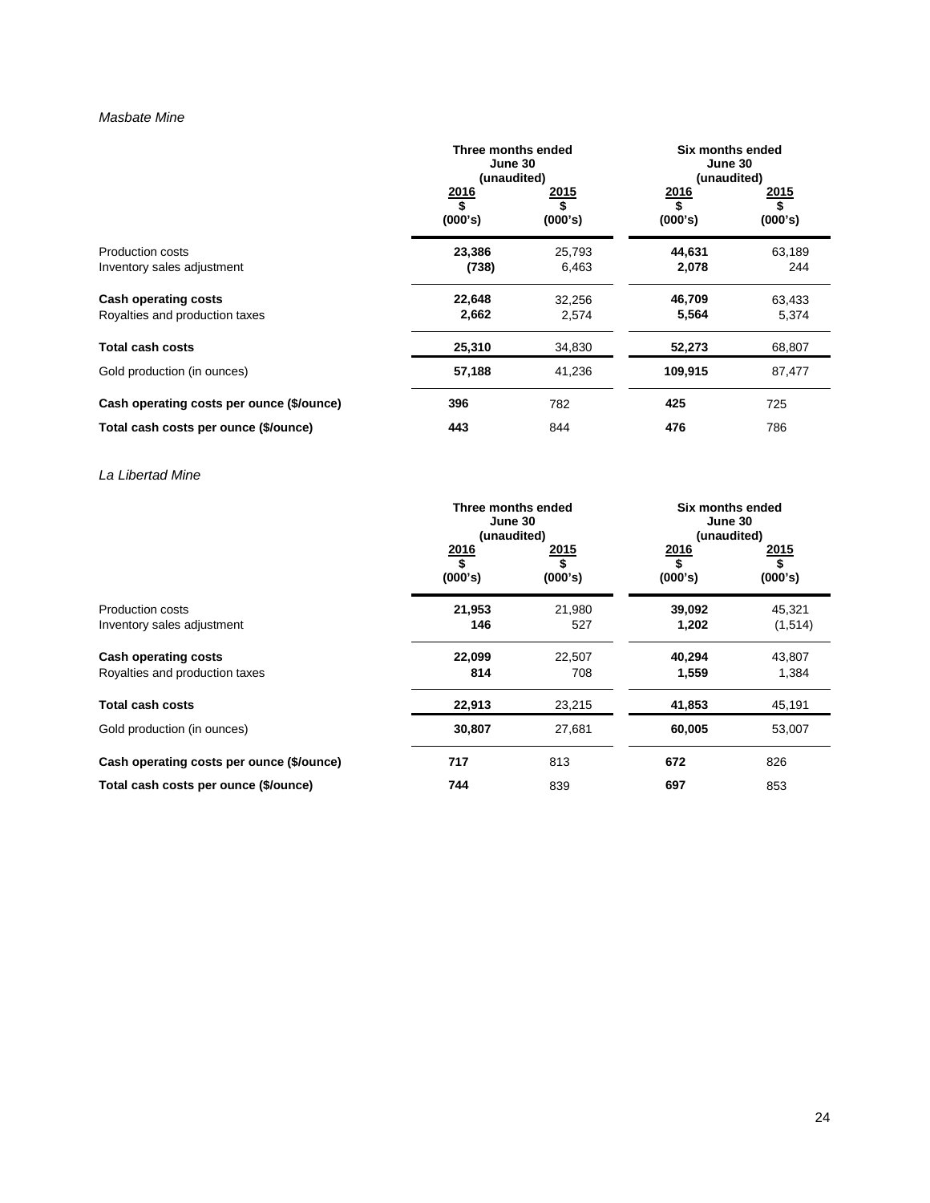*Masbate Mine*

| | Three months ended June 30 (unaudited) | | Six months ended June 30 (unaudited) | |
|---|---|---|---|---|
| | 2016<br>$<br>(000's) | 2015<br>$<br>(000's) | 2016<br>$<br>(000's) | 2015<br>$<br>(000's) |
| Production costs | **23,386** | 25,793 | **44,631** | 63,189 |
| Inventory sales adjustment | **(738)** | 6,463 | **2,078** | 244 |
| **Cash operating costs** | **22,648** | 32,256 | **46,709** | 63,433 |
| Royalties and production taxes | **2,662** | 2,574 | **5,564** | 5,374 |
| **Total cash costs** | **25,310** | 34,830 | **52,273** | 68,807 |
| Gold production (in ounces) | **57,188** | 41,236 | **109,915** | 87,477 |
| **Cash operating costs per ounce ($/ounce)** | **396** | 782 | **425** | 725 |
| **Total cash costs per ounce ($/ounce)** | **443** | 844 | **476** | 786 |

*La Libertad Mine*

| | Three months ended June 30 (unaudited) | | Six months ended June 30 (unaudited) | |
|---|---|---|---|---|
| | 2016<br>$<br>(000's) | 2015<br>$<br>(000's) | 2016<br>$<br>(000's) | 2015<br>$<br>(000's) |
| Production costs | **21,953** | 21,980 | **39,092** | 45,321 |
| Inventory sales adjustment | **146** | 527 | **1,202** | (1,514) |
| **Cash operating costs** | **22,099** | 22,507 | **40,294** | 43,807 |
| Royalties and production taxes | **814** | 708 | **1,559** | 1,384 |
| **Total cash costs** | **22,913** | 23,215 | **41,853** | 45,191 |
| Gold production (in ounces) | **30,807** | 27,681 | **60,005** | 53,007 |
| **Cash operating costs per ounce ($/ounce)** | **717** | 813 | **672** | 826 |
| **Total cash costs per ounce ($/ounce)** | **744** | 839 | **697** | 853 |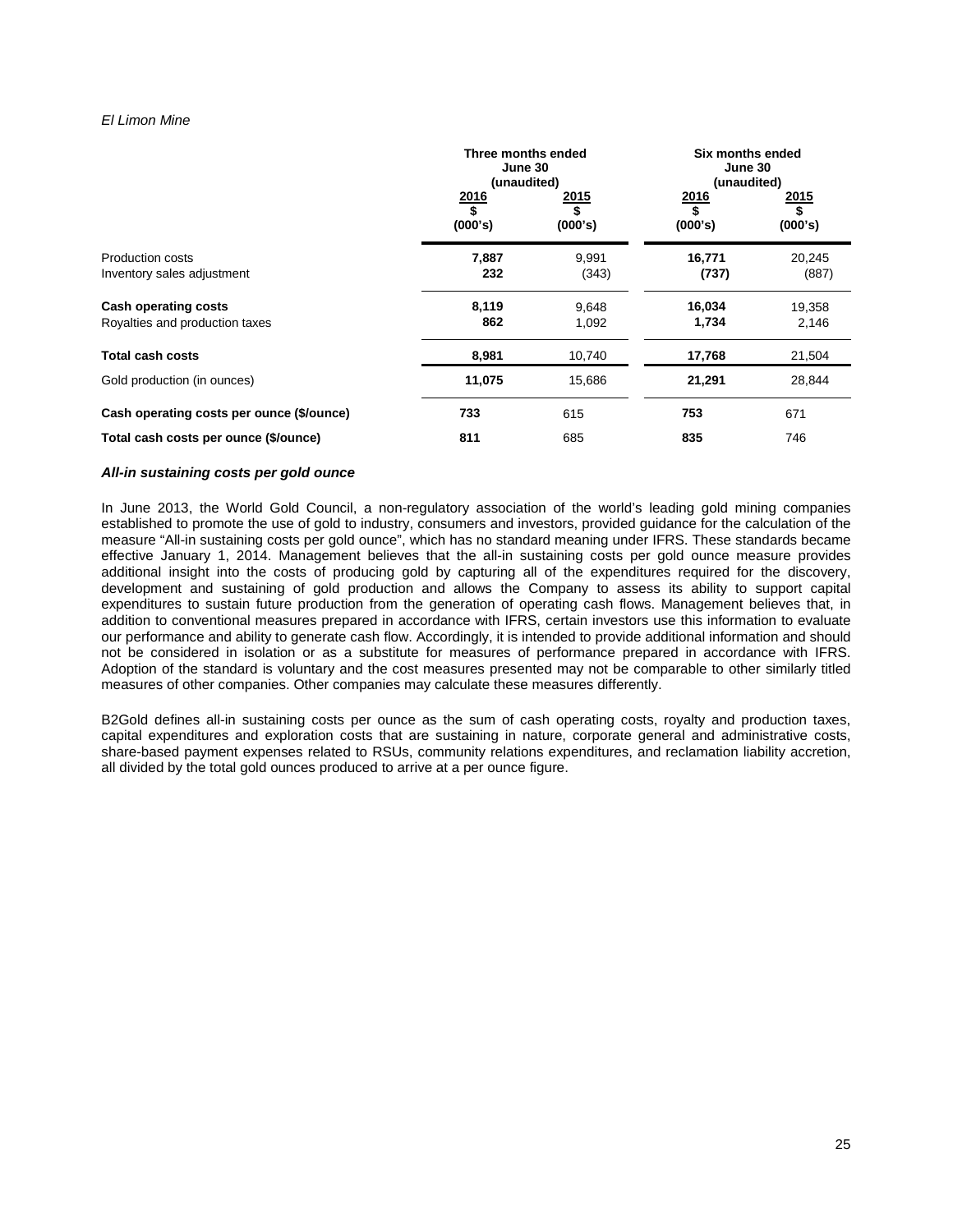*El Limon Mine*

| | Three months ended June 30 (unaudited) | | Six months ended June 30 (unaudited) | |
|---|---|---|---|---|
| | **2016** **$** **(000's)** | **2015** **$** **(000's)** | **2016** **$** **(000's)** | **2015** **$** **(000's)** |
| Production costs | **7,887** | 9,991 | **16,771** | 20,245 |
| Inventory sales adjustment | **232** | (343) | **(737)** | (887) |
| **Cash operating costs** | **8,119** | 9,648 | **16,034** | 19,358 |
| Royalties and production taxes | **862** | 1,092 | **1,734** | 2,146 |
| **Total cash costs** | **8,981** | 10,740 | **17,768** | 21,504 |
| Gold production (in ounces) | **11,075** | 15,686 | **21,291** | 28,844 |
| **Cash operating costs per ounce ($/ounce)** | **733** | 615 | **753** | 671 |
| **Total cash costs per ounce ($/ounce)** | **811** | 685 | **835** | 746 |

***All-in sustaining costs per gold ounce***

In June 2013, the World Gold Council, a non-regulatory association of the world's leading gold mining companies established to promote the use of gold to industry, consumers and investors, provided guidance for the calculation of the measure "All-in sustaining costs per gold ounce", which has no standard meaning under IFRS. These standards became effective January 1, 2014. Management believes that the all-in sustaining costs per gold ounce measure provides additional insight into the costs of producing gold by capturing all of the expenditures required for the discovery, development and sustaining of gold production and allows the Company to assess its ability to support capital expenditures to sustain future production from the generation of operating cash flows. Management believes that, in addition to conventional measures prepared in accordance with IFRS, certain investors use this information to evaluate our performance and ability to generate cash flow. Accordingly, it is intended to provide additional information and should not be considered in isolation or as a substitute for measures of performance prepared in accordance with IFRS. Adoption of the standard is voluntary and the cost measures presented may not be comparable to other similarly titled measures of other companies. Other companies may calculate these measures differently.

B2Gold defines all-in sustaining costs per ounce as the sum of cash operating costs, royalty and production taxes, capital expenditures and exploration costs that are sustaining in nature, corporate general and administrative costs, share-based payment expenses related to RSUs, community relations expenditures, and reclamation liability accretion, all divided by the total gold ounces produced to arrive at a per ounce figure.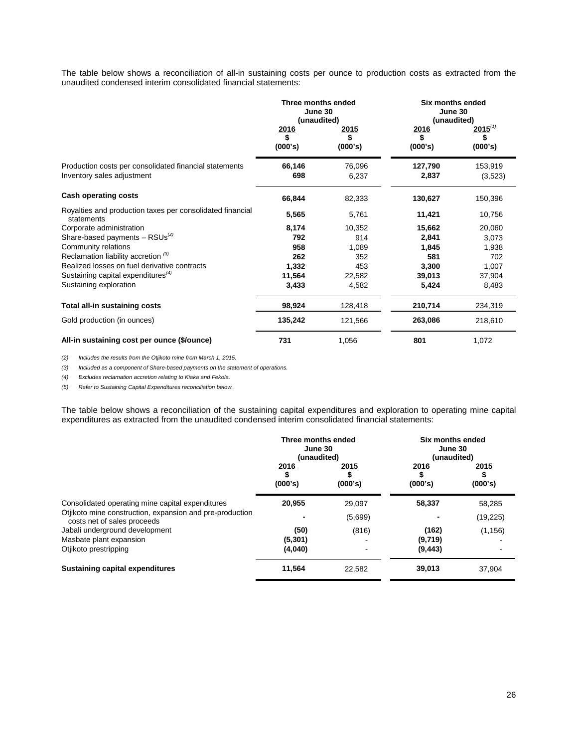The table below shows a reconciliation of all-in sustaining costs per ounce to production costs as extracted from the unaudited condensed interim consolidated financial statements:

| | Three months ended June 30 (unaudited) | | Six months ended June 30 (unaudited) | |
|---|---|---|---|---|
| | 2016 $ (000's) | 2015 $ (000's) | 2016 $ (000's) | 2015[1] $ (000's) |
| Production costs per consolidated financial statements | **66,146** | 76,096 | **127,790** | 153,919 |
| Inventory sales adjustment | **698** | 6,237 | **2,837** | (3,523) |
| **Cash operating costs** | **66,844** | 82,333 | **130,627** | 150,396 |
| Royalties and production taxes per consolidated financial statements | **5,565** | 5,761 | **11,421** | 10,756 |
| Corporate administration | **8,174** | 10,352 | **15,662** | 20,060 |
| Share-based payments – RSUs[2] | **792** | 914 | **2,841** | 3,073 |
| Community relations | **958** | 1,089 | **1,845** | 1,938 |
| Reclamation liability accretion [3] | **262** | 352 | **581** | 702 |
| Realized losses on fuel derivative contracts | **1,332** | 453 | **3,300** | 1,007 |
| Sustaining capital expenditures[4] | **11,564** | 22,582 | **39,013** | 37,904 |
| Sustaining exploration | **3,433** | 4,582 | **5,424** | 8,483 |
| **Total all-in sustaining costs** | **98,924** | 128,418 | **210,714** | 234,319 |
| Gold production (in ounces) | **135,242** | 121,566 | **263,086** | 218,610 |
| **All-in sustaining cost per ounce ($/ounce)** | **731** | 1,056 | **801** | 1,072 |

*(2) Includes the results from the Otjikoto mine from March 1, 2015.*

*(3) Included as a component of Share-based payments on the statement of operations.*

*(4) Excludes reclamation accretion relating to Kiaka and Fekola.*

*(5) Refer to Sustaining Capital Expenditures reconciliation below.*

The table below shows a reconciliation of the sustaining capital expenditures and exploration to operating mine capital expenditures as extracted from the unaudited condensed interim consolidated financial statements:

| | Three months ended June 30 (unaudited) | | Six months ended June 30 (unaudited) | |
|---|---|---|---|---|
| | 2016 $ (000's) | 2015 $ (000's) | 2016 $ (000's) | 2015 $ (000's) |
| Consolidated operating mine capital expenditures | **20,955** | 29,097 | **58,337** | 58,285 |
| Otjikoto mine construction, expansion and pre-production costs net of sales proceeds | **-** | (5,699) | **-** | (19,225) |
| Jabali underground development | **(50)** | (816) | **(162)** | (1,156) |
| Masbate plant expansion | **(5,301)** | - | **(9,719)** | - |
| Otjikoto prestripping | **(4,040)** | - | **(9,443)** | - |
| **Sustaining capital expenditures** | **11,564** | 22,582 | **39,013** | 37,904 |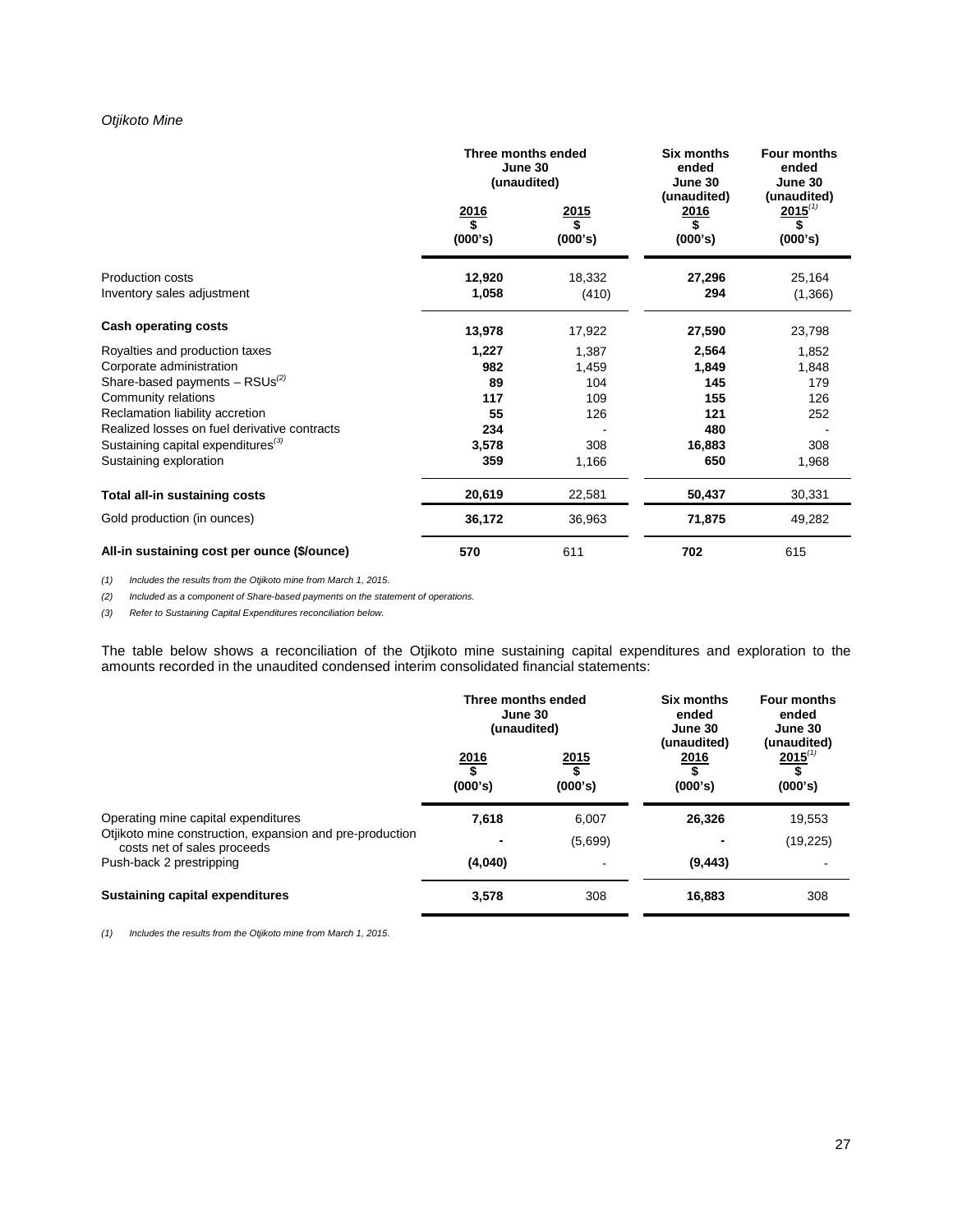*Otjikoto Mine*

| | Three months ended June 30 (unaudited) | | Six months ended June 30 (unaudited) | Four months ended June 30 (unaudited) |
|---|---|---|---|---|
| | 2016<br>$<br>(000's) | 2015<br>$<br>(000's) | 2016<br>$<br>(000's) | 2015[1]<br>$<br>(000's) |
| Production costs | **12,920** | 18,332 | **27,296** | 25,164 |
| Inventory sales adjustment | **1,058** | (410) | **294** | (1,366) |
| **Cash operating costs** | **13,978** | 17,922 | **27,590** | 23,798 |
| Royalties and production taxes | **1,227** | 1,387 | **2,564** | 1,852 |
| Corporate administration | **982** | 1,459 | **1,849** | 1,848 |
| Share-based payments – RSUs[2] | **89** | 104 | **145** | 179 |
| Community relations | **117** | 109 | **155** | 126 |
| Reclamation liability accretion | **55** | 126 | **121** | 252 |
| Realized losses on fuel derivative contracts | **234** | - | **480** | - |
| Sustaining capital expenditures[3] | **3,578** | 308 | **16,883** | 308 |
| Sustaining exploration | **359** | 1,166 | **650** | 1,968 |
| **Total all-in sustaining costs** | **20,619** | 22,581 | **50,437** | 30,331 |
| Gold production (in ounces) | **36,172** | 36,963 | **71,875** | 49,282 |
| **All-in sustaining cost per ounce ($/ounce)** | **570** | 611 | **702** | 615 |

*(1) Includes the results from the Otjikoto mine from March 1, 2015.*

*(2) Included as a component of Share-based payments on the statement of operations.*

*(3) Refer to Sustaining Capital Expenditures reconciliation below.*

The table below shows a reconciliation of the Otjikoto mine sustaining capital expenditures and exploration to the amounts recorded in the unaudited condensed interim consolidated financial statements:

| | Three months ended June 30 (unaudited) | | Six months ended June 30 (unaudited) | Four months ended June 30 (unaudited) |
|---|---|---|---|---|
| | 2016<br>$<br>(000's) | 2015<br>$<br>(000's) | 2016<br>$<br>(000's) | 2015[1]<br>$<br>(000's) |
| Operating mine capital expenditures | **7,618** | 6,007 | **26,326** | 19,553 |
| Otjikoto mine construction, expansion and pre-production costs net of sales proceeds | **-** | (5,699) | **-** | (19,225) |
| Push-back 2 prestripping | **(4,040)** | - | **(9,443)** | - |
| **Sustaining capital expenditures** | **3,578** | 308 | **16,883** | 308 |

*(1) Includes the results from the Otjikoto mine from March 1, 2015.*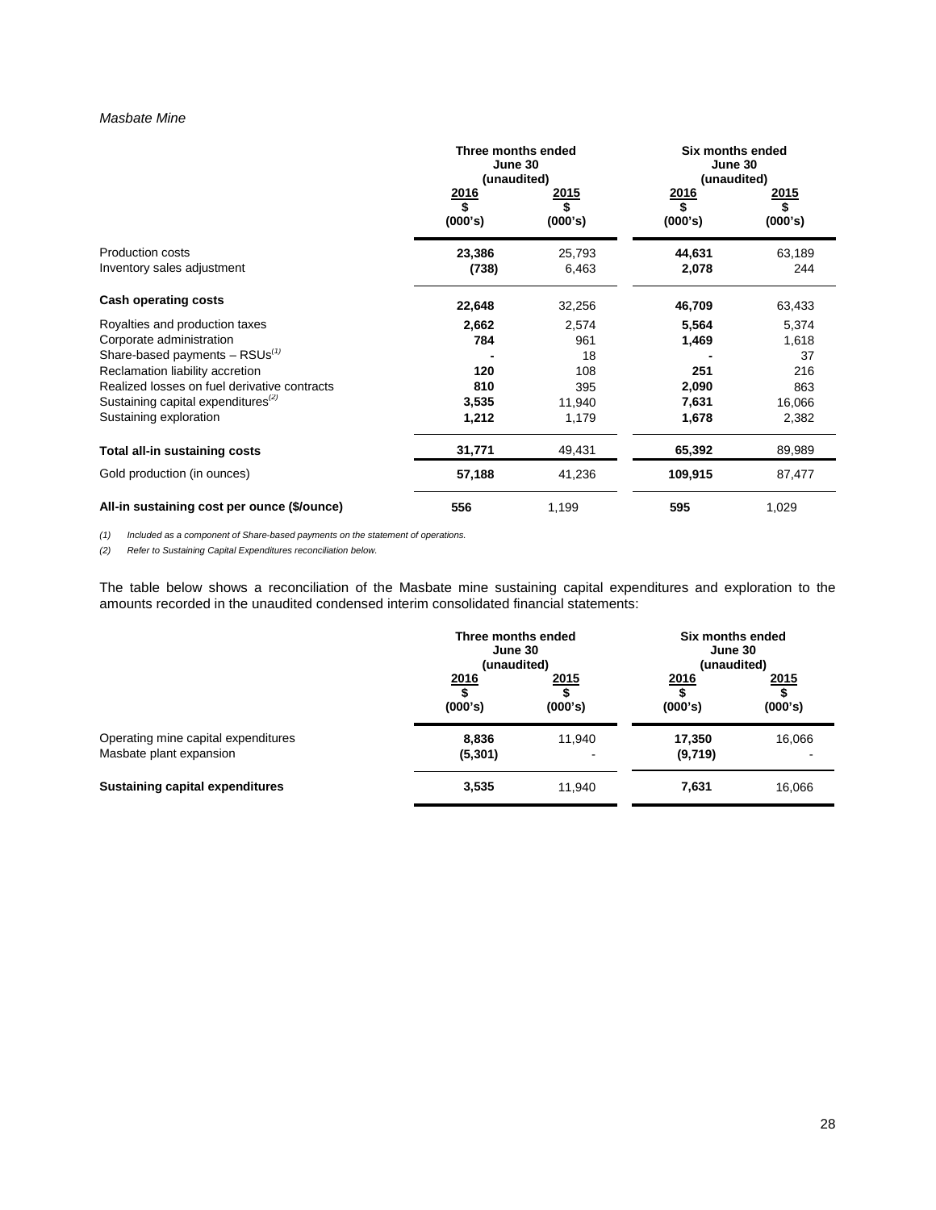*Masbate Mine*

| | Three months ended June 30 (unaudited) | | Six months ended June 30 (unaudited) | |
|---|---|---|---|---|
| | **2016** **\$** **(000's)** | **2015** **\$** **(000's)** | **2016** **\$** **(000's)** | **2015** **\$** **(000's)** |
| Production costs | **23,386** | 25,793 | **44,631** | 63,189 |
| Inventory sales adjustment | **(738)** | 6,463 | **2,078** | 244 |
| **Cash operating costs** | **22,648** | 32,256 | **46,709** | 63,433 |
| Royalties and production taxes | **2,662** | 2,574 | **5,564** | 5,374 |
| Corporate administration | **784** | 961 | **1,469** | 1,618 |
| Share-based payments – RSUs[(1)] | **-** | 18 | **-** | 37 |
| Reclamation liability accretion | **120** | 108 | **251** | 216 |
| Realized losses on fuel derivative contracts | **810** | 395 | **2,090** | 863 |
| Sustaining capital expenditures[(2)] | **3,535** | 11,940 | **7,631** | 16,066 |
| Sustaining exploration | **1,212** | 1,179 | **1,678** | 2,382 |
| **Total all-in sustaining costs** | **31,771** | 49,431 | **65,392** | 89,989 |
| Gold production (in ounces) | **57,188** | 41,236 | **109,915** | 87,477 |
| **All-in sustaining cost per ounce (\$/ounce)** | **556** | 1,199 | **595** | 1,029 |

*(1) Included as a component of Share-based payments on the statement of operations.*

*(2) Refer to Sustaining Capital Expenditures reconciliation below.*

The table below shows a reconciliation of the Masbate mine sustaining capital expenditures and exploration to the amounts recorded in the unaudited condensed interim consolidated financial statements:

| | Three months ended June 30 (unaudited) | | Six months ended June 30 (unaudited) | |
|---|---|---|---|---|
| | **2016** **\$** **(000's)** | **2015** **\$** **(000's)** | **2016** **\$** **(000's)** | **2015** **\$** **(000's)** |
| Operating mine capital expenditures | **8,836** | 11,940 | **17,350** | 16,066 |
| Masbate plant expansion | **(5,301)** | - | **(9,719)** | - |
| **Sustaining capital expenditures** | **3,535** | 11,940 | **7,631** | 16,066 |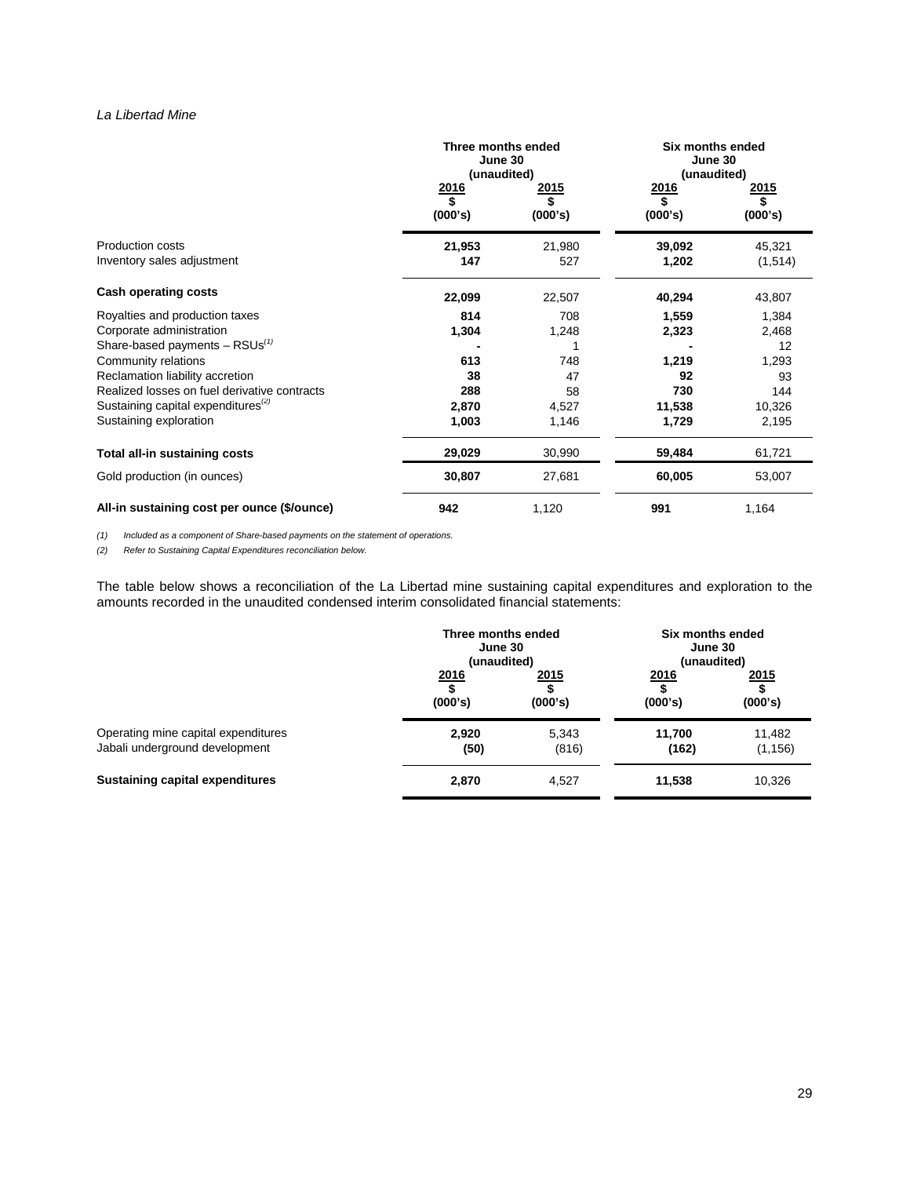*La Libertad Mine*

| | Three months ended June 30 (unaudited) | | Six months ended June 30 (unaudited) | |
|---|---|---|---|---|
| | 2016 $ (000's) | 2015 $ (000's) | 2016 $ (000's) | 2015 $ (000's) |
| Production costs | **21,953** | 21,980 | **39,092** | 45,321 |
| Inventory sales adjustment | **147** | 527 | **1,202** | (1,514) |
| **Cash operating costs** | **22,099** | 22,507 | **40,294** | 43,807 |
| Royalties and production taxes | **814** | 708 | **1,559** | 1,384 |
| Corporate administration | **1,304** | 1,248 | **2,323** | 2,468 |
| Share-based payments – RSUs(1) | **-** | 1 | **-** | 12 |
| Community relations | **613** | 748 | **1,219** | 1,293 |
| Reclamation liability accretion | **38** | 47 | **92** | 93 |
| Realized losses on fuel derivative contracts | **288** | 58 | **730** | 144 |
| Sustaining capital expenditures(2) | **2,870** | 4,527 | **11,538** | 10,326 |
| Sustaining exploration | **1,003** | 1,146 | **1,729** | 2,195 |
| **Total all-in sustaining costs** | **29,029** | 30,990 | **59,484** | 61,721 |
| Gold production (in ounces) | **30,807** | 27,681 | **60,005** | 53,007 |
| **All-in sustaining cost per ounce ($/ounce)** | **942** | 1,120 | **991** | 1,164 |

*(1) Included as a component of Share-based payments on the statement of operations.*

*(2) Refer to Sustaining Capital Expenditures reconciliation below.*

The table below shows a reconciliation of the La Libertad mine sustaining capital expenditures and exploration to the amounts recorded in the unaudited condensed interim consolidated financial statements:

| | Three months ended June 30 (unaudited) | | Six months ended June 30 (unaudited) | |
|---|---|---|---|---|
| | 2016 $ (000's) | 2015 $ (000's) | 2016 $ (000's) | 2015 $ (000's) |
| Operating mine capital expenditures | **2,920** | 5,343 | **11,700** | 11,482 |
| Jabali underground development | **(50)** | (816) | **(162)** | (1,156) |
| **Sustaining capital expenditures** | **2,870** | 4,527 | **11,538** | 10,326 |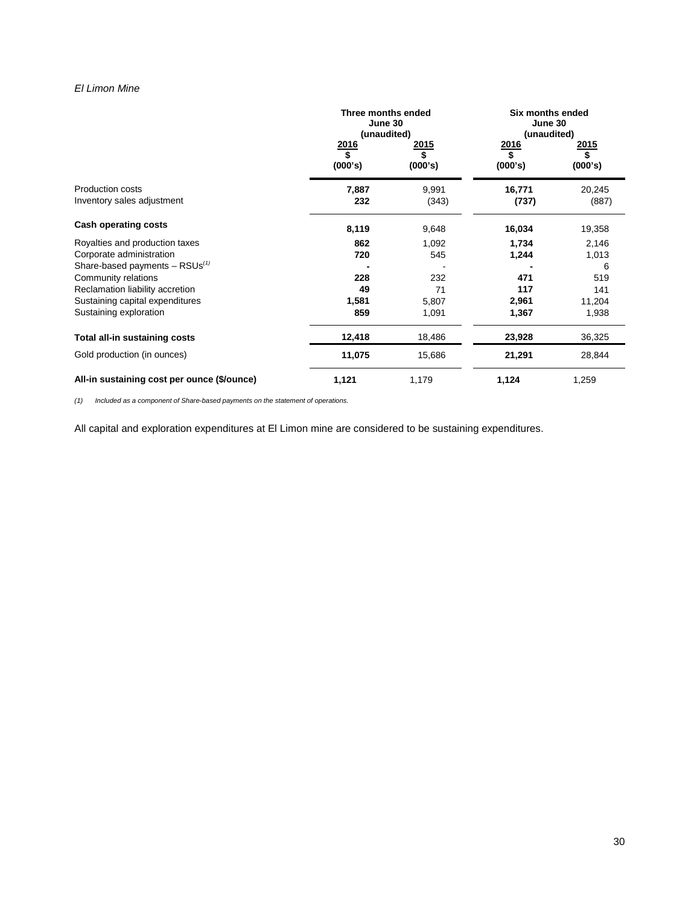*El Limon Mine*

| | Three months ended June 30 (unaudited) | | Six months ended June 30 (unaudited) | |
|---|---|---|---|---|
| | **2016** $ (000's) | **2015** $ (000's) | **2016** $ (000's) | **2015** $ (000's) |
| Production costs | **7,887** | 9,991 | **16,771** | 20,245 |
| Inventory sales adjustment | **232** | (343) | **(737)** | (887) |
| **Cash operating costs** | **8,119** | 9,648 | **16,034** | 19,358 |
| Royalties and production taxes | **862** | 1,092 | **1,734** | 2,146 |
| Corporate administration | **720** | 545 | **1,244** | 1,013 |
| Share-based payments – RSUs[(1)] | **-** | - | **-** | 6 |
| Community relations | **228** | 232 | **471** | 519 |
| Reclamation liability accretion | **49** | 71 | **117** | 141 |
| Sustaining capital expenditures | **1,581** | 5,807 | **2,961** | 11,204 |
| Sustaining exploration | **859** | 1,091 | **1,367** | 1,938 |
| **Total all-in sustaining costs** | **12,418** | 18,486 | **23,928** | 36,325 |
| Gold production (in ounces) | **11,075** | 15,686 | **21,291** | 28,844 |
| **All-in sustaining cost per ounce ($/ounce)** | **1,121** | 1,179 | **1,124** | 1,259 |

*(1) Included as a component of Share-based payments on the statement of operations.*

All capital and exploration expenditures at El Limon mine are considered to be sustaining expenditures.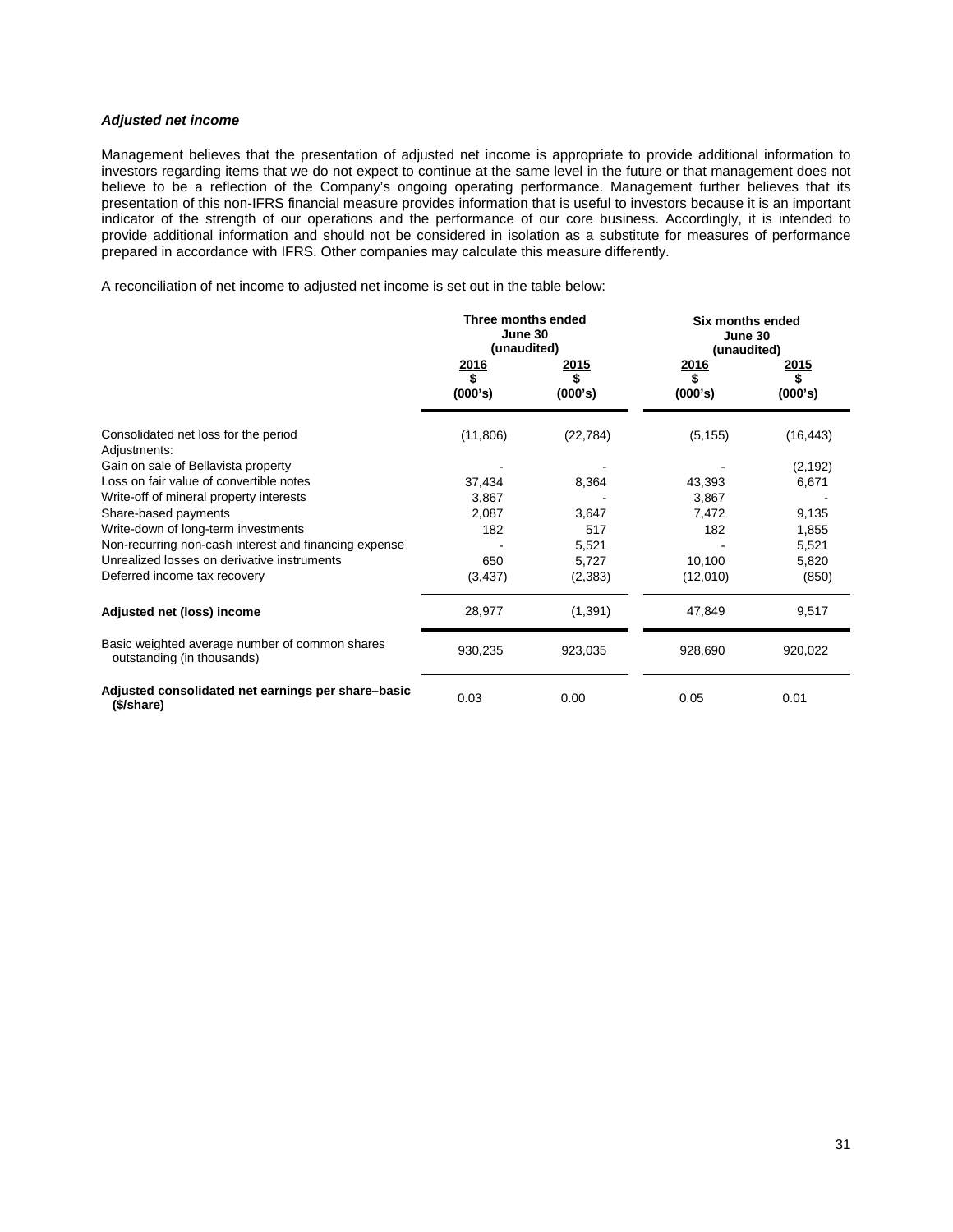***Adjusted net income***

Management believes that the presentation of adjusted net income is appropriate to provide additional information to investors regarding items that we do not expect to continue at the same level in the future or that management does not believe to be a reflection of the Company's ongoing operating performance. Management further believes that its presentation of this non-IFRS financial measure provides information that is useful to investors because it is an important indicator of the strength of our operations and the performance of our core business. Accordingly, it is intended to provide additional information and should not be considered in isolation as a substitute for measures of performance prepared in accordance with IFRS. Other companies may calculate this measure differently.

A reconciliation of net income to adjusted net income is set out in the table below:

| | Three months ended June 30 (unaudited) | | Six months ended June 30 (unaudited) | |
|---|---|---|---|---|
| | 2016 $ (000's) | 2015 $ (000's) | 2016 $ (000's) | 2015 $ (000's) |
| Consolidated net loss for the period | (11,806) | (22,784) | (5,155) | (16,443) |
| Adjustments: | | | | |
| Gain on sale of Bellavista property | - | - | - | (2,192) |
| Loss on fair value of convertible notes | 37,434 | 8,364 | 43,393 | 6,671 |
| Write-off of mineral property interests | 3,867 | - | 3,867 | - |
| Share-based payments | 2,087 | 3,647 | 7,472 | 9,135 |
| Write-down of long-term investments | 182 | 517 | 182 | 1,855 |
| Non-recurring non-cash interest and financing expense | - | 5,521 | - | 5,521 |
| Unrealized losses on derivative instruments | 650 | 5,727 | 10,100 | 5,820 |
| Deferred income tax recovery | (3,437) | (2,383) | (12,010) | (850) |
| **Adjusted net (loss) income** | 28,977 | (1,391) | 47,849 | 9,517 |
| Basic weighted average number of common shares outstanding (in thousands) | 930,235 | 923,035 | 928,690 | 920,022 |
| **Adjusted consolidated net earnings per share–basic ($/share)** | 0.03 | 0.00 | 0.05 | 0.01 |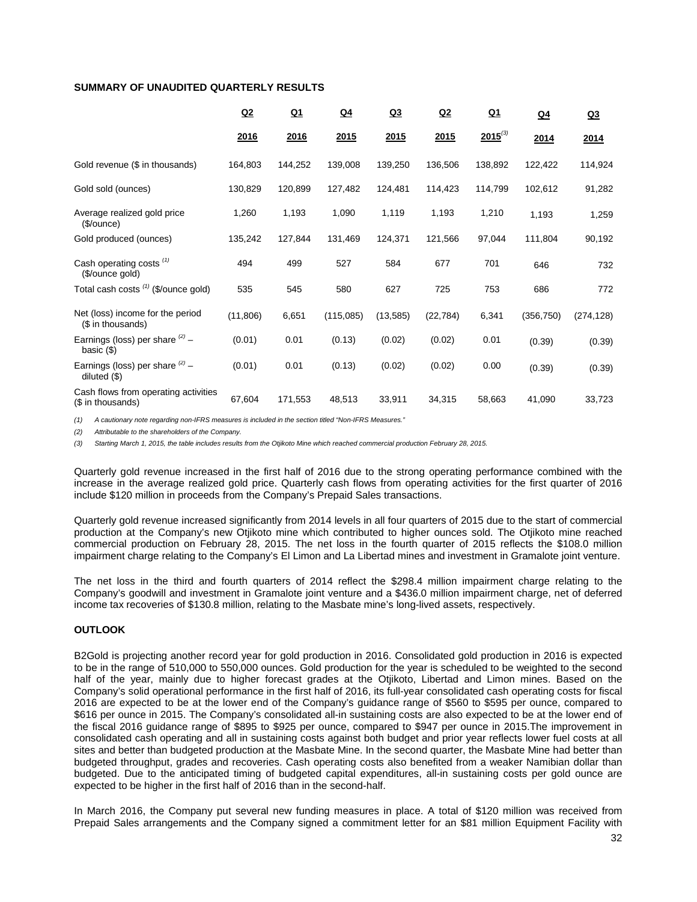**SUMMARY OF UNAUDITED QUARTERLY RESULTS**

| | Q2 2016 | Q1 2016 | Q4 2015 | Q3 2015 | Q2 2015 | Q1 2015[(3)] | Q4 2014 | Q3 2014 |
|---|---|---|---|---|---|---|---|---|
| Gold revenue ($ in thousands) | 164,803 | 144,252 | 139,008 | 139,250 | 136,506 | 138,892 | 122,422 | 114,924 |
| Gold sold (ounces) | 130,829 | 120,899 | 127,482 | 124,481 | 114,423 | 114,799 | 102,612 | 91,282 |
| Average realized gold price ($/ounce) | 1,260 | 1,193 | 1,090 | 1,119 | 1,193 | 1,210 | 1,193 | 1,259 |
| Gold produced (ounces) | 135,242 | 127,844 | 131,469 | 124,371 | 121,566 | 97,044 | 111,804 | 90,192 |
| Cash operating costs [(1)] ($/ounce gold) | 494 | 499 | 527 | 584 | 677 | 701 | 646 | 732 |
| Total cash costs [(1)] ($/ounce gold) | 535 | 545 | 580 | 627 | 725 | 753 | 686 | 772 |
| Net (loss) income for the period ($ in thousands) | (11,806) | 6,651 | (115,085) | (13,585) | (22,784) | 6,341 | (356,750) | (274,128) |
| Earnings (loss) per share [(2)] – basic ($) | (0.01) | 0.01 | (0.13) | (0.02) | (0.02) | 0.01 | (0.39) | (0.39) |
| Earnings (loss) per share [(2)] – diluted ($) | (0.01) | 0.01 | (0.13) | (0.02) | (0.02) | 0.00 | (0.39) | (0.39) |
| Cash flows from operating activities ($ in thousands) | 67,604 | 171,553 | 48,513 | 33,911 | 34,315 | 58,663 | 41,090 | 33,723 |

*(1) A cautionary note regarding non-IFRS measures is included in the section titled "Non-IFRS Measures."*

*(2) Attributable to the shareholders of the Company.*

*(3) Starting March 1, 2015, the table includes results from the Otjikoto Mine which reached commercial production February 28, 2015.*

Quarterly gold revenue increased in the first half of 2016 due to the strong operating performance combined with the increase in the average realized gold price. Quarterly cash flows from operating activities for the first quarter of 2016 include $120 million in proceeds from the Company's Prepaid Sales transactions.

Quarterly gold revenue increased significantly from 2014 levels in all four quarters of 2015 due to the start of commercial production at the Company's new Otjikoto mine which contributed to higher ounces sold. The Otjikoto mine reached commercial production on February 28, 2015. The net loss in the fourth quarter of 2015 reflects the $108.0 million impairment charge relating to the Company's El Limon and La Libertad mines and investment in Gramalote joint venture.

The net loss in the third and fourth quarters of 2014 reflect the $298.4 million impairment charge relating to the Company's goodwill and investment in Gramalote joint venture and a $436.0 million impairment charge, net of deferred income tax recoveries of $130.8 million, relating to the Masbate mine's long-lived assets, respectively.

**OUTLOOK**

B2Gold is projecting another record year for gold production in 2016. Consolidated gold production in 2016 is expected to be in the range of 510,000 to 550,000 ounces. Gold production for the year is scheduled to be weighted to the second half of the year, mainly due to higher forecast grades at the Otjikoto, Libertad and Limon mines. Based on the Company's solid operational performance in the first half of 2016, its full-year consolidated cash operating costs for fiscal 2016 are expected to be at the lower end of the Company's guidance range of $560 to $595 per ounce, compared to $616 per ounce in 2015. The Company's consolidated all-in sustaining costs are also expected to be at the lower end of the fiscal 2016 guidance range of $895 to $925 per ounce, compared to $947 per ounce in 2015.The improvement in consolidated cash operating and all in sustaining costs against both budget and prior year reflects lower fuel costs at all sites and better than budgeted production at the Masbate Mine. In the second quarter, the Masbate Mine had better than budgeted throughput, grades and recoveries. Cash operating costs also benefited from a weaker Namibian dollar than budgeted. Due to the anticipated timing of budgeted capital expenditures, all-in sustaining costs per gold ounce are expected to be higher in the first half of 2016 than in the second-half.

In March 2016, the Company put several new funding measures in place. A total of $120 million was received from Prepaid Sales arrangements and the Company signed a commitment letter for an $81 million Equipment Facility with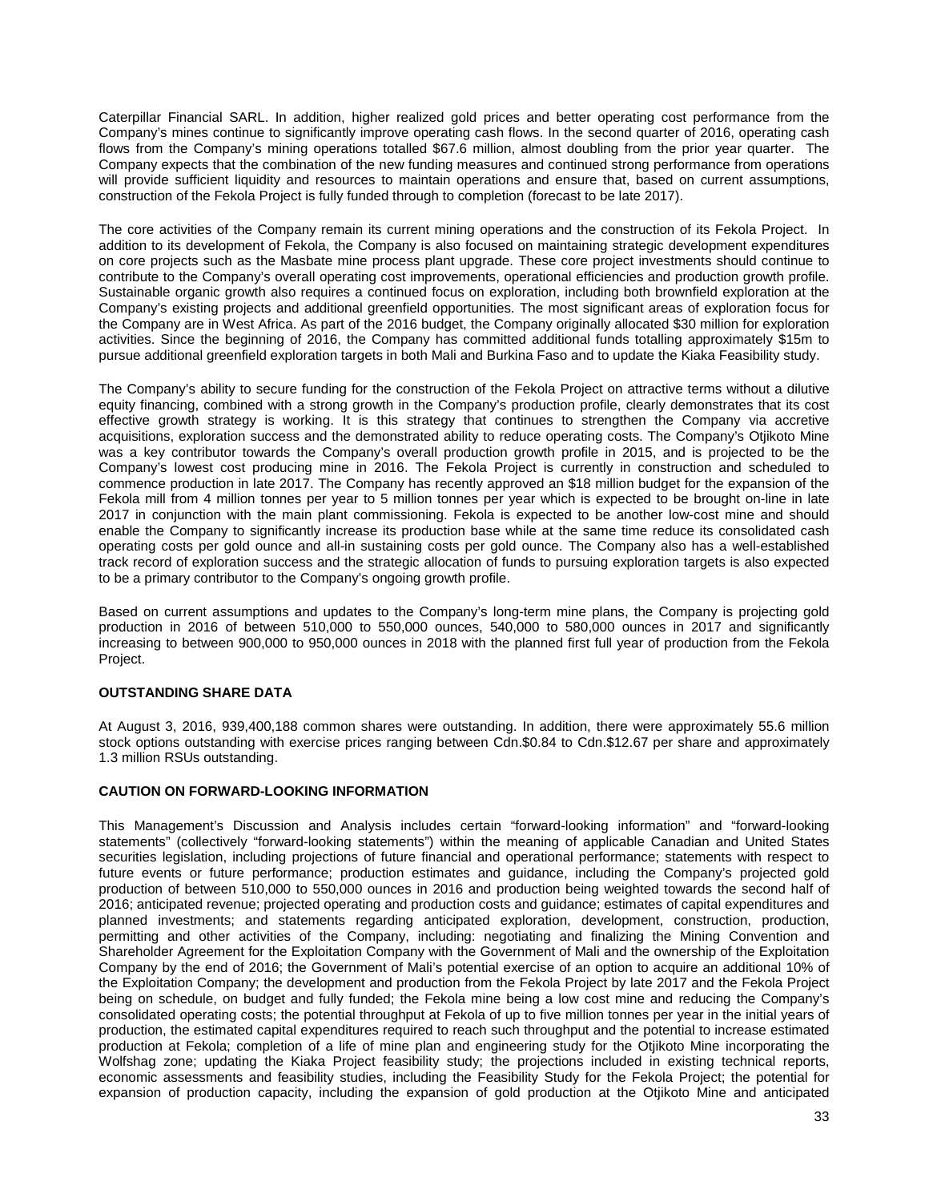Caterpillar Financial SARL. In addition, higher realized gold prices and better operating cost performance from the Company's mines continue to significantly improve operating cash flows. In the second quarter of 2016, operating cash flows from the Company's mining operations totalled $67.6 million, almost doubling from the prior year quarter. The Company expects that the combination of the new funding measures and continued strong performance from operations will provide sufficient liquidity and resources to maintain operations and ensure that, based on current assumptions, construction of the Fekola Project is fully funded through to completion (forecast to be late 2017).

The core activities of the Company remain its current mining operations and the construction of its Fekola Project. In addition to its development of Fekola, the Company is also focused on maintaining strategic development expenditures on core projects such as the Masbate mine process plant upgrade. These core project investments should continue to contribute to the Company's overall operating cost improvements, operational efficiencies and production growth profile. Sustainable organic growth also requires a continued focus on exploration, including both brownfield exploration at the Company's existing projects and additional greenfield opportunities. The most significant areas of exploration focus for the Company are in West Africa. As part of the 2016 budget, the Company originally allocated $30 million for exploration activities. Since the beginning of 2016, the Company has committed additional funds totalling approximately $15m to pursue additional greenfield exploration targets in both Mali and Burkina Faso and to update the Kiaka Feasibility study.

The Company's ability to secure funding for the construction of the Fekola Project on attractive terms without a dilutive equity financing, combined with a strong growth in the Company's production profile, clearly demonstrates that its cost effective growth strategy is working. It is this strategy that continues to strengthen the Company via accretive acquisitions, exploration success and the demonstrated ability to reduce operating costs. The Company's Otjikoto Mine was a key contributor towards the Company's overall production growth profile in 2015, and is projected to be the Company's lowest cost producing mine in 2016. The Fekola Project is currently in construction and scheduled to commence production in late 2017. The Company has recently approved an $18 million budget for the expansion of the Fekola mill from 4 million tonnes per year to 5 million tonnes per year which is expected to be brought on-line in late 2017 in conjunction with the main plant commissioning. Fekola is expected to be another low-cost mine and should enable the Company to significantly increase its production base while at the same time reduce its consolidated cash operating costs per gold ounce and all-in sustaining costs per gold ounce. The Company also has a well-established track record of exploration success and the strategic allocation of funds to pursuing exploration targets is also expected to be a primary contributor to the Company's ongoing growth profile.

Based on current assumptions and updates to the Company's long-term mine plans, the Company is projecting gold production in 2016 of between 510,000 to 550,000 ounces, 540,000 to 580,000 ounces in 2017 and significantly increasing to between 900,000 to 950,000 ounces in 2018 with the planned first full year of production from the Fekola Project.

## OUTSTANDING SHARE DATA

At August 3, 2016, 939,400,188 common shares were outstanding. In addition, there were approximately 55.6 million stock options outstanding with exercise prices ranging between Cdn.$0.84 to Cdn.$12.67 per share and approximately 1.3 million RSUs outstanding.

## CAUTION ON FORWARD-LOOKING INFORMATION

This Management's Discussion and Analysis includes certain "forward-looking information" and "forward-looking statements" (collectively "forward-looking statements") within the meaning of applicable Canadian and United States securities legislation, including projections of future financial and operational performance; statements with respect to future events or future performance; production estimates and guidance, including the Company's projected gold production of between 510,000 to 550,000 ounces in 2016 and production being weighted towards the second half of 2016; anticipated revenue; projected operating and production costs and guidance; estimates of capital expenditures and planned investments; and statements regarding anticipated exploration, development, construction, production, permitting and other activities of the Company, including: negotiating and finalizing the Mining Convention and Shareholder Agreement for the Exploitation Company with the Government of Mali and the ownership of the Exploitation Company by the end of 2016; the Government of Mali's potential exercise of an option to acquire an additional 10% of the Exploitation Company; the development and production from the Fekola Project by late 2017 and the Fekola Project being on schedule, on budget and fully funded; the Fekola mine being a low cost mine and reducing the Company's consolidated operating costs; the potential throughput at Fekola of up to five million tonnes per year in the initial years of production, the estimated capital expenditures required to reach such throughput and the potential to increase estimated production at Fekola; completion of a life of mine plan and engineering study for the Otjikoto Mine incorporating the Wolfshag zone; updating the Kiaka Project feasibility study; the projections included in existing technical reports, economic assessments and feasibility studies, including the Feasibility Study for the Fekola Project; the potential for expansion of production capacity, including the expansion of gold production at the Otjikoto Mine and anticipated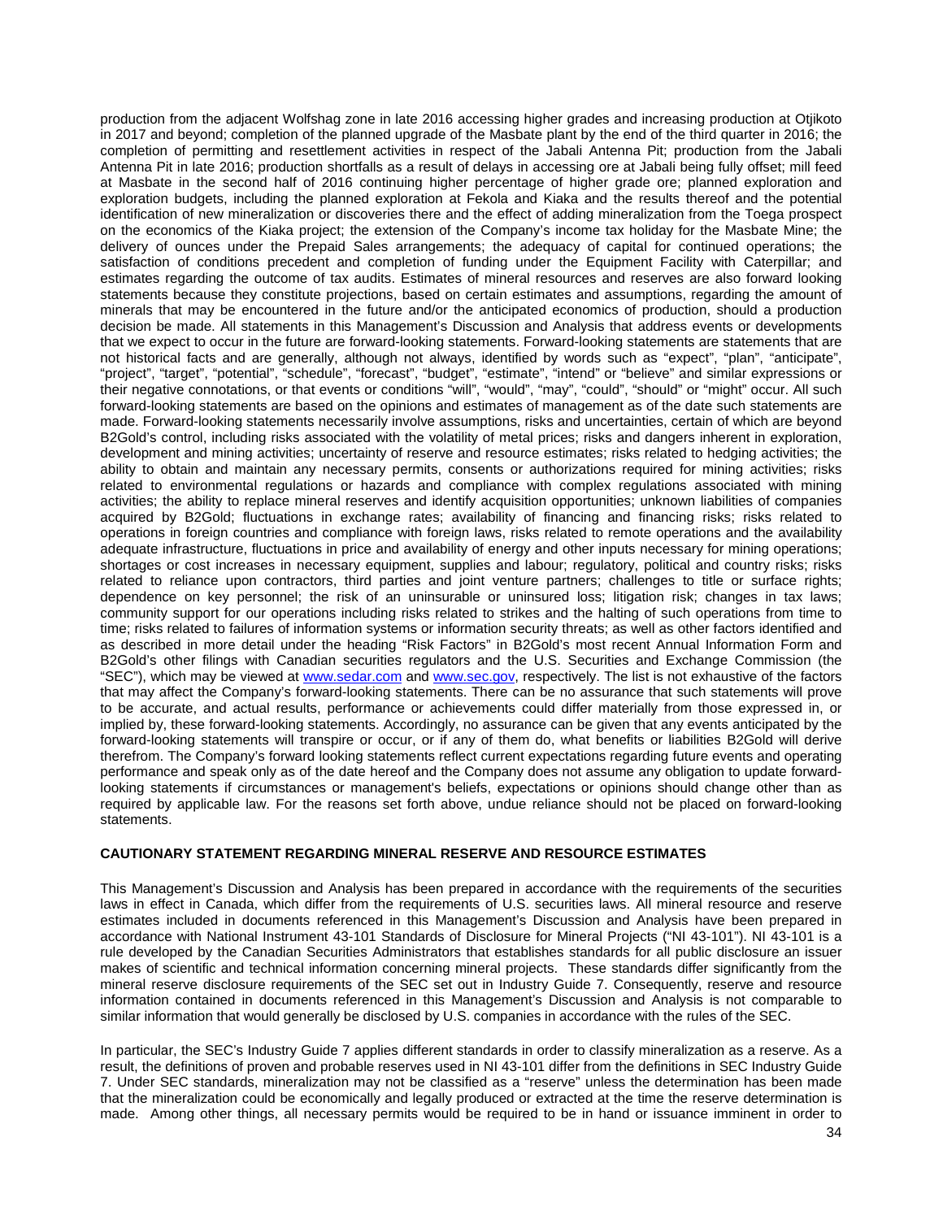production from the adjacent Wolfshag zone in late 2016 accessing higher grades and increasing production at Otjikoto in 2017 and beyond; completion of the planned upgrade of the Masbate plant by the end of the third quarter in 2016; the completion of permitting and resettlement activities in respect of the Jabali Antenna Pit; production from the Jabali Antenna Pit in late 2016; production shortfalls as a result of delays in accessing ore at Jabali being fully offset; mill feed at Masbate in the second half of 2016 continuing higher percentage of higher grade ore; planned exploration and exploration budgets, including the planned exploration at Fekola and Kiaka and the results thereof and the potential identification of new mineralization or discoveries there and the effect of adding mineralization from the Toega prospect on the economics of the Kiaka project; the extension of the Company's income tax holiday for the Masbate Mine; the delivery of ounces under the Prepaid Sales arrangements; the adequacy of capital for continued operations; the satisfaction of conditions precedent and completion of funding under the Equipment Facility with Caterpillar; and estimates regarding the outcome of tax audits. Estimates of mineral resources and reserves are also forward looking statements because they constitute projections, based on certain estimates and assumptions, regarding the amount of minerals that may be encountered in the future and/or the anticipated economics of production, should a production decision be made. All statements in this Management's Discussion and Analysis that address events or developments that we expect to occur in the future are forward-looking statements. Forward-looking statements are statements that are not historical facts and are generally, although not always, identified by words such as "expect", "plan", "anticipate", "project", "target", "potential", "schedule", "forecast", "budget", "estimate", "intend" or "believe" and similar expressions or their negative connotations, or that events or conditions "will", "would", "may", "could", "should" or "might" occur. All such forward-looking statements are based on the opinions and estimates of management as of the date such statements are made. Forward-looking statements necessarily involve assumptions, risks and uncertainties, certain of which are beyond B2Gold's control, including risks associated with the volatility of metal prices; risks and dangers inherent in exploration, development and mining activities; uncertainty of reserve and resource estimates; risks related to hedging activities; the ability to obtain and maintain any necessary permits, consents or authorizations required for mining activities; risks related to environmental regulations or hazards and compliance with complex regulations associated with mining activities; the ability to replace mineral reserves and identify acquisition opportunities; unknown liabilities of companies acquired by B2Gold; fluctuations in exchange rates; availability of financing and financing risks; risks related to operations in foreign countries and compliance with foreign laws, risks related to remote operations and the availability adequate infrastructure, fluctuations in price and availability of energy and other inputs necessary for mining operations; shortages or cost increases in necessary equipment, supplies and labour; regulatory, political and country risks; risks related to reliance upon contractors, third parties and joint venture partners; challenges to title or surface rights; dependence on key personnel; the risk of an uninsurable or uninsured loss; litigation risk; changes in tax laws; community support for our operations including risks related to strikes and the halting of such operations from time to time; risks related to failures of information systems or information security threats; as well as other factors identified and as described in more detail under the heading "Risk Factors" in B2Gold's most recent Annual Information Form and B2Gold's other filings with Canadian securities regulators and the U.S. Securities and Exchange Commission (the "SEC"), which may be viewed at www.sedar.com and www.sec.gov, respectively. The list is not exhaustive of the factors that may affect the Company's forward-looking statements. There can be no assurance that such statements will prove to be accurate, and actual results, performance or achievements could differ materially from those expressed in, or implied by, these forward-looking statements. Accordingly, no assurance can be given that any events anticipated by the forward-looking statements will transpire or occur, or if any of them do, what benefits or liabilities B2Gold will derive therefrom. The Company's forward looking statements reflect current expectations regarding future events and operating performance and speak only as of the date hereof and the Company does not assume any obligation to update forward-looking statements if circumstances or management's beliefs, expectations or opinions should change other than as required by applicable law. For the reasons set forth above, undue reliance should not be placed on forward-looking statements.

## CAUTIONARY STATEMENT REGARDING MINERAL RESERVE AND RESOURCE ESTIMATES

This Management's Discussion and Analysis has been prepared in accordance with the requirements of the securities laws in effect in Canada, which differ from the requirements of U.S. securities laws. All mineral resource and reserve estimates included in documents referenced in this Management's Discussion and Analysis have been prepared in accordance with National Instrument 43-101 Standards of Disclosure for Mineral Projects ("NI 43-101"). NI 43-101 is a rule developed by the Canadian Securities Administrators that establishes standards for all public disclosure an issuer makes of scientific and technical information concerning mineral projects. These standards differ significantly from the mineral reserve disclosure requirements of the SEC set out in Industry Guide 7. Consequently, reserve and resource information contained in documents referenced in this Management's Discussion and Analysis is not comparable to similar information that would generally be disclosed by U.S. companies in accordance with the rules of the SEC.

In particular, the SEC's Industry Guide 7 applies different standards in order to classify mineralization as a reserve. As a result, the definitions of proven and probable reserves used in NI 43-101 differ from the definitions in SEC Industry Guide 7. Under SEC standards, mineralization may not be classified as a "reserve" unless the determination has been made that the mineralization could be economically and legally produced or extracted at the time the reserve determination is made. Among other things, all necessary permits would be required to be in hand or issuance imminent in order to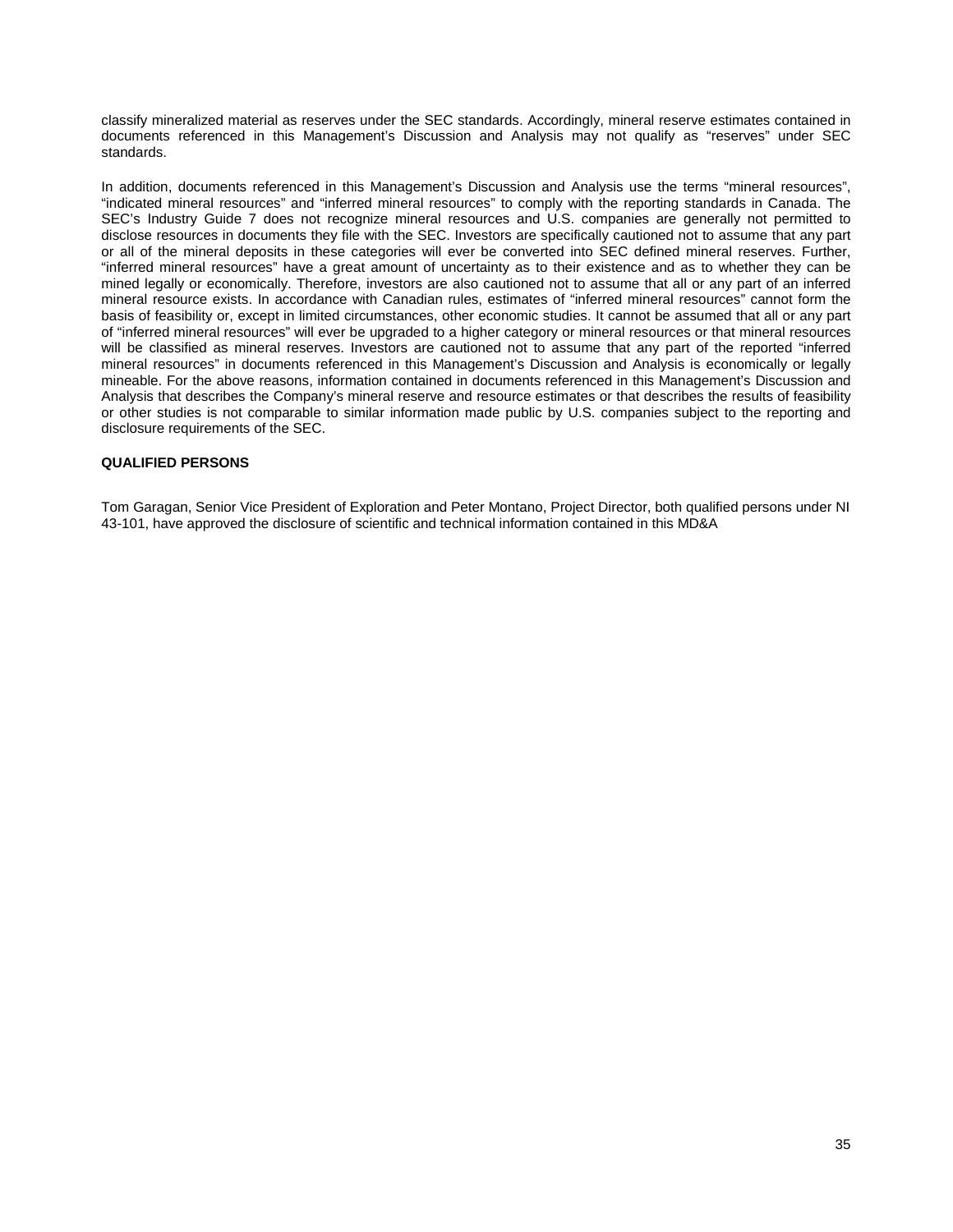classify mineralized material as reserves under the SEC standards. Accordingly, mineral reserve estimates contained in documents referenced in this Management's Discussion and Analysis may not qualify as "reserves" under SEC standards.

In addition, documents referenced in this Management's Discussion and Analysis use the terms "mineral resources", "indicated mineral resources" and "inferred mineral resources" to comply with the reporting standards in Canada. The SEC's Industry Guide 7 does not recognize mineral resources and U.S. companies are generally not permitted to disclose resources in documents they file with the SEC. Investors are specifically cautioned not to assume that any part or all of the mineral deposits in these categories will ever be converted into SEC defined mineral reserves. Further, "inferred mineral resources" have a great amount of uncertainty as to their existence and as to whether they can be mined legally or economically. Therefore, investors are also cautioned not to assume that all or any part of an inferred mineral resource exists. In accordance with Canadian rules, estimates of "inferred mineral resources" cannot form the basis of feasibility or, except in limited circumstances, other economic studies. It cannot be assumed that all or any part of "inferred mineral resources" will ever be upgraded to a higher category or mineral resources or that mineral resources will be classified as mineral reserves. Investors are cautioned not to assume that any part of the reported "inferred mineral resources" in documents referenced in this Management's Discussion and Analysis is economically or legally mineable. For the above reasons, information contained in documents referenced in this Management's Discussion and Analysis that describes the Company's mineral reserve and resource estimates or that describes the results of feasibility or other studies is not comparable to similar information made public by U.S. companies subject to the reporting and disclosure requirements of the SEC.

## QUALIFIED PERSONS

Tom Garagan, Senior Vice President of Exploration and Peter Montano, Project Director, both qualified persons under NI 43-101, have approved the disclosure of scientific and technical information contained in this MD&A